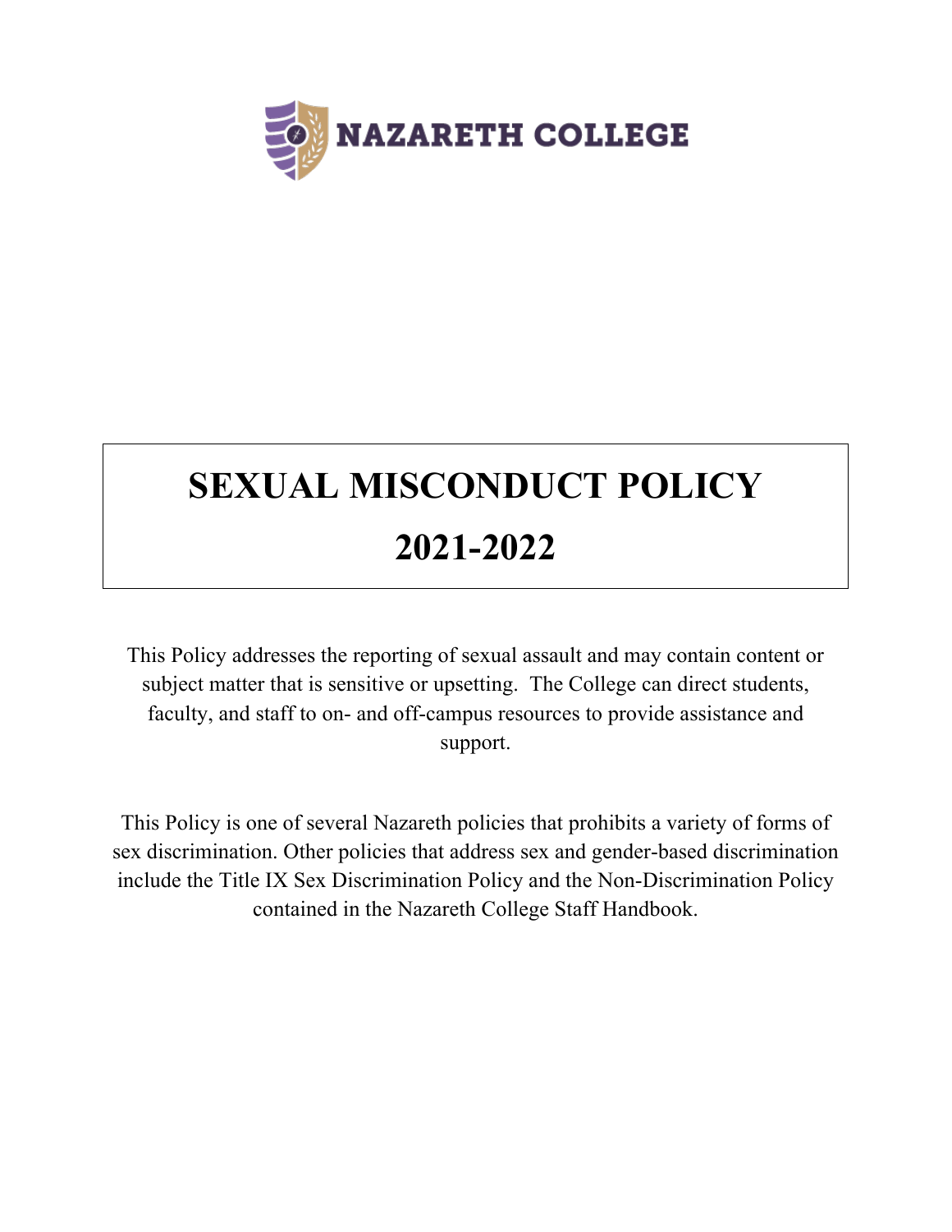NAZARETH COLLEGE

# SEXUAL MISCONDUCT POLICY
# 2021-2022

This Policy addresses the reporting of sexual assault and may contain content or subject matter that is sensitive or upsetting. The College can direct students, faculty, and staff to on- and off-campus resources to provide assistance and support.

This Policy is one of several Nazareth policies that prohibits a variety of forms of sex discrimination. Other policies that address sex and gender-based discrimination include the Title IX Sex Discrimination Policy and the Non-Discrimination Policy contained in the Nazareth College Staff Handbook.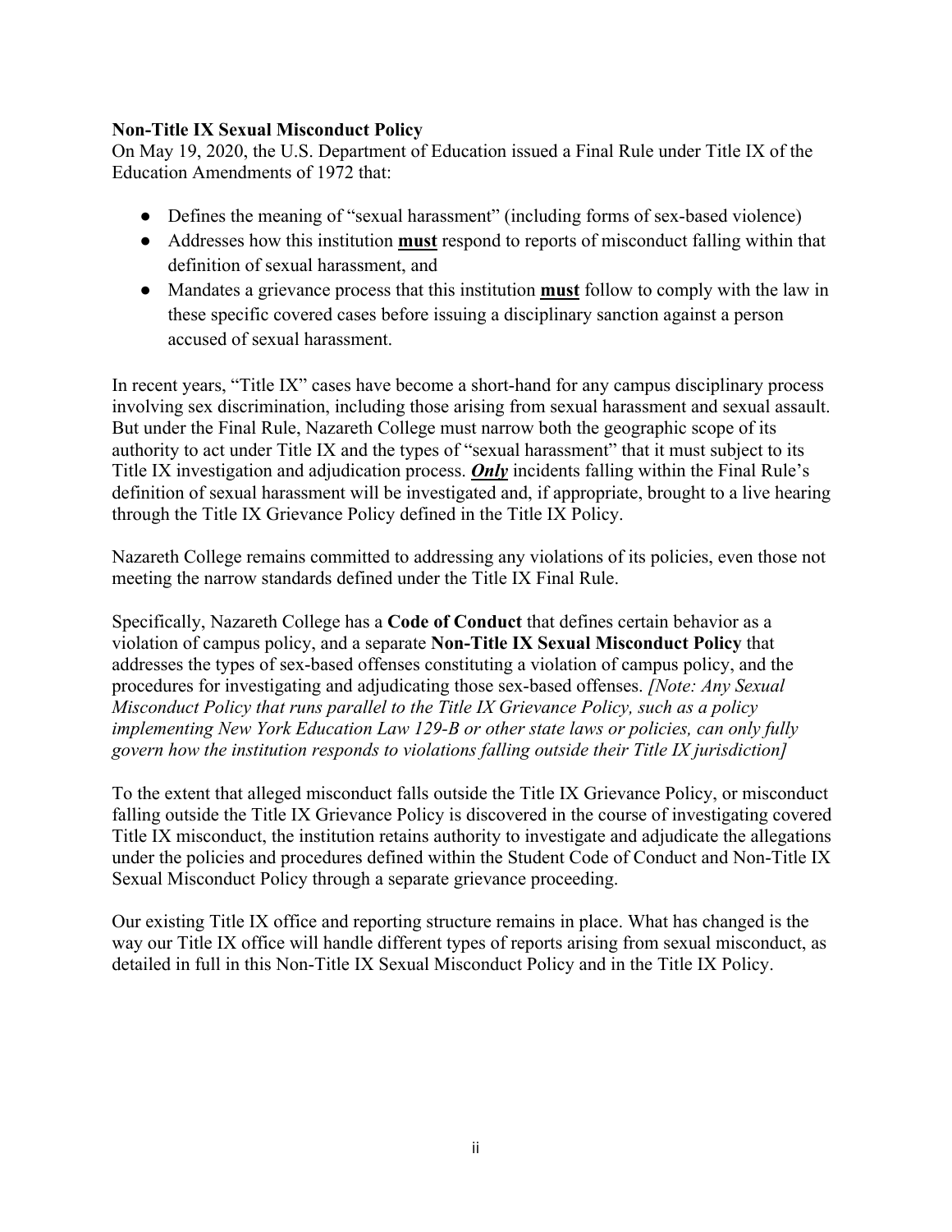**Non-Title IX Sexual Misconduct Policy**
On May 19, 2020, the U.S. Department of Education issued a Final Rule under Title IX of the Education Amendments of 1972 that:

- Defines the meaning of "sexual harassment" (including forms of sex-based violence)
- Addresses how this institution **must** respond to reports of misconduct falling within that definition of sexual harassment, and
- Mandates a grievance process that this institution **must** follow to comply with the law in these specific covered cases before issuing a disciplinary sanction against a person accused of sexual harassment.

In recent years, "Title IX" cases have become a short-hand for any campus disciplinary process involving sex discrimination, including those arising from sexual harassment and sexual assault. But under the Final Rule, Nazareth College must narrow both the geographic scope of its authority to act under Title IX and the types of "sexual harassment" that it must subject to its Title IX investigation and adjudication process. ***Only*** incidents falling within the Final Rule's definition of sexual harassment will be investigated and, if appropriate, brought to a live hearing through the Title IX Grievance Policy defined in the Title IX Policy.

Nazareth College remains committed to addressing any violations of its policies, even those not meeting the narrow standards defined under the Title IX Final Rule.

Specifically, Nazareth College has a **Code of Conduct** that defines certain behavior as a violation of campus policy, and a separate **Non-Title IX Sexual Misconduct Policy** that addresses the types of sex-based offenses constituting a violation of campus policy, and the procedures for investigating and adjudicating those sex-based offenses. *[Note: Any Sexual Misconduct Policy that runs parallel to the Title IX Grievance Policy, such as a policy implementing New York Education Law 129-B or other state laws or policies, can only fully govern how the institution responds to violations falling outside their Title IX jurisdiction]*

To the extent that alleged misconduct falls outside the Title IX Grievance Policy, or misconduct falling outside the Title IX Grievance Policy is discovered in the course of investigating covered Title IX misconduct, the institution retains authority to investigate and adjudicate the allegations under the policies and procedures defined within the Student Code of Conduct and Non-Title IX Sexual Misconduct Policy through a separate grievance proceeding.

Our existing Title IX office and reporting structure remains in place. What has changed is the way our Title IX office will handle different types of reports arising from sexual misconduct, as detailed in full in this Non-Title IX Sexual Misconduct Policy and in the Title IX Policy.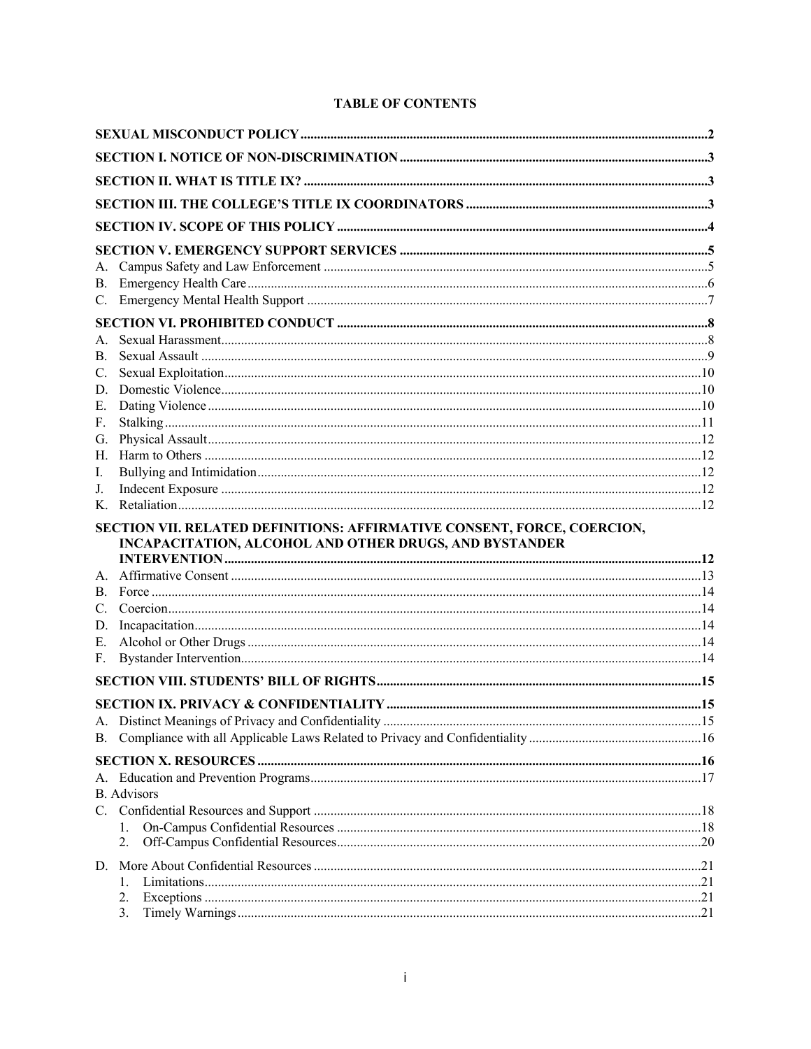# TABLE OF CONTENTS

**SEXUAL MISCONDUCT POLICY** .......... 2

**SECTION I. NOTICE OF NON-DISCRIMINATION** .......... 3

**SECTION II. WHAT IS TITLE IX?** .......... 3

**SECTION III. THE COLLEGE'S TITLE IX COORDINATORS** .......... 3

**SECTION IV. SCOPE OF THIS POLICY** .......... 4

**SECTION V. EMERGENCY SUPPORT SERVICES** .......... 5

- A. Campus Safety and Law Enforcement .......... 5
- B. Emergency Health Care .......... 6
- C. Emergency Mental Health Support .......... 7

**SECTION VI. PROHIBITED CONDUCT** .......... 8

- A. Sexual Harassment .......... 8
- B. Sexual Assault .......... 9
- C. Sexual Exploitation .......... 10
- D. Domestic Violence .......... 10
- E. Dating Violence .......... 10
- F. Stalking .......... 11
- G. Physical Assault .......... 12
- H. Harm to Others .......... 12
- I. Bullying and Intimidation .......... 12
- J. Indecent Exposure .......... 12
- K. Retaliation .......... 12

**SECTION VII. RELATED DEFINITIONS: AFFIRMATIVE CONSENT, FORCE, COERCION, INCAPACITATION, ALCOHOL AND OTHER DRUGS, AND BYSTANDER INTERVENTION** .......... 12

- A. Affirmative Consent .......... 13
- B. Force .......... 14
- C. Coercion .......... 14
- D. Incapacitation .......... 14
- E. Alcohol or Other Drugs .......... 14
- F. Bystander Intervention .......... 14

**SECTION VIII. STUDENTS' BILL OF RIGHTS** .......... 15

**SECTION IX. PRIVACY & CONFIDENTIALITY** .......... 15

- A. Distinct Meanings of Privacy and Confidentiality .......... 15
- B. Compliance with all Applicable Laws Related to Privacy and Confidentiality .......... 16

**SECTION X. RESOURCES** .......... 16

- A. Education and Prevention Programs .......... 17
- B. Advisors
- C. Confidential Resources and Support .......... 18
  1. On-Campus Confidential Resources .......... 18
  2. Off-Campus Confidential Resources .......... 20
- D. More About Confidential Resources .......... 21
  1. Limitations .......... 21
  2. Exceptions .......... 21
  3. Timely Warnings .......... 21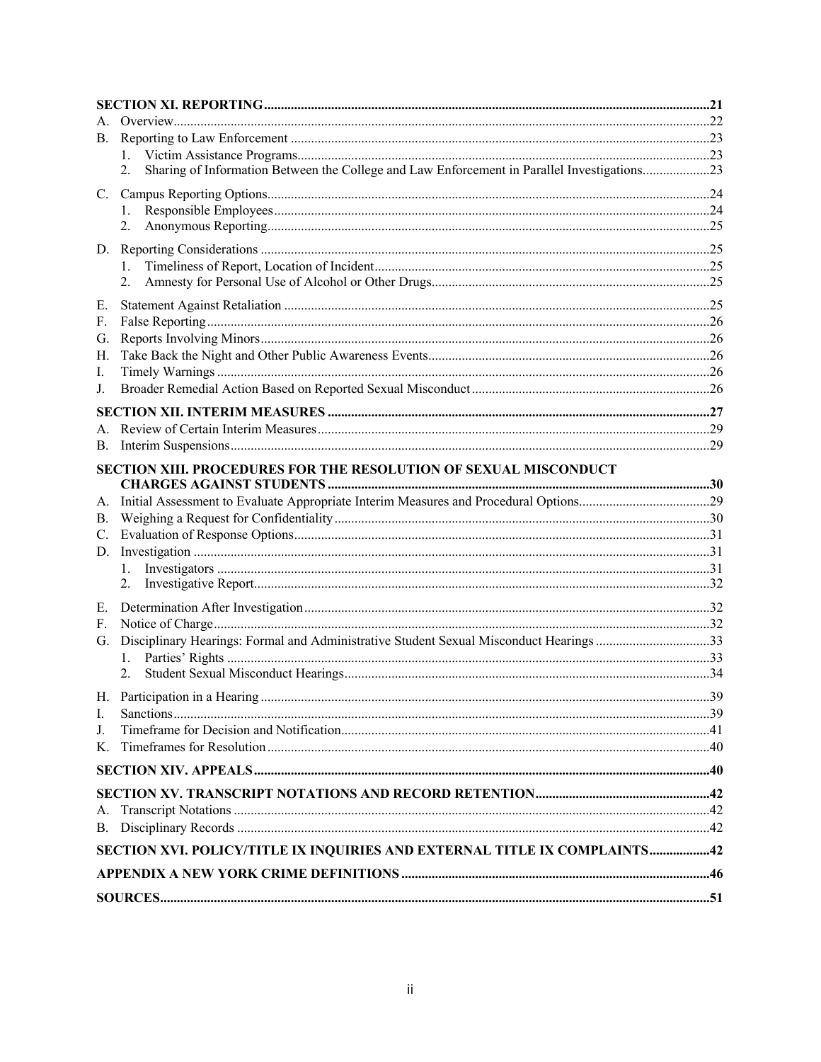**SECTION XI. REPORTING** .......... 21

A. Overview .......... 22

B. Reporting to Law Enforcement .......... 23

1. Victim Assistance Programs .......... 23
2. Sharing of Information Between the College and Law Enforcement in Parallel Investigations .......... 23

C. Campus Reporting Options .......... 24

1. Responsible Employees .......... 24
2. Anonymous Reporting .......... 25

D. Reporting Considerations .......... 25

1. Timeliness of Report, Location of Incident .......... 25
2. Amnesty for Personal Use of Alcohol or Other Drugs .......... 25

E. Statement Against Retaliation .......... 25

F. False Reporting .......... 26

G. Reports Involving Minors .......... 26

H. Take Back the Night and Other Public Awareness Events .......... 26

I. Timely Warnings .......... 26

J. Broader Remedial Action Based on Reported Sexual Misconduct .......... 26

**SECTION XII. INTERIM MEASURES** .......... 27

A. Review of Certain Interim Measures .......... 29

B. Interim Suspensions .......... 29

**SECTION XIII. PROCEDURES FOR THE RESOLUTION OF SEXUAL MISCONDUCT CHARGES AGAINST STUDENTS** .......... 30

A. Initial Assessment to Evaluate Appropriate Interim Measures and Procedural Options .......... 29

B. Weighing a Request for Confidentiality .......... 30

C. Evaluation of Response Options .......... 31

D. Investigation .......... 31

1. Investigators .......... 31
2. Investigative Report .......... 32

E. Determination After Investigation .......... 32

F. Notice of Charge .......... 32

G. Disciplinary Hearings: Formal and Administrative Student Sexual Misconduct Hearings .......... 33

1. Parties' Rights .......... 33
2. Student Sexual Misconduct Hearings .......... 34

H. Participation in a Hearing .......... 39

I. Sanctions .......... 39

J. Timeframe for Decision and Notification .......... 41

K. Timeframes for Resolution .......... 40

**SECTION XIV. APPEALS** .......... 40

**SECTION XV. TRANSCRIPT NOTATIONS AND RECORD RETENTION** .......... 42

A. Transcript Notations .......... 42

B. Disciplinary Records .......... 42

**SECTION XVI. POLICY/TITLE IX INQUIRIES AND EXTERNAL TITLE IX COMPLAINTS** .......... 42

**APPENDIX A NEW YORK CRIME DEFINITIONS** .......... 46

**SOURCES** .......... 51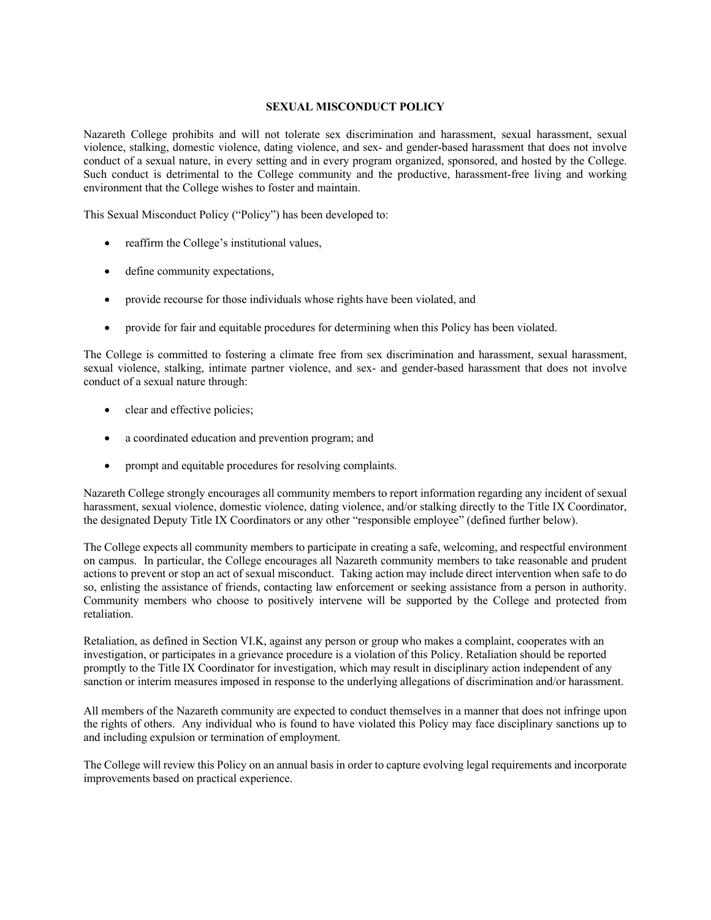## SEXUAL MISCONDUCT POLICY

Nazareth College prohibits and will not tolerate sex discrimination and harassment, sexual harassment, sexual violence, stalking, domestic violence, dating violence, and sex- and gender-based harassment that does not involve conduct of a sexual nature, in every setting and in every program organized, sponsored, and hosted by the College. Such conduct is detrimental to the College community and the productive, harassment-free living and working environment that the College wishes to foster and maintain.

This Sexual Misconduct Policy ("Policy") has been developed to:

- reaffirm the College's institutional values,
- define community expectations,
- provide recourse for those individuals whose rights have been violated, and
- provide for fair and equitable procedures for determining when this Policy has been violated.

The College is committed to fostering a climate free from sex discrimination and harassment, sexual harassment, sexual violence, stalking, intimate partner violence, and sex- and gender-based harassment that does not involve conduct of a sexual nature through:

- clear and effective policies;
- a coordinated education and prevention program; and
- prompt and equitable procedures for resolving complaints.

Nazareth College strongly encourages all community members to report information regarding any incident of sexual harassment, sexual violence, domestic violence, dating violence, and/or stalking directly to the Title IX Coordinator, the designated Deputy Title IX Coordinators or any other "responsible employee" (defined further below).

The College expects all community members to participate in creating a safe, welcoming, and respectful environment on campus. In particular, the College encourages all Nazareth community members to take reasonable and prudent actions to prevent or stop an act of sexual misconduct. Taking action may include direct intervention when safe to do so, enlisting the assistance of friends, contacting law enforcement or seeking assistance from a person in authority. Community members who choose to positively intervene will be supported by the College and protected from retaliation.

Retaliation, as defined in Section VI.K, against any person or group who makes a complaint, cooperates with an investigation, or participates in a grievance procedure is a violation of this Policy. Retaliation should be reported promptly to the Title IX Coordinator for investigation, which may result in disciplinary action independent of any sanction or interim measures imposed in response to the underlying allegations of discrimination and/or harassment.

All members of the Nazareth community are expected to conduct themselves in a manner that does not infringe upon the rights of others. Any individual who is found to have violated this Policy may face disciplinary sanctions up to and including expulsion or termination of employment.

The College will review this Policy on an annual basis in order to capture evolving legal requirements and incorporate improvements based on practical experience.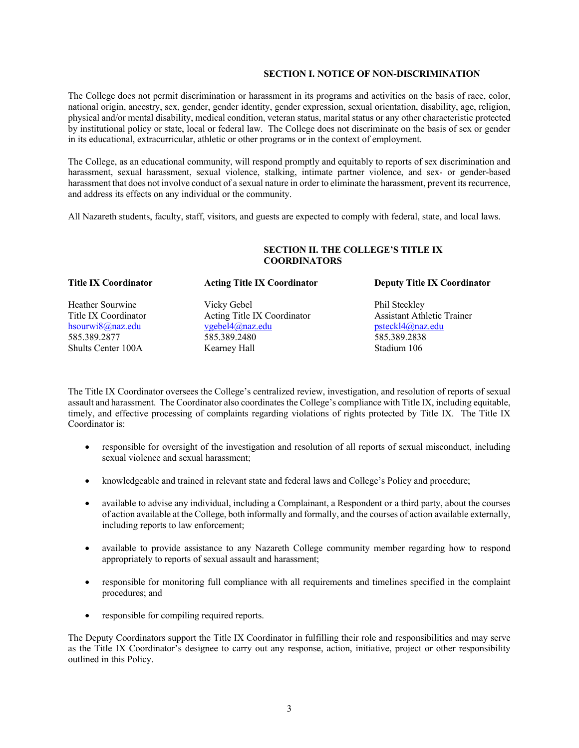## SECTION I. NOTICE OF NON-DISCRIMINATION

The College does not permit discrimination or harassment in its programs and activities on the basis of race, color, national origin, ancestry, sex, gender, gender identity, gender expression, sexual orientation, disability, age, religion, physical and/or mental disability, medical condition, veteran status, marital status or any other characteristic protected by institutional policy or state, local or federal law. The College does not discriminate on the basis of sex or gender in its educational, extracurricular, athletic or other programs or in the context of employment.

The College, as an educational community, will respond promptly and equitably to reports of sex discrimination and harassment, sexual harassment, sexual violence, stalking, intimate partner violence, and sex- or gender-based harassment that does not involve conduct of a sexual nature in order to eliminate the harassment, prevent its recurrence, and address its effects on any individual or the community.

All Nazareth students, faculty, staff, visitors, and guests are expected to comply with federal, state, and local laws.

## SECTION II. THE COLLEGE'S TITLE IX COORDINATORS

| **Title IX Coordinator** | **Acting Title IX Coordinator** | **Deputy Title IX Coordinator** |
|---|---|---|
| Heather Sourwine | Vicky Gebel | Phil Steckley |
| Title IX Coordinator | Acting Title IX Coordinator | Assistant Athletic Trainer |
| hsourwi8@naz.edu | vgebel4@naz.edu | psteckl4@naz.edu |
| 585.389.2877 | 585.389.2480 | 585.389.2838 |
| Shults Center 100A | Kearney Hall | Stadium 106 |

The Title IX Coordinator oversees the College's centralized review, investigation, and resolution of reports of sexual assault and harassment. The Coordinator also coordinates the College's compliance with Title IX, including equitable, timely, and effective processing of complaints regarding violations of rights protected by Title IX. The Title IX Coordinator is:

- responsible for oversight of the investigation and resolution of all reports of sexual misconduct, including sexual violence and sexual harassment;
- knowledgeable and trained in relevant state and federal laws and College's Policy and procedure;
- available to advise any individual, including a Complainant, a Respondent or a third party, about the courses of action available at the College, both informally and formally, and the courses of action available externally, including reports to law enforcement;
- available to provide assistance to any Nazareth College community member regarding how to respond appropriately to reports of sexual assault and harassment;
- responsible for monitoring full compliance with all requirements and timelines specified in the complaint procedures; and
- responsible for compiling required reports.

The Deputy Coordinators support the Title IX Coordinator in fulfilling their role and responsibilities and may serve as the Title IX Coordinator's designee to carry out any response, action, initiative, project or other responsibility outlined in this Policy.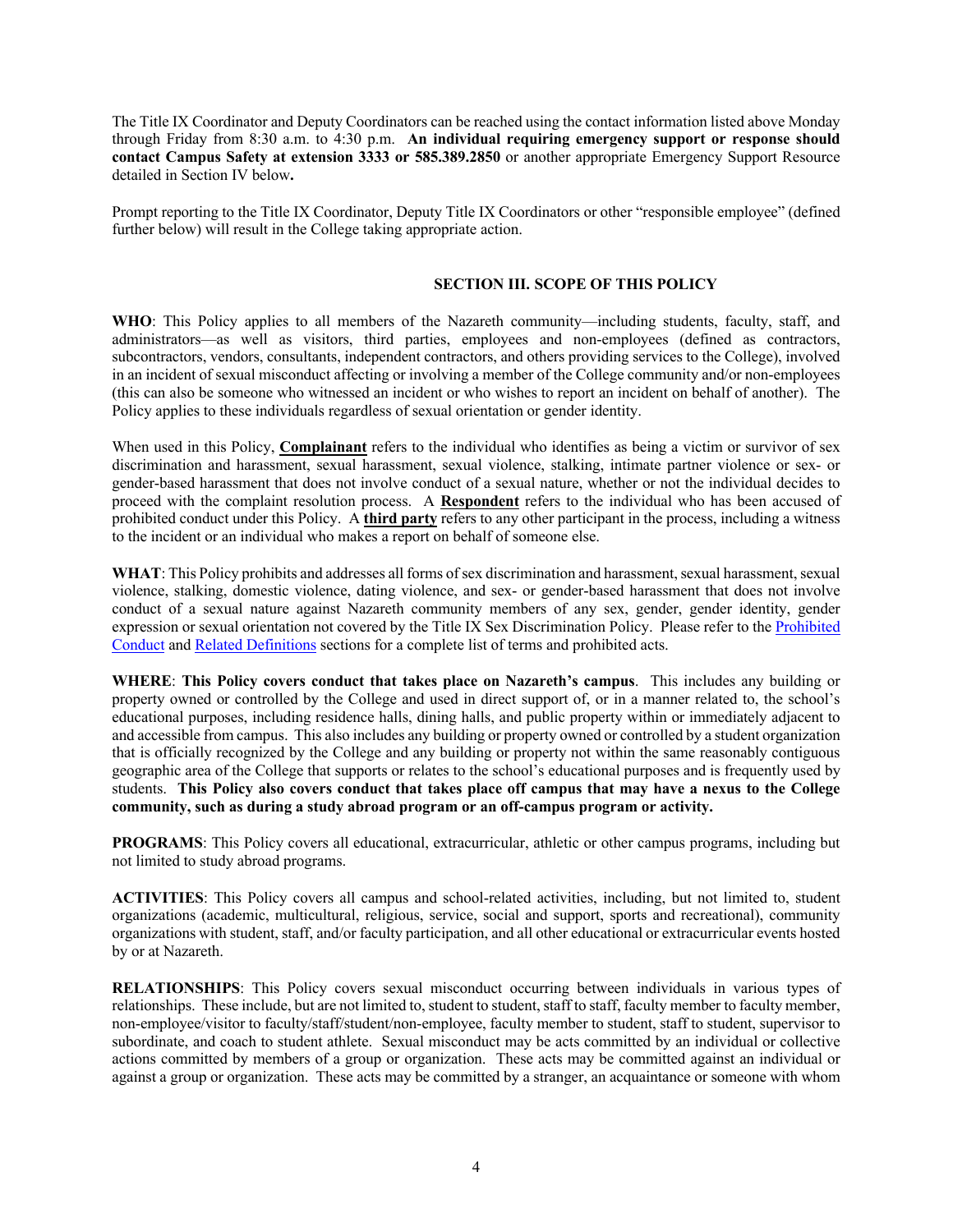The Title IX Coordinator and Deputy Coordinators can be reached using the contact information listed above Monday through Friday from 8:30 a.m. to 4:30 p.m. **An individual requiring emergency support or response should contact Campus Safety at extension 3333 or 585.389.2850** or another appropriate Emergency Support Resource detailed in Section IV below**.**

Prompt reporting to the Title IX Coordinator, Deputy Title IX Coordinators or other "responsible employee" (defined further below) will result in the College taking appropriate action.

## SECTION III. SCOPE OF THIS POLICY

**WHO**: This Policy applies to all members of the Nazareth community—including students, faculty, staff, and administrators—as well as visitors, third parties, employees and non-employees (defined as contractors, subcontractors, vendors, consultants, independent contractors, and others providing services to the College), involved in an incident of sexual misconduct affecting or involving a member of the College community and/or non-employees (this can also be someone who witnessed an incident or who wishes to report an incident on behalf of another). The Policy applies to these individuals regardless of sexual orientation or gender identity.

When used in this Policy, **Complainant** refers to the individual who identifies as being a victim or survivor of sex discrimination and harassment, sexual harassment, sexual violence, stalking, intimate partner violence or sex- or gender-based harassment that does not involve conduct of a sexual nature, whether or not the individual decides to proceed with the complaint resolution process. A **Respondent** refers to the individual who has been accused of prohibited conduct under this Policy. A **third party** refers to any other participant in the process, including a witness to the incident or an individual who makes a report on behalf of someone else.

**WHAT**: This Policy prohibits and addresses all forms of sex discrimination and harassment, sexual harassment, sexual violence, stalking, domestic violence, dating violence, and sex- or gender-based harassment that does not involve conduct of a sexual nature against Nazareth community members of any sex, gender, gender identity, gender expression or sexual orientation not covered by the Title IX Sex Discrimination Policy. Please refer to the Prohibited Conduct and Related Definitions sections for a complete list of terms and prohibited acts.

**WHERE**: **This Policy covers conduct that takes place on Nazareth's campus**. This includes any building or property owned or controlled by the College and used in direct support of, or in a manner related to, the school's educational purposes, including residence halls, dining halls, and public property within or immediately adjacent to and accessible from campus. This also includes any building or property owned or controlled by a student organization that is officially recognized by the College and any building or property not within the same reasonably contiguous geographic area of the College that supports or relates to the school's educational purposes and is frequently used by students. **This Policy also covers conduct that takes place off campus that may have a nexus to the College community, such as during a study abroad program or an off-campus program or activity.**

**PROGRAMS**: This Policy covers all educational, extracurricular, athletic or other campus programs, including but not limited to study abroad programs.

**ACTIVITIES**: This Policy covers all campus and school-related activities, including, but not limited to, student organizations (academic, multicultural, religious, service, social and support, sports and recreational), community organizations with student, staff, and/or faculty participation, and all other educational or extracurricular events hosted by or at Nazareth.

**RELATIONSHIPS**: This Policy covers sexual misconduct occurring between individuals in various types of relationships. These include, but are not limited to, student to student, staff to staff, faculty member to faculty member, non-employee/visitor to faculty/staff/student/non-employee, faculty member to student, staff to student, supervisor to subordinate, and coach to student athlete. Sexual misconduct may be acts committed by an individual or collective actions committed by members of a group or organization. These acts may be committed against an individual or against a group or organization. These acts may be committed by a stranger, an acquaintance or someone with whom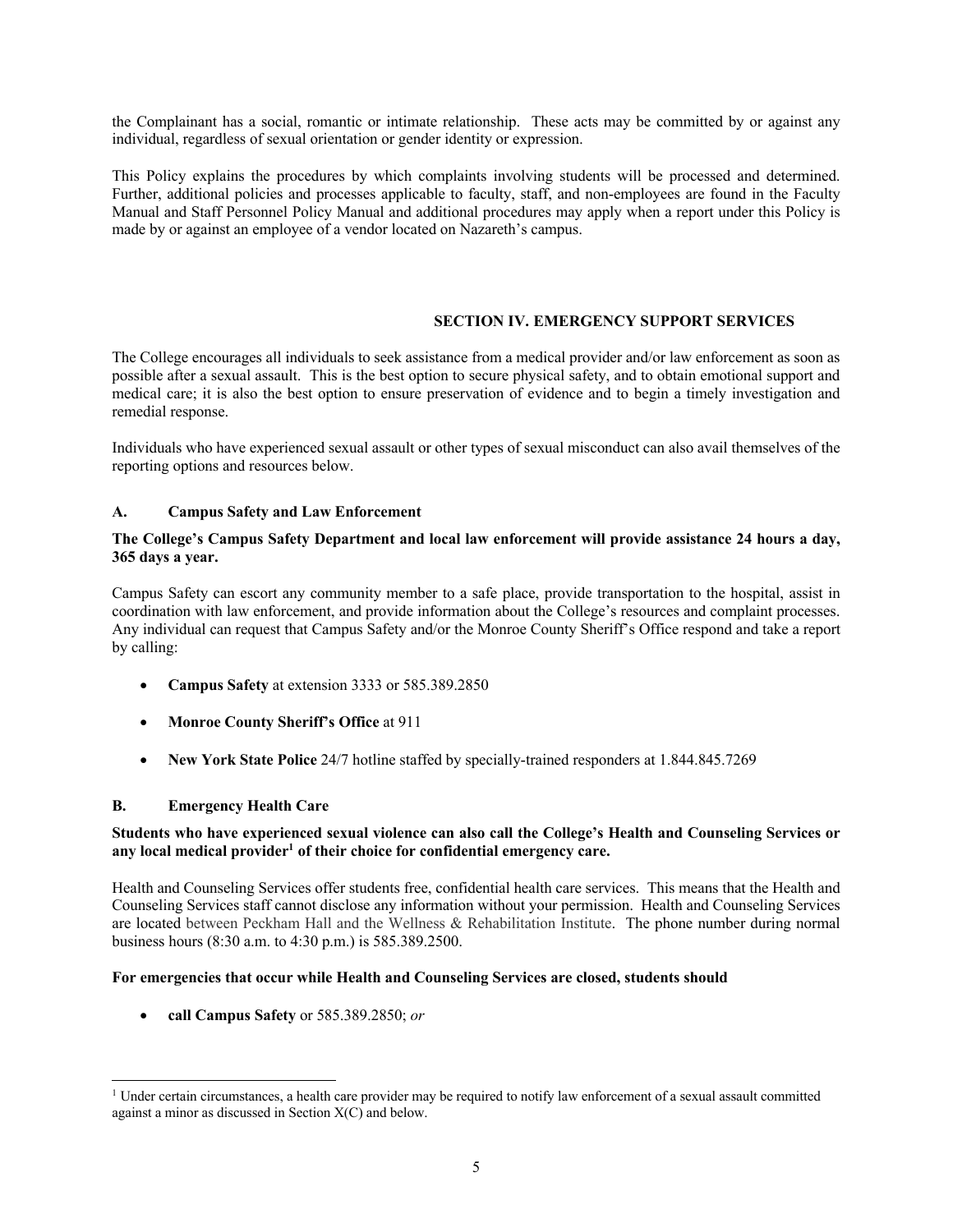the Complainant has a social, romantic or intimate relationship. These acts may be committed by or against any individual, regardless of sexual orientation or gender identity or expression.

This Policy explains the procedures by which complaints involving students will be processed and determined. Further, additional policies and processes applicable to faculty, staff, and non-employees are found in the Faculty Manual and Staff Personnel Policy Manual and additional procedures may apply when a report under this Policy is made by or against an employee of a vendor located on Nazareth's campus.

## SECTION IV. EMERGENCY SUPPORT SERVICES

The College encourages all individuals to seek assistance from a medical provider and/or law enforcement as soon as possible after a sexual assault. This is the best option to secure physical safety, and to obtain emotional support and medical care; it is also the best option to ensure preservation of evidence and to begin a timely investigation and remedial response.

Individuals who have experienced sexual assault or other types of sexual misconduct can also avail themselves of the reporting options and resources below.

### A. Campus Safety and Law Enforcement

**The College's Campus Safety Department and local law enforcement will provide assistance 24 hours a day, 365 days a year.**

Campus Safety can escort any community member to a safe place, provide transportation to the hospital, assist in coordination with law enforcement, and provide information about the College's resources and complaint processes. Any individual can request that Campus Safety and/or the Monroe County Sheriff's Office respond and take a report by calling:

- **Campus Safety** at extension 3333 or 585.389.2850
- **Monroe County Sheriff's Office** at 911
- **New York State Police** 24/7 hotline staffed by specially-trained responders at 1.844.845.7269

### B. Emergency Health Care

**Students who have experienced sexual violence can also call the College's Health and Counseling Services or any local medical provider[1] of their choice for confidential emergency care.**

Health and Counseling Services offer students free, confidential health care services. This means that the Health and Counseling Services staff cannot disclose any information without your permission. Health and Counseling Services are located between Peckham Hall and the Wellness & Rehabilitation Institute. The phone number during normal business hours (8:30 a.m. to 4:30 p.m.) is 585.389.2500.

**For emergencies that occur while Health and Counseling Services are closed, students should**

- **call Campus Safety** or 585.389.2850; *or*

[1] Under certain circumstances, a health care provider may be required to notify law enforcement of a sexual assault committed against a minor as discussed in Section X(C) and below.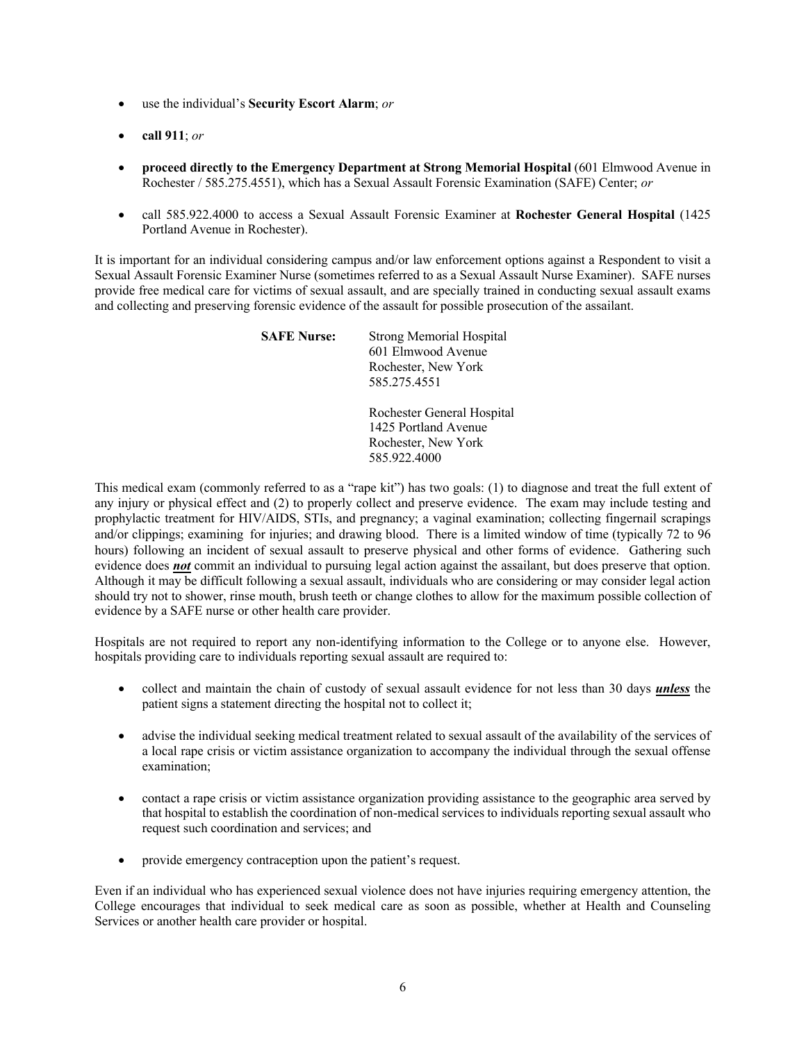- use the individual's **Security Escort Alarm**; *or*

- **call 911**; *or*

- **proceed directly to the Emergency Department at Strong Memorial Hospital** (601 Elmwood Avenue in Rochester / 585.275.4551), which has a Sexual Assault Forensic Examination (SAFE) Center; *or*

- call 585.922.4000 to access a Sexual Assault Forensic Examiner at **Rochester General Hospital** (1425 Portland Avenue in Rochester).

It is important for an individual considering campus and/or law enforcement options against a Respondent to visit a Sexual Assault Forensic Examiner Nurse (sometimes referred to as a Sexual Assault Nurse Examiner). SAFE nurses provide free medical care for victims of sexual assault, and are specially trained in conducting sexual assault exams and collecting and preserving forensic evidence of the assault for possible prosecution of the assailant.

**SAFE Nurse:**

Strong Memorial Hospital
601 Elmwood Avenue
Rochester, New York
585.275.4551

Rochester General Hospital
1425 Portland Avenue
Rochester, New York
585.922.4000

This medical exam (commonly referred to as a "rape kit") has two goals: (1) to diagnose and treat the full extent of any injury or physical effect and (2) to properly collect and preserve evidence. The exam may include testing and prophylactic treatment for HIV/AIDS, STIs, and pregnancy; a vaginal examination; collecting fingernail scrapings and/or clippings; examining for injuries; and drawing blood. There is a limited window of time (typically 72 to 96 hours) following an incident of sexual assault to preserve physical and other forms of evidence. Gathering such evidence does ***not*** commit an individual to pursuing legal action against the assailant, but does preserve that option. Although it may be difficult following a sexual assault, individuals who are considering or may consider legal action should try not to shower, rinse mouth, brush teeth or change clothes to allow for the maximum possible collection of evidence by a SAFE nurse or other health care provider.

Hospitals are not required to report any non-identifying information to the College or to anyone else. However, hospitals providing care to individuals reporting sexual assault are required to:

- collect and maintain the chain of custody of sexual assault evidence for not less than 30 days ***unless*** the patient signs a statement directing the hospital not to collect it;

- advise the individual seeking medical treatment related to sexual assault of the availability of the services of a local rape crisis or victim assistance organization to accompany the individual through the sexual offense examination;

- contact a rape crisis or victim assistance organization providing assistance to the geographic area served by that hospital to establish the coordination of non-medical services to individuals reporting sexual assault who request such coordination and services; and

- provide emergency contraception upon the patient's request.

Even if an individual who has experienced sexual violence does not have injuries requiring emergency attention, the College encourages that individual to seek medical care as soon as possible, whether at Health and Counseling Services or another health care provider or hospital.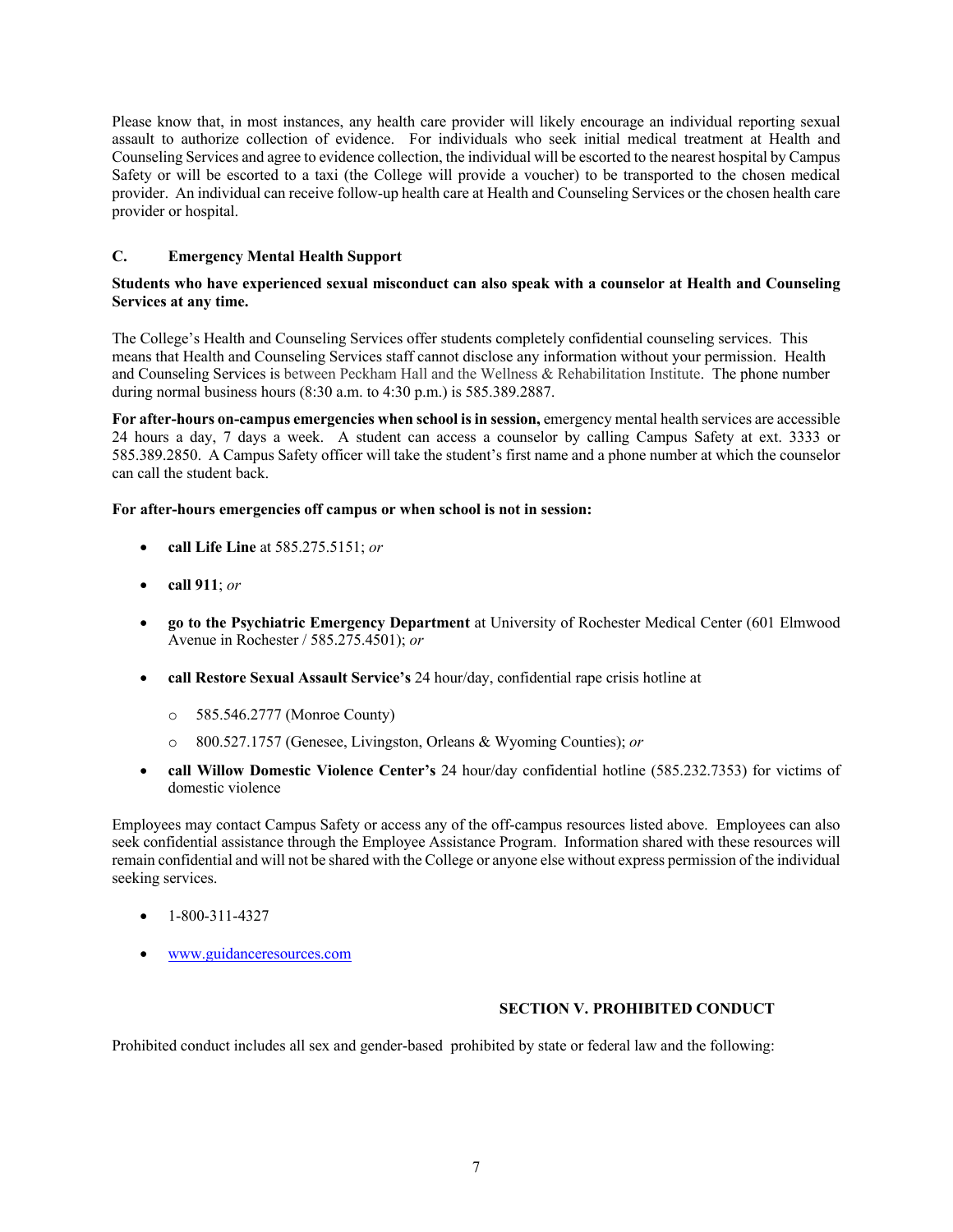Please know that, in most instances, any health care provider will likely encourage an individual reporting sexual assault to authorize collection of evidence. For individuals who seek initial medical treatment at Health and Counseling Services and agree to evidence collection, the individual will be escorted to the nearest hospital by Campus Safety or will be escorted to a taxi (the College will provide a voucher) to be transported to the chosen medical provider. An individual can receive follow-up health care at Health and Counseling Services or the chosen health care provider or hospital.

### C. Emergency Mental Health Support

**Students who have experienced sexual misconduct can also speak with a counselor at Health and Counseling Services at any time.**

The College's Health and Counseling Services offer students completely confidential counseling services. This means that Health and Counseling Services staff cannot disclose any information without your permission. Health and Counseling Services is between Peckham Hall and the Wellness & Rehabilitation Institute. The phone number during normal business hours (8:30 a.m. to 4:30 p.m.) is 585.389.2887.

**For after-hours on-campus emergencies when school is in session,** emergency mental health services are accessible 24 hours a day, 7 days a week. A student can access a counselor by calling Campus Safety at ext. 3333 or 585.389.2850. A Campus Safety officer will take the student's first name and a phone number at which the counselor can call the student back.

**For after-hours emergencies off campus or when school is not in session:**

- **call Life Line** at 585.275.5151; *or*
- **call 911**; *or*
- **go to the Psychiatric Emergency Department** at University of Rochester Medical Center (601 Elmwood Avenue in Rochester / 585.275.4501); *or*
- **call Restore Sexual Assault Service's** 24 hour/day, confidential rape crisis hotline at
  - 585.546.2777 (Monroe County)
  - 800.527.1757 (Genesee, Livingston, Orleans & Wyoming Counties); *or*
- **call Willow Domestic Violence Center's** 24 hour/day confidential hotline (585.232.7353) for victims of domestic violence

Employees may contact Campus Safety or access any of the off-campus resources listed above. Employees can also seek confidential assistance through the Employee Assistance Program. Information shared with these resources will remain confidential and will not be shared with the College or anyone else without express permission of the individual seeking services.

- 1-800-311-4327
- [www.guidanceresources.com](http://www.guidanceresources.com)

## SECTION V. PROHIBITED CONDUCT

Prohibited conduct includes all sex and gender-based prohibited by state or federal law and the following: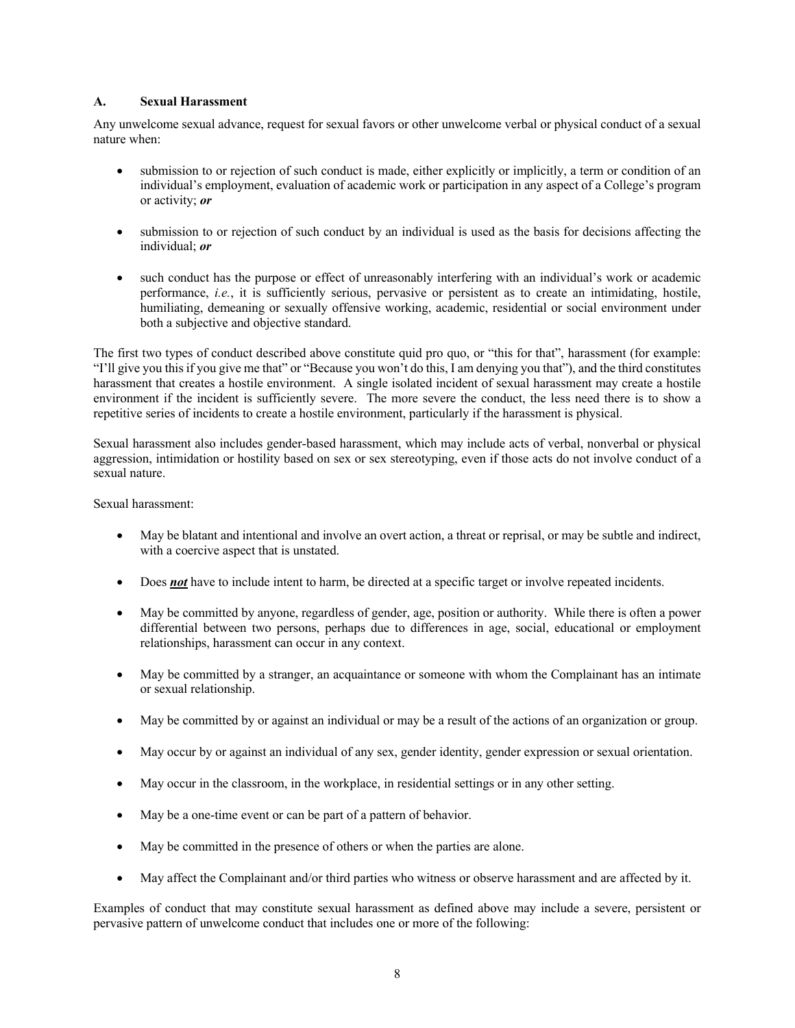### A. Sexual Harassment

Any unwelcome sexual advance, request for sexual favors or other unwelcome verbal or physical conduct of a sexual nature when:

- submission to or rejection of such conduct is made, either explicitly or implicitly, a term or condition of an individual's employment, evaluation of academic work or participation in any aspect of a College's program or activity; ***or***

- submission to or rejection of such conduct by an individual is used as the basis for decisions affecting the individual; ***or***

- such conduct has the purpose or effect of unreasonably interfering with an individual's work or academic performance, *i.e.*, it is sufficiently serious, pervasive or persistent as to create an intimidating, hostile, humiliating, demeaning or sexually offensive working, academic, residential or social environment under both a subjective and objective standard.

The first two types of conduct described above constitute quid pro quo, or "this for that", harassment (for example: "I'll give you this if you give me that" or "Because you won't do this, I am denying you that"), and the third constitutes harassment that creates a hostile environment. A single isolated incident of sexual harassment may create a hostile environment if the incident is sufficiently severe. The more severe the conduct, the less need there is to show a repetitive series of incidents to create a hostile environment, particularly if the harassment is physical.

Sexual harassment also includes gender-based harassment, which may include acts of verbal, nonverbal or physical aggression, intimidation or hostility based on sex or sex stereotyping, even if those acts do not involve conduct of a sexual nature.

Sexual harassment:

- May be blatant and intentional and involve an overt action, a threat or reprisal, or may be subtle and indirect, with a coercive aspect that is unstated.

- Does ***not*** have to include intent to harm, be directed at a specific target or involve repeated incidents.

- May be committed by anyone, regardless of gender, age, position or authority. While there is often a power differential between two persons, perhaps due to differences in age, social, educational or employment relationships, harassment can occur in any context.

- May be committed by a stranger, an acquaintance or someone with whom the Complainant has an intimate or sexual relationship.

- May be committed by or against an individual or may be a result of the actions of an organization or group.

- May occur by or against an individual of any sex, gender identity, gender expression or sexual orientation.

- May occur in the classroom, in the workplace, in residential settings or in any other setting.

- May be a one-time event or can be part of a pattern of behavior.

- May be committed in the presence of others or when the parties are alone.

- May affect the Complainant and/or third parties who witness or observe harassment and are affected by it.

Examples of conduct that may constitute sexual harassment as defined above may include a severe, persistent or pervasive pattern of unwelcome conduct that includes one or more of the following: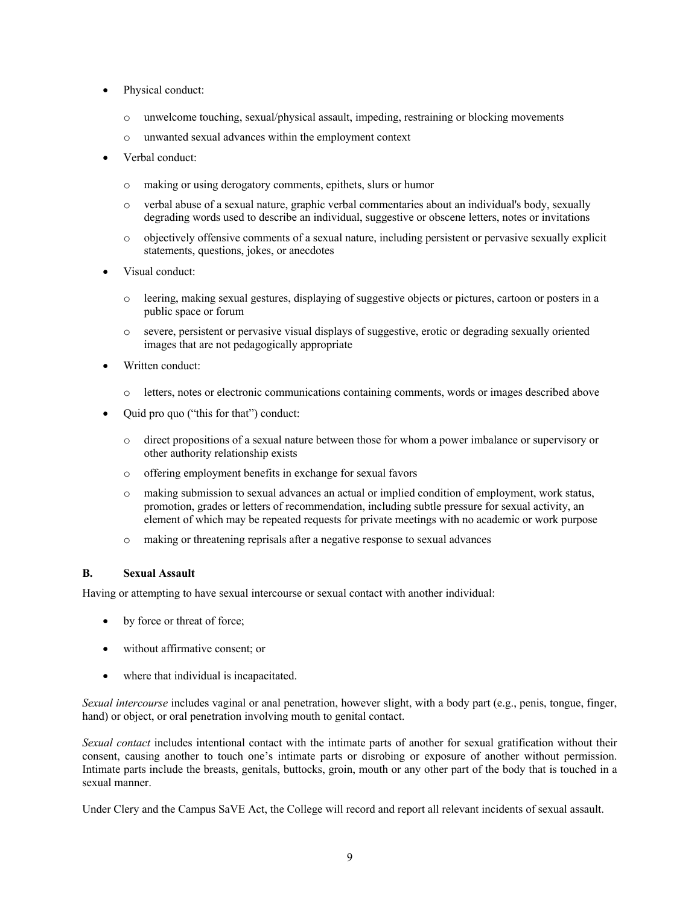- Physical conduct:
  - unwelcome touching, sexual/physical assault, impeding, restraining or blocking movements
  - unwanted sexual advances within the employment context
- Verbal conduct:
  - making or using derogatory comments, epithets, slurs or humor
  - verbal abuse of a sexual nature, graphic verbal commentaries about an individual's body, sexually degrading words used to describe an individual, suggestive or obscene letters, notes or invitations
  - objectively offensive comments of a sexual nature, including persistent or pervasive sexually explicit statements, questions, jokes, or anecdotes
- Visual conduct:
  - leering, making sexual gestures, displaying of suggestive objects or pictures, cartoon or posters in a public space or forum
  - severe, persistent or pervasive visual displays of suggestive, erotic or degrading sexually oriented images that are not pedagogically appropriate
- Written conduct:
  - letters, notes or electronic communications containing comments, words or images described above
- Quid pro quo ("this for that") conduct:
  - direct propositions of a sexual nature between those for whom a power imbalance or supervisory or other authority relationship exists
  - offering employment benefits in exchange for sexual favors
  - making submission to sexual advances an actual or implied condition of employment, work status, promotion, grades or letters of recommendation, including subtle pressure for sexual activity, an element of which may be repeated requests for private meetings with no academic or work purpose
  - making or threatening reprisals after a negative response to sexual advances

### B. Sexual Assault

Having or attempting to have sexual intercourse or sexual contact with another individual:

- by force or threat of force;
- without affirmative consent; or
- where that individual is incapacitated.

*Sexual intercourse* includes vaginal or anal penetration, however slight, with a body part (e.g., penis, tongue, finger, hand) or object, or oral penetration involving mouth to genital contact.

*Sexual contact* includes intentional contact with the intimate parts of another for sexual gratification without their consent, causing another to touch one's intimate parts or disrobing or exposure of another without permission. Intimate parts include the breasts, genitals, buttocks, groin, mouth or any other part of the body that is touched in a sexual manner.

Under Clery and the Campus SaVE Act, the College will record and report all relevant incidents of sexual assault.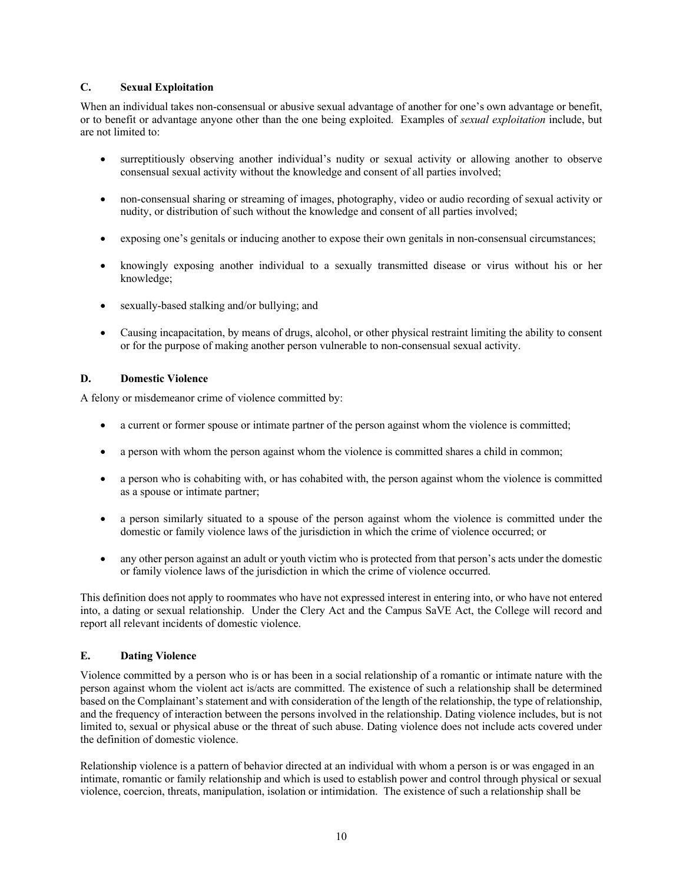### C. Sexual Exploitation

When an individual takes non-consensual or abusive sexual advantage of another for one's own advantage or benefit, or to benefit or advantage anyone other than the one being exploited. Examples of *sexual exploitation* include, but are not limited to:

- surreptitiously observing another individual's nudity or sexual activity or allowing another to observe consensual sexual activity without the knowledge and consent of all parties involved;
- non-consensual sharing or streaming of images, photography, video or audio recording of sexual activity or nudity, or distribution of such without the knowledge and consent of all parties involved;
- exposing one's genitals or inducing another to expose their own genitals in non-consensual circumstances;
- knowingly exposing another individual to a sexually transmitted disease or virus without his or her knowledge;
- sexually-based stalking and/or bullying; and
- Causing incapacitation, by means of drugs, alcohol, or other physical restraint limiting the ability to consent or for the purpose of making another person vulnerable to non-consensual sexual activity.

### D. Domestic Violence

A felony or misdemeanor crime of violence committed by:

- a current or former spouse or intimate partner of the person against whom the violence is committed;
- a person with whom the person against whom the violence is committed shares a child in common;
- a person who is cohabiting with, or has cohabited with, the person against whom the violence is committed as a spouse or intimate partner;
- a person similarly situated to a spouse of the person against whom the violence is committed under the domestic or family violence laws of the jurisdiction in which the crime of violence occurred; or
- any other person against an adult or youth victim who is protected from that person's acts under the domestic or family violence laws of the jurisdiction in which the crime of violence occurred.

This definition does not apply to roommates who have not expressed interest in entering into, or who have not entered into, a dating or sexual relationship. Under the Clery Act and the Campus SaVE Act, the College will record and report all relevant incidents of domestic violence.

### E. Dating Violence

Violence committed by a person who is or has been in a social relationship of a romantic or intimate nature with the person against whom the violent act is/acts are committed. The existence of such a relationship shall be determined based on the Complainant's statement and with consideration of the length of the relationship, the type of relationship, and the frequency of interaction between the persons involved in the relationship. Dating violence includes, but is not limited to, sexual or physical abuse or the threat of such abuse. Dating violence does not include acts covered under the definition of domestic violence.

Relationship violence is a pattern of behavior directed at an individual with whom a person is or was engaged in an intimate, romantic or family relationship and which is used to establish power and control through physical or sexual violence, coercion, threats, manipulation, isolation or intimidation. The existence of such a relationship shall be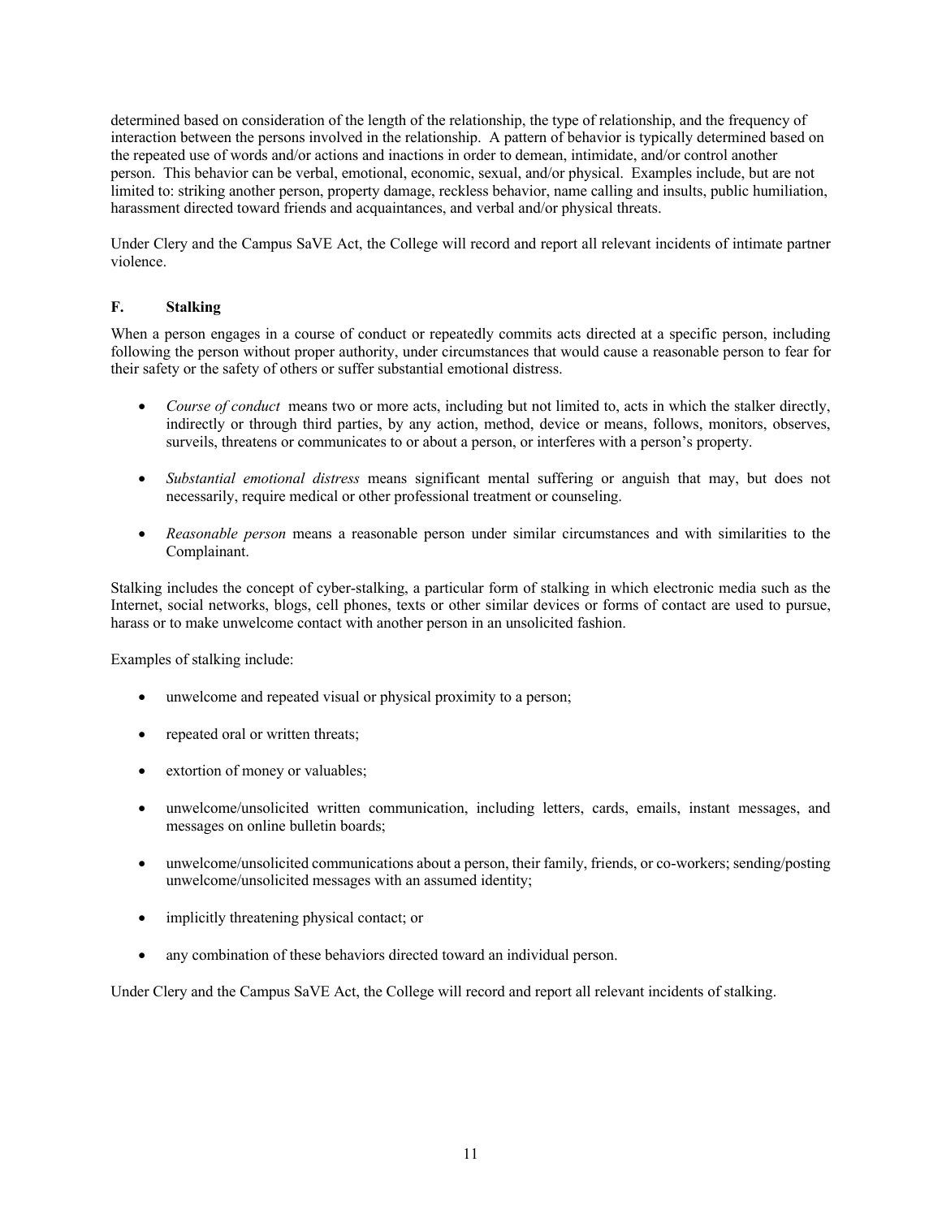determined based on consideration of the length of the relationship, the type of relationship, and the frequency of interaction between the persons involved in the relationship. A pattern of behavior is typically determined based on the repeated use of words and/or actions and inactions in order to demean, intimidate, and/or control another person. This behavior can be verbal, emotional, economic, sexual, and/or physical. Examples include, but are not limited to: striking another person, property damage, reckless behavior, name calling and insults, public humiliation, harassment directed toward friends and acquaintances, and verbal and/or physical threats.

Under Clery and the Campus SaVE Act, the College will record and report all relevant incidents of intimate partner violence.

### F. Stalking

When a person engages in a course of conduct or repeatedly commits acts directed at a specific person, including following the person without proper authority, under circumstances that would cause a reasonable person to fear for their safety or the safety of others or suffer substantial emotional distress.

- *Course of conduct* means two or more acts, including but not limited to, acts in which the stalker directly, indirectly or through third parties, by any action, method, device or means, follows, monitors, observes, surveils, threatens or communicates to or about a person, or interferes with a person's property.

- *Substantial emotional distress* means significant mental suffering or anguish that may, but does not necessarily, require medical or other professional treatment or counseling.

- *Reasonable person* means a reasonable person under similar circumstances and with similarities to the Complainant.

Stalking includes the concept of cyber-stalking, a particular form of stalking in which electronic media such as the Internet, social networks, blogs, cell phones, texts or other similar devices or forms of contact are used to pursue, harass or to make unwelcome contact with another person in an unsolicited fashion.

Examples of stalking include:

- unwelcome and repeated visual or physical proximity to a person;

- repeated oral or written threats;

- extortion of money or valuables;

- unwelcome/unsolicited written communication, including letters, cards, emails, instant messages, and messages on online bulletin boards;

- unwelcome/unsolicited communications about a person, their family, friends, or co-workers; sending/posting unwelcome/unsolicited messages with an assumed identity;

- implicitly threatening physical contact; or

- any combination of these behaviors directed toward an individual person.

Under Clery and the Campus SaVE Act, the College will record and report all relevant incidents of stalking.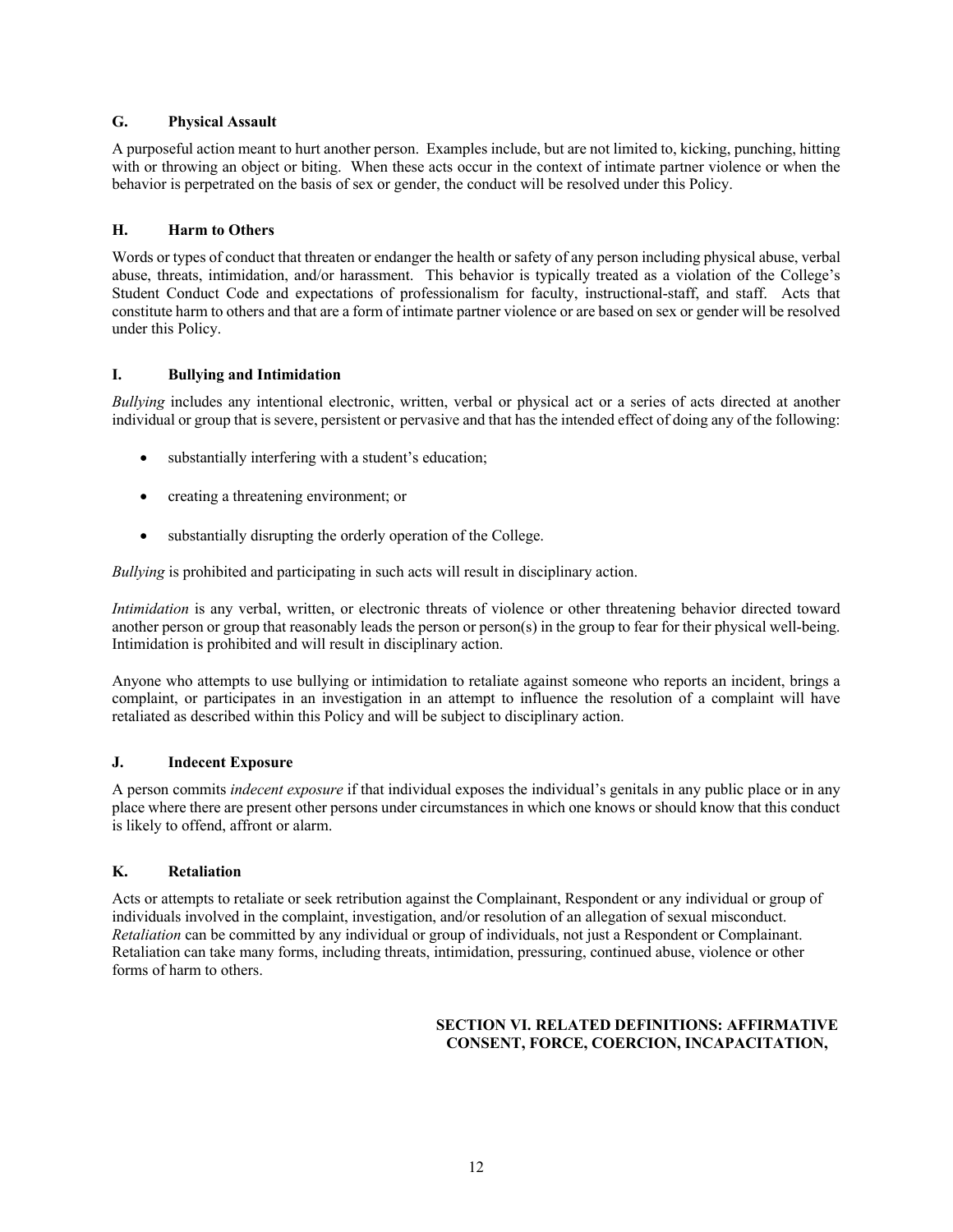### G. Physical Assault

A purposeful action meant to hurt another person. Examples include, but are not limited to, kicking, punching, hitting with or throwing an object or biting. When these acts occur in the context of intimate partner violence or when the behavior is perpetrated on the basis of sex or gender, the conduct will be resolved under this Policy.

### H. Harm to Others

Words or types of conduct that threaten or endanger the health or safety of any person including physical abuse, verbal abuse, threats, intimidation, and/or harassment. This behavior is typically treated as a violation of the College's Student Conduct Code and expectations of professionalism for faculty, instructional-staff, and staff. Acts that constitute harm to others and that are a form of intimate partner violence or are based on sex or gender will be resolved under this Policy.

### I. Bullying and Intimidation

*Bullying* includes any intentional electronic, written, verbal or physical act or a series of acts directed at another individual or group that is severe, persistent or pervasive and that has the intended effect of doing any of the following:

- substantially interfering with a student's education;
- creating a threatening environment; or
- substantially disrupting the orderly operation of the College.

*Bullying* is prohibited and participating in such acts will result in disciplinary action.

*Intimidation* is any verbal, written, or electronic threats of violence or other threatening behavior directed toward another person or group that reasonably leads the person or person(s) in the group to fear for their physical well-being. Intimidation is prohibited and will result in disciplinary action.

Anyone who attempts to use bullying or intimidation to retaliate against someone who reports an incident, brings a complaint, or participates in an investigation in an attempt to influence the resolution of a complaint will have retaliated as described within this Policy and will be subject to disciplinary action.

### J. Indecent Exposure

A person commits *indecent exposure* if that individual exposes the individual's genitals in any public place or in any place where there are present other persons under circumstances in which one knows or should know that this conduct is likely to offend, affront or alarm.

### K. Retaliation

Acts or attempts to retaliate or seek retribution against the Complainant, Respondent or any individual or group of individuals involved in the complaint, investigation, and/or resolution of an allegation of sexual misconduct. *Retaliation* can be committed by any individual or group of individuals, not just a Respondent or Complainant. Retaliation can take many forms, including threats, intimidation, pressuring, continued abuse, violence or other forms of harm to others.

## SECTION VI. RELATED DEFINITIONS: AFFIRMATIVE CONSENT, FORCE, COERCION, INCAPACITATION,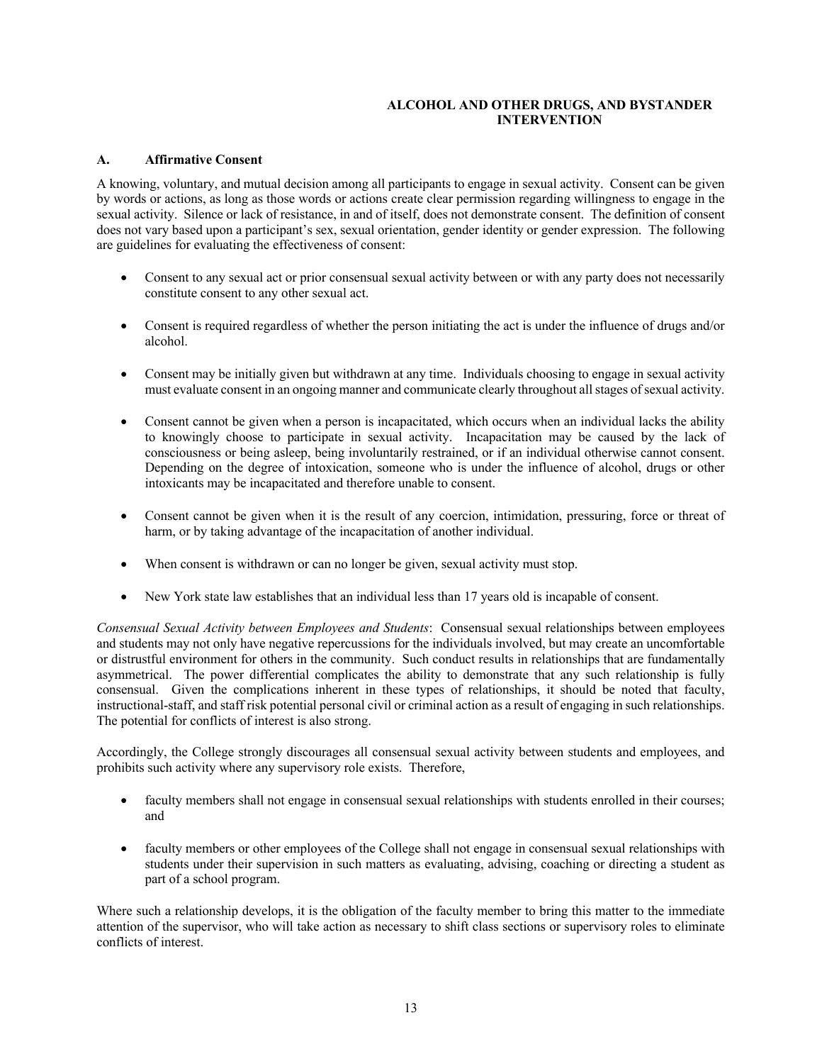**ALCOHOL AND OTHER DRUGS, AND BYSTANDER INTERVENTION**

### A. Affirmative Consent

A knowing, voluntary, and mutual decision among all participants to engage in sexual activity. Consent can be given by words or actions, as long as those words or actions create clear permission regarding willingness to engage in the sexual activity. Silence or lack of resistance, in and of itself, does not demonstrate consent. The definition of consent does not vary based upon a participant's sex, sexual orientation, gender identity or gender expression. The following are guidelines for evaluating the effectiveness of consent:

- Consent to any sexual act or prior consensual sexual activity between or with any party does not necessarily constitute consent to any other sexual act.
- Consent is required regardless of whether the person initiating the act is under the influence of drugs and/or alcohol.
- Consent may be initially given but withdrawn at any time. Individuals choosing to engage in sexual activity must evaluate consent in an ongoing manner and communicate clearly throughout all stages of sexual activity.
- Consent cannot be given when a person is incapacitated, which occurs when an individual lacks the ability to knowingly choose to participate in sexual activity. Incapacitation may be caused by the lack of consciousness or being asleep, being involuntarily restrained, or if an individual otherwise cannot consent. Depending on the degree of intoxication, someone who is under the influence of alcohol, drugs or other intoxicants may be incapacitated and therefore unable to consent.
- Consent cannot be given when it is the result of any coercion, intimidation, pressuring, force or threat of harm, or by taking advantage of the incapacitation of another individual.
- When consent is withdrawn or can no longer be given, sexual activity must stop.
- New York state law establishes that an individual less than 17 years old is incapable of consent.

*Consensual Sexual Activity between Employees and Students*: Consensual sexual relationships between employees and students may not only have negative repercussions for the individuals involved, but may create an uncomfortable or distrustful environment for others in the community. Such conduct results in relationships that are fundamentally asymmetrical. The power differential complicates the ability to demonstrate that any such relationship is fully consensual. Given the complications inherent in these types of relationships, it should be noted that faculty, instructional-staff, and staff risk potential personal civil or criminal action as a result of engaging in such relationships. The potential for conflicts of interest is also strong.

Accordingly, the College strongly discourages all consensual sexual activity between students and employees, and prohibits such activity where any supervisory role exists. Therefore,

- faculty members shall not engage in consensual sexual relationships with students enrolled in their courses; and
- faculty members or other employees of the College shall not engage in consensual sexual relationships with students under their supervision in such matters as evaluating, advising, coaching or directing a student as part of a school program.

Where such a relationship develops, it is the obligation of the faculty member to bring this matter to the immediate attention of the supervisor, who will take action as necessary to shift class sections or supervisory roles to eliminate conflicts of interest.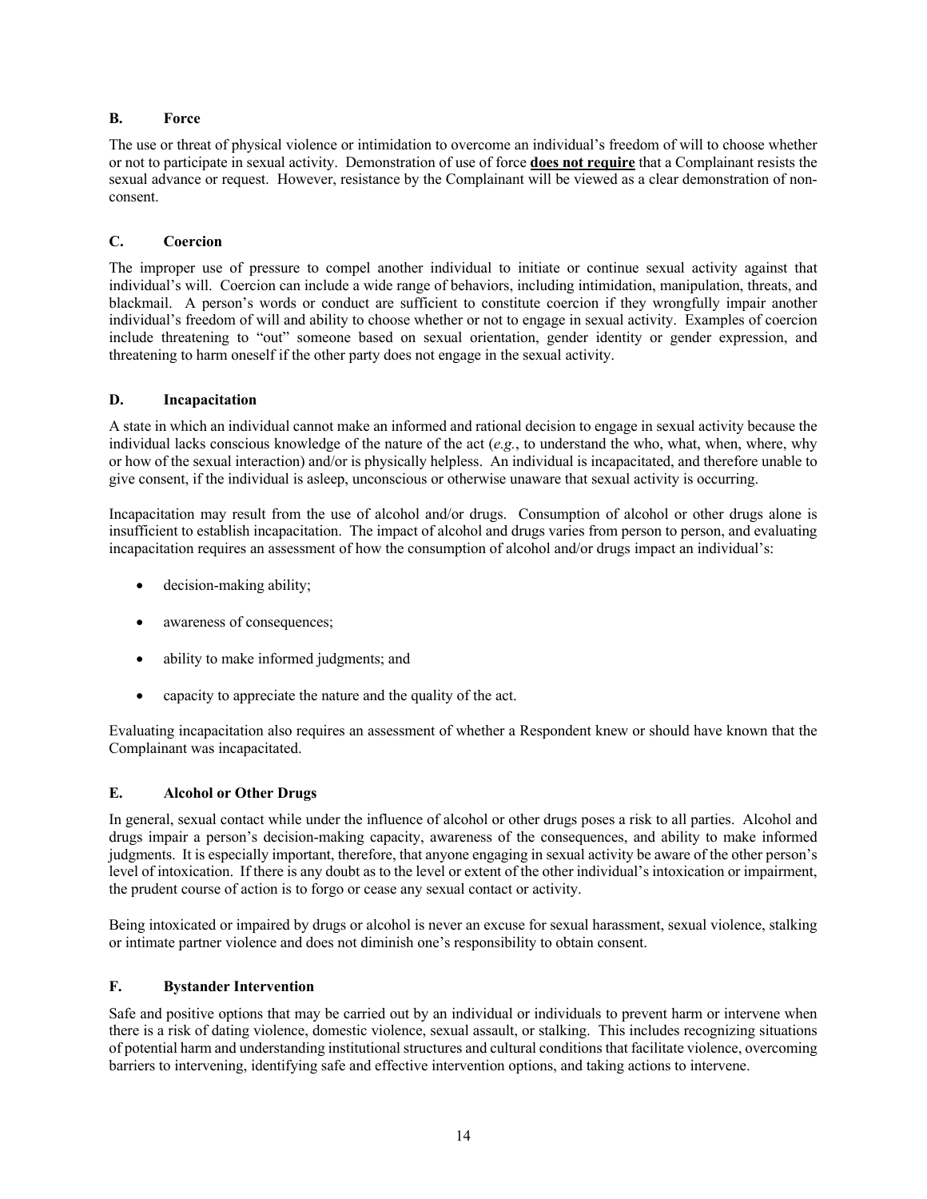### B. Force

The use or threat of physical violence or intimidation to overcome an individual's freedom of will to choose whether or not to participate in sexual activity. Demonstration of use of force **does not require** that a Complainant resists the sexual advance or request. However, resistance by the Complainant will be viewed as a clear demonstration of non-consent.

### C. Coercion

The improper use of pressure to compel another individual to initiate or continue sexual activity against that individual's will. Coercion can include a wide range of behaviors, including intimidation, manipulation, threats, and blackmail. A person's words or conduct are sufficient to constitute coercion if they wrongfully impair another individual's freedom of will and ability to choose whether or not to engage in sexual activity. Examples of coercion include threatening to "out" someone based on sexual orientation, gender identity or gender expression, and threatening to harm oneself if the other party does not engage in the sexual activity.

### D. Incapacitation

A state in which an individual cannot make an informed and rational decision to engage in sexual activity because the individual lacks conscious knowledge of the nature of the act (*e.g.*, to understand the who, what, when, where, why or how of the sexual interaction) and/or is physically helpless. An individual is incapacitated, and therefore unable to give consent, if the individual is asleep, unconscious or otherwise unaware that sexual activity is occurring.

Incapacitation may result from the use of alcohol and/or drugs. Consumption of alcohol or other drugs alone is insufficient to establish incapacitation. The impact of alcohol and drugs varies from person to person, and evaluating incapacitation requires an assessment of how the consumption of alcohol and/or drugs impact an individual's:

- decision-making ability;
- awareness of consequences;
- ability to make informed judgments; and
- capacity to appreciate the nature and the quality of the act.

Evaluating incapacitation also requires an assessment of whether a Respondent knew or should have known that the Complainant was incapacitated.

### E. Alcohol or Other Drugs

In general, sexual contact while under the influence of alcohol or other drugs poses a risk to all parties. Alcohol and drugs impair a person's decision-making capacity, awareness of the consequences, and ability to make informed judgments. It is especially important, therefore, that anyone engaging in sexual activity be aware of the other person's level of intoxication. If there is any doubt as to the level or extent of the other individual's intoxication or impairment, the prudent course of action is to forgo or cease any sexual contact or activity.

Being intoxicated or impaired by drugs or alcohol is never an excuse for sexual harassment, sexual violence, stalking or intimate partner violence and does not diminish one's responsibility to obtain consent.

### F. Bystander Intervention

Safe and positive options that may be carried out by an individual or individuals to prevent harm or intervene when there is a risk of dating violence, domestic violence, sexual assault, or stalking. This includes recognizing situations of potential harm and understanding institutional structures and cultural conditions that facilitate violence, overcoming barriers to intervening, identifying safe and effective intervention options, and taking actions to intervene.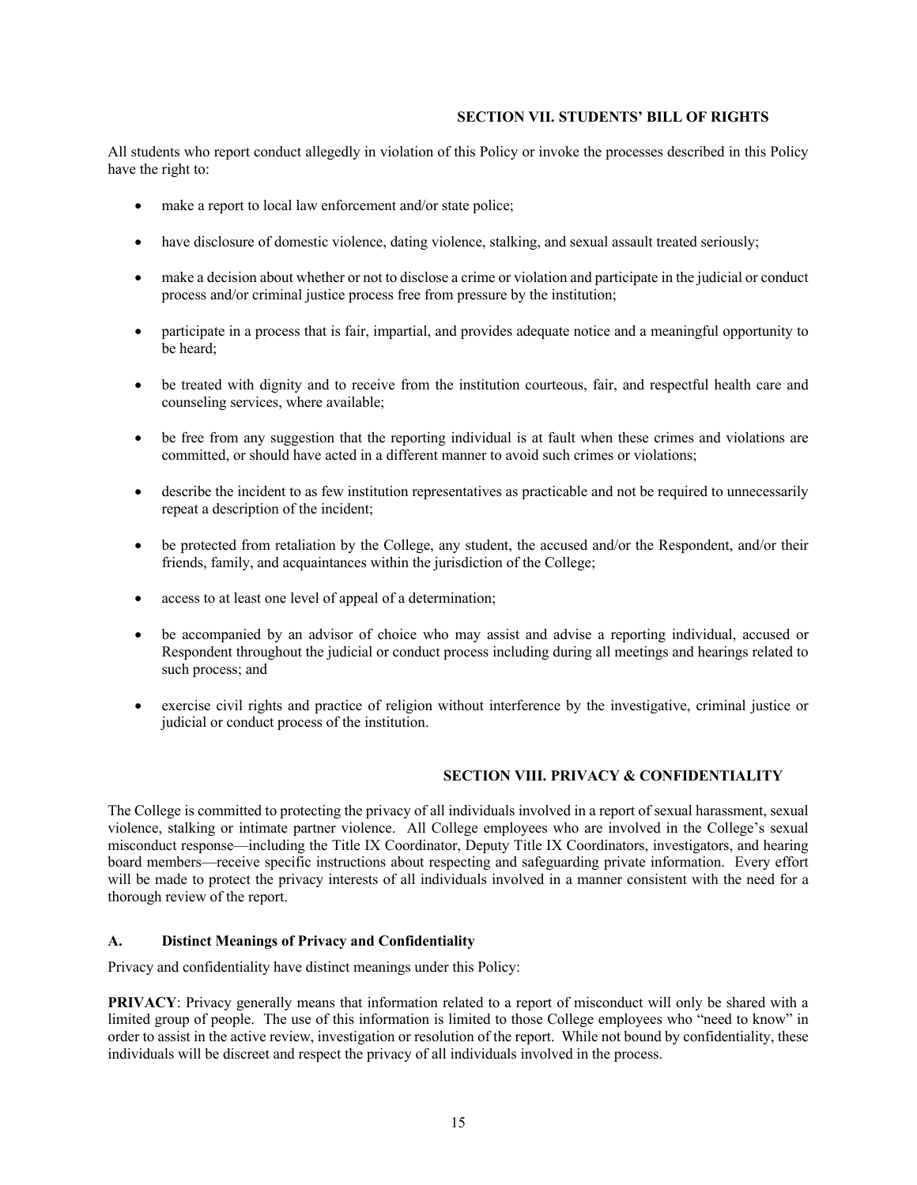## SECTION VII. STUDENTS' BILL OF RIGHTS

All students who report conduct allegedly in violation of this Policy or invoke the processes described in this Policy have the right to:

- make a report to local law enforcement and/or state police;
- have disclosure of domestic violence, dating violence, stalking, and sexual assault treated seriously;
- make a decision about whether or not to disclose a crime or violation and participate in the judicial or conduct process and/or criminal justice process free from pressure by the institution;
- participate in a process that is fair, impartial, and provides adequate notice and a meaningful opportunity to be heard;
- be treated with dignity and to receive from the institution courteous, fair, and respectful health care and counseling services, where available;
- be free from any suggestion that the reporting individual is at fault when these crimes and violations are committed, or should have acted in a different manner to avoid such crimes or violations;
- describe the incident to as few institution representatives as practicable and not be required to unnecessarily repeat a description of the incident;
- be protected from retaliation by the College, any student, the accused and/or the Respondent, and/or their friends, family, and acquaintances within the jurisdiction of the College;
- access to at least one level of appeal of a determination;
- be accompanied by an advisor of choice who may assist and advise a reporting individual, accused or Respondent throughout the judicial or conduct process including during all meetings and hearings related to such process; and
- exercise civil rights and practice of religion without interference by the investigative, criminal justice or judicial or conduct process of the institution.

## SECTION VIII. PRIVACY & CONFIDENTIALITY

The College is committed to protecting the privacy of all individuals involved in a report of sexual harassment, sexual violence, stalking or intimate partner violence. All College employees who are involved in the College's sexual misconduct response—including the Title IX Coordinator, Deputy Title IX Coordinators, investigators, and hearing board members—receive specific instructions about respecting and safeguarding private information. Every effort will be made to protect the privacy interests of all individuals involved in a manner consistent with the need for a thorough review of the report.

### A. Distinct Meanings of Privacy and Confidentiality

Privacy and confidentiality have distinct meanings under this Policy:

**PRIVACY**: Privacy generally means that information related to a report of misconduct will only be shared with a limited group of people. The use of this information is limited to those College employees who "need to know" in order to assist in the active review, investigation or resolution of the report. While not bound by confidentiality, these individuals will be discreet and respect the privacy of all individuals involved in the process.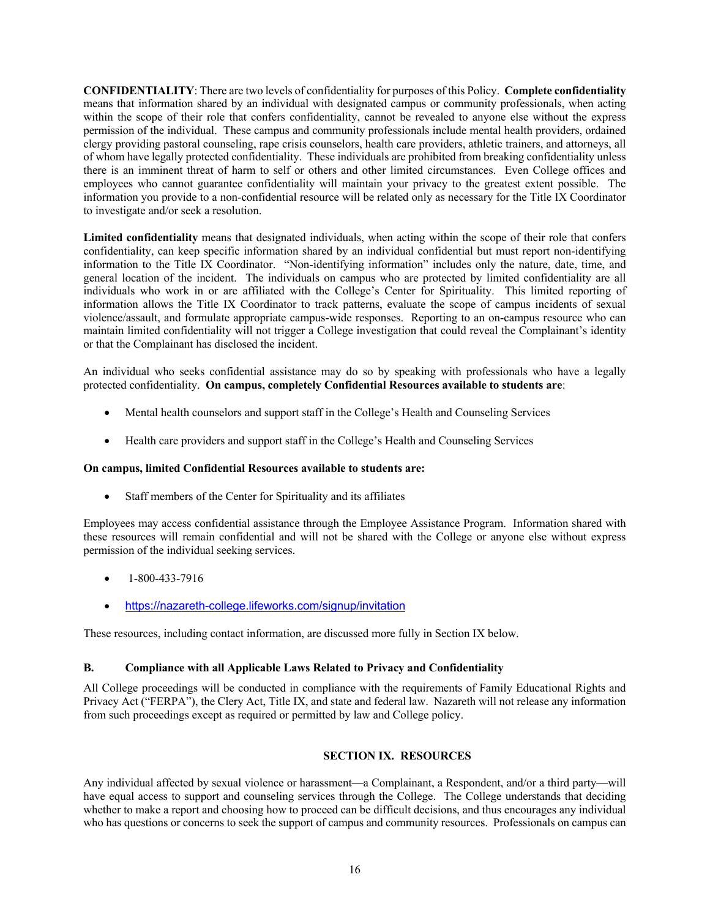**CONFIDENTIALITY**: There are two levels of confidentiality for purposes of this Policy. **Complete confidentiality** means that information shared by an individual with designated campus or community professionals, when acting within the scope of their role that confers confidentiality, cannot be revealed to anyone else without the express permission of the individual. These campus and community professionals include mental health providers, ordained clergy providing pastoral counseling, rape crisis counselors, health care providers, athletic trainers, and attorneys, all of whom have legally protected confidentiality. These individuals are prohibited from breaking confidentiality unless there is an imminent threat of harm to self or others and other limited circumstances. Even College offices and employees who cannot guarantee confidentiality will maintain your privacy to the greatest extent possible. The information you provide to a non-confidential resource will be related only as necessary for the Title IX Coordinator to investigate and/or seek a resolution.

**Limited confidentiality** means that designated individuals, when acting within the scope of their role that confers confidentiality, can keep specific information shared by an individual confidential but must report non-identifying information to the Title IX Coordinator. "Non-identifying information" includes only the nature, date, time, and general location of the incident. The individuals on campus who are protected by limited confidentiality are all individuals who work in or are affiliated with the College's Center for Spirituality. This limited reporting of information allows the Title IX Coordinator to track patterns, evaluate the scope of campus incidents of sexual violence/assault, and formulate appropriate campus-wide responses. Reporting to an on-campus resource who can maintain limited confidentiality will not trigger a College investigation that could reveal the Complainant's identity or that the Complainant has disclosed the incident.

An individual who seeks confidential assistance may do so by speaking with professionals who have a legally protected confidentiality. **On campus, completely Confidential Resources available to students are**:

- Mental health counselors and support staff in the College's Health and Counseling Services
- Health care providers and support staff in the College's Health and Counseling Services

**On campus, limited Confidential Resources available to students are:**

- Staff members of the Center for Spirituality and its affiliates

Employees may access confidential assistance through the Employee Assistance Program. Information shared with these resources will remain confidential and will not be shared with the College or anyone else without express permission of the individual seeking services.

- 1-800-433-7916
- https://nazareth-college.lifeworks.com/signup/invitation

These resources, including contact information, are discussed more fully in Section IX below.

### B. Compliance with all Applicable Laws Related to Privacy and Confidentiality

All College proceedings will be conducted in compliance with the requirements of Family Educational Rights and Privacy Act ("FERPA"), the Clery Act, Title IX, and state and federal law. Nazareth will not release any information from such proceedings except as required or permitted by law and College policy.

## SECTION IX. RESOURCES

Any individual affected by sexual violence or harassment—a Complainant, a Respondent, and/or a third party—will have equal access to support and counseling services through the College. The College understands that deciding whether to make a report and choosing how to proceed can be difficult decisions, and thus encourages any individual who has questions or concerns to seek the support of campus and community resources. Professionals on campus can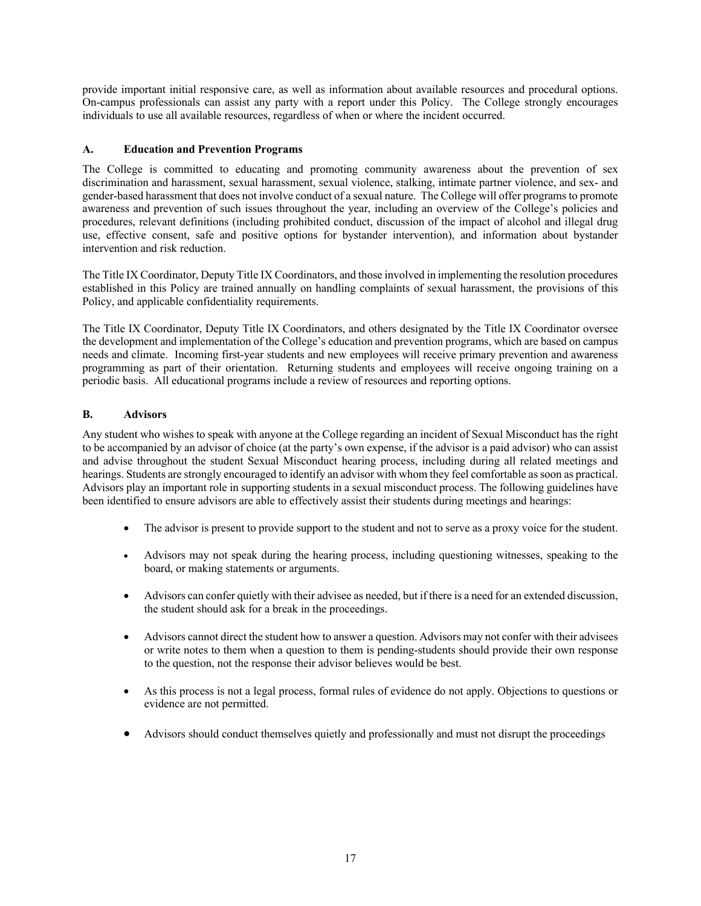provide important initial responsive care, as well as information about available resources and procedural options. On-campus professionals can assist any party with a report under this Policy. The College strongly encourages individuals to use all available resources, regardless of when or where the incident occurred.

### A. Education and Prevention Programs

The College is committed to educating and promoting community awareness about the prevention of sex discrimination and harassment, sexual harassment, sexual violence, stalking, intimate partner violence, and sex- and gender-based harassment that does not involve conduct of a sexual nature. The College will offer programs to promote awareness and prevention of such issues throughout the year, including an overview of the College's policies and procedures, relevant definitions (including prohibited conduct, discussion of the impact of alcohol and illegal drug use, effective consent, safe and positive options for bystander intervention), and information about bystander intervention and risk reduction.

The Title IX Coordinator, Deputy Title IX Coordinators, and those involved in implementing the resolution procedures established in this Policy are trained annually on handling complaints of sexual harassment, the provisions of this Policy, and applicable confidentiality requirements.

The Title IX Coordinator, Deputy Title IX Coordinators, and others designated by the Title IX Coordinator oversee the development and implementation of the College's education and prevention programs, which are based on campus needs and climate. Incoming first-year students and new employees will receive primary prevention and awareness programming as part of their orientation. Returning students and employees will receive ongoing training on a periodic basis. All educational programs include a review of resources and reporting options.

### B. Advisors

Any student who wishes to speak with anyone at the College regarding an incident of Sexual Misconduct has the right to be accompanied by an advisor of choice (at the party's own expense, if the advisor is a paid advisor) who can assist and advise throughout the student Sexual Misconduct hearing process, including during all related meetings and hearings. Students are strongly encouraged to identify an advisor with whom they feel comfortable as soon as practical. Advisors play an important role in supporting students in a sexual misconduct process. The following guidelines have been identified to ensure advisors are able to effectively assist their students during meetings and hearings:

- The advisor is present to provide support to the student and not to serve as a proxy voice for the student.
- Advisors may not speak during the hearing process, including questioning witnesses, speaking to the board, or making statements or arguments.
- Advisors can confer quietly with their advisee as needed, but if there is a need for an extended discussion, the student should ask for a break in the proceedings.
- Advisors cannot direct the student how to answer a question. Advisors may not confer with their advisees or write notes to them when a question to them is pending-students should provide their own response to the question, not the response their advisor believes would be best.
- As this process is not a legal process, formal rules of evidence do not apply. Objections to questions or evidence are not permitted.
- Advisors should conduct themselves quietly and professionally and must not disrupt the proceedings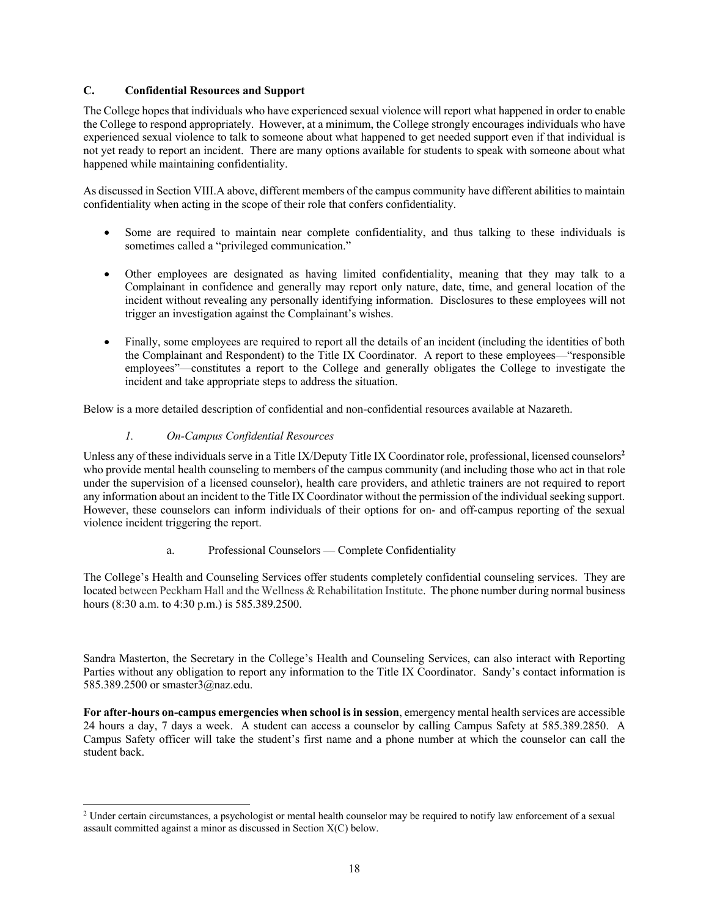### C. Confidential Resources and Support

The College hopes that individuals who have experienced sexual violence will report what happened in order to enable the College to respond appropriately. However, at a minimum, the College strongly encourages individuals who have experienced sexual violence to talk to someone about what happened to get needed support even if that individual is not yet ready to report an incident. There are many options available for students to speak with someone about what happened while maintaining confidentiality.

As discussed in Section VIII.A above, different members of the campus community have different abilities to maintain confidentiality when acting in the scope of their role that confers confidentiality.

- Some are required to maintain near complete confidentiality, and thus talking to these individuals is sometimes called a "privileged communication."

- Other employees are designated as having limited confidentiality, meaning that they may talk to a Complainant in confidence and generally may report only nature, date, time, and general location of the incident without revealing any personally identifying information. Disclosures to these employees will not trigger an investigation against the Complainant's wishes.

- Finally, some employees are required to report all the details of an incident (including the identities of both the Complainant and Respondent) to the Title IX Coordinator. A report to these employees—"responsible employees"—constitutes a report to the College and generally obligates the College to investigate the incident and take appropriate steps to address the situation.

Below is a more detailed description of confidential and non-confidential resources available at Nazareth.

#### *1. On-Campus Confidential Resources*

Unless any of these individuals serve in a Title IX/Deputy Title IX Coordinator role, professional, licensed counselors[2] who provide mental health counseling to members of the campus community (and including those who act in that role under the supervision of a licensed counselor), health care providers, and athletic trainers are not required to report any information about an incident to the Title IX Coordinator without the permission of the individual seeking support. However, these counselors can inform individuals of their options for on- and off-campus reporting of the sexual violence incident triggering the report.

a. Professional Counselors — Complete Confidentiality

The College's Health and Counseling Services offer students completely confidential counseling services. They are located between Peckham Hall and the Wellness & Rehabilitation Institute. The phone number during normal business hours (8:30 a.m. to 4:30 p.m.) is 585.389.2500.

Sandra Masterton, the Secretary in the College's Health and Counseling Services, can also interact with Reporting Parties without any obligation to report any information to the Title IX Coordinator. Sandy's contact information is 585.389.2500 or smaster3@naz.edu.

**For after-hours on-campus emergencies when school is in session**, emergency mental health services are accessible 24 hours a day, 7 days a week. A student can access a counselor by calling Campus Safety at 585.389.2850. A Campus Safety officer will take the student's first name and a phone number at which the counselor can call the student back.

---

[2] Under certain circumstances, a psychologist or mental health counselor may be required to notify law enforcement of a sexual assault committed against a minor as discussed in Section X(C) below.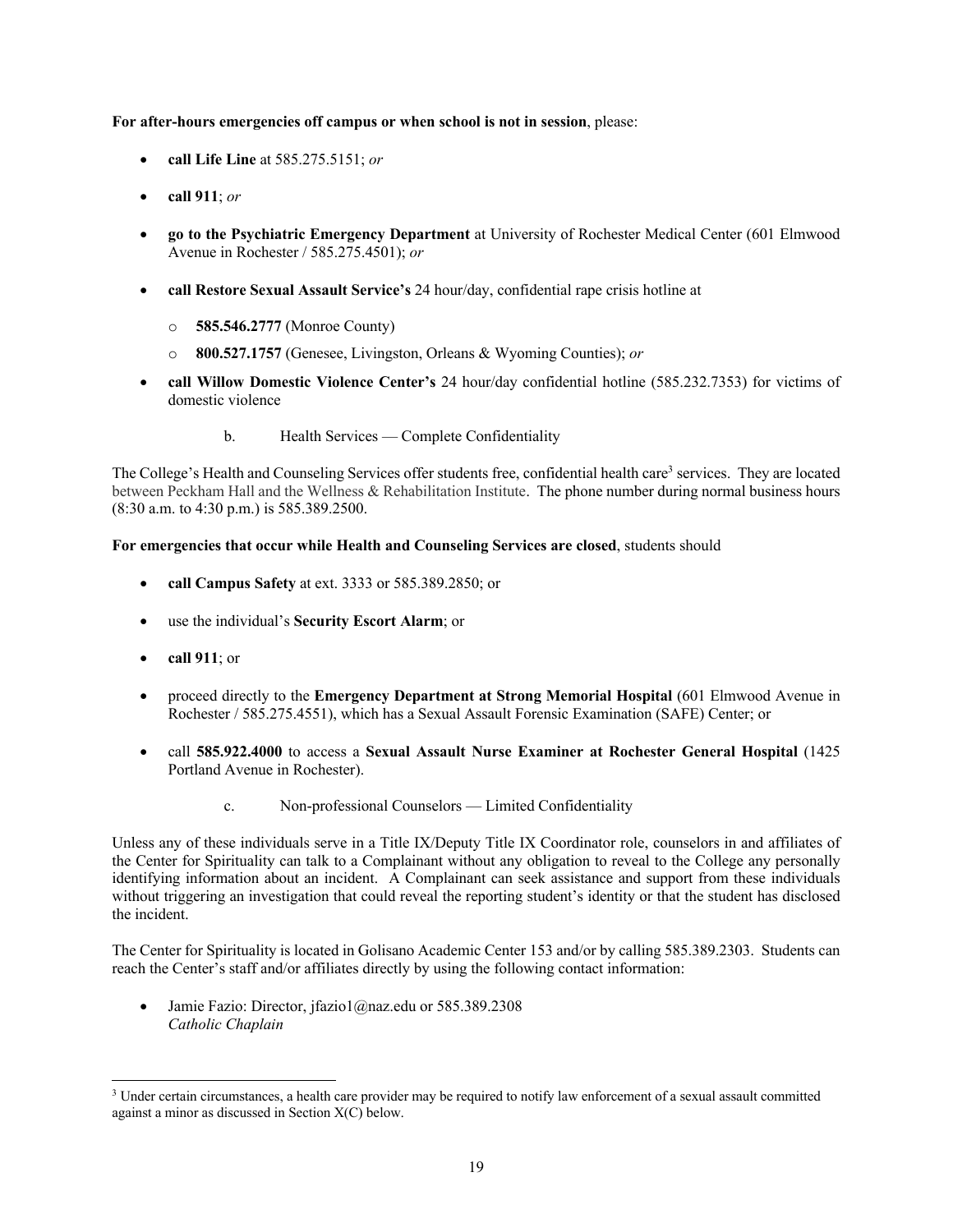**For after-hours emergencies off campus or when school is not in session**, please:

- **call Life Line** at 585.275.5151; *or*
- **call 911**; *or*
- **go to the Psychiatric Emergency Department** at University of Rochester Medical Center (601 Elmwood Avenue in Rochester / 585.275.4501); *or*
- **call Restore Sexual Assault Service's** 24 hour/day, confidential rape crisis hotline at
  - **585.546.2777** (Monroe County)
  - **800.527.1757** (Genesee, Livingston, Orleans & Wyoming Counties); *or*
- **call Willow Domestic Violence Center's** 24 hour/day confidential hotline (585.232.7353) for victims of domestic violence

b. Health Services — Complete Confidentiality

The College's Health and Counseling Services offer students free, confidential health care[3] services. They are located between Peckham Hall and the Wellness & Rehabilitation Institute. The phone number during normal business hours (8:30 a.m. to 4:30 p.m.) is 585.389.2500.

**For emergencies that occur while Health and Counseling Services are closed**, students should

- **call Campus Safety** at ext. 3333 or 585.389.2850; or
- use the individual's **Security Escort Alarm**; or
- **call 911**; or
- proceed directly to the **Emergency Department at Strong Memorial Hospital** (601 Elmwood Avenue in Rochester / 585.275.4551), which has a Sexual Assault Forensic Examination (SAFE) Center; or
- call **585.922.4000** to access a **Sexual Assault Nurse Examiner at Rochester General Hospital** (1425 Portland Avenue in Rochester).

c. Non-professional Counselors — Limited Confidentiality

Unless any of these individuals serve in a Title IX/Deputy Title IX Coordinator role, counselors in and affiliates of the Center for Spirituality can talk to a Complainant without any obligation to reveal to the College any personally identifying information about an incident. A Complainant can seek assistance and support from these individuals without triggering an investigation that could reveal the reporting student's identity or that the student has disclosed the incident.

The Center for Spirituality is located in Golisano Academic Center 153 and/or by calling 585.389.2303. Students can reach the Center's staff and/or affiliates directly by using the following contact information:

- Jamie Fazio: Director, jfazio1@naz.edu or 585.389.2308
  *Catholic Chaplain*

[3] Under certain circumstances, a health care provider may be required to notify law enforcement of a sexual assault committed against a minor as discussed in Section X(C) below.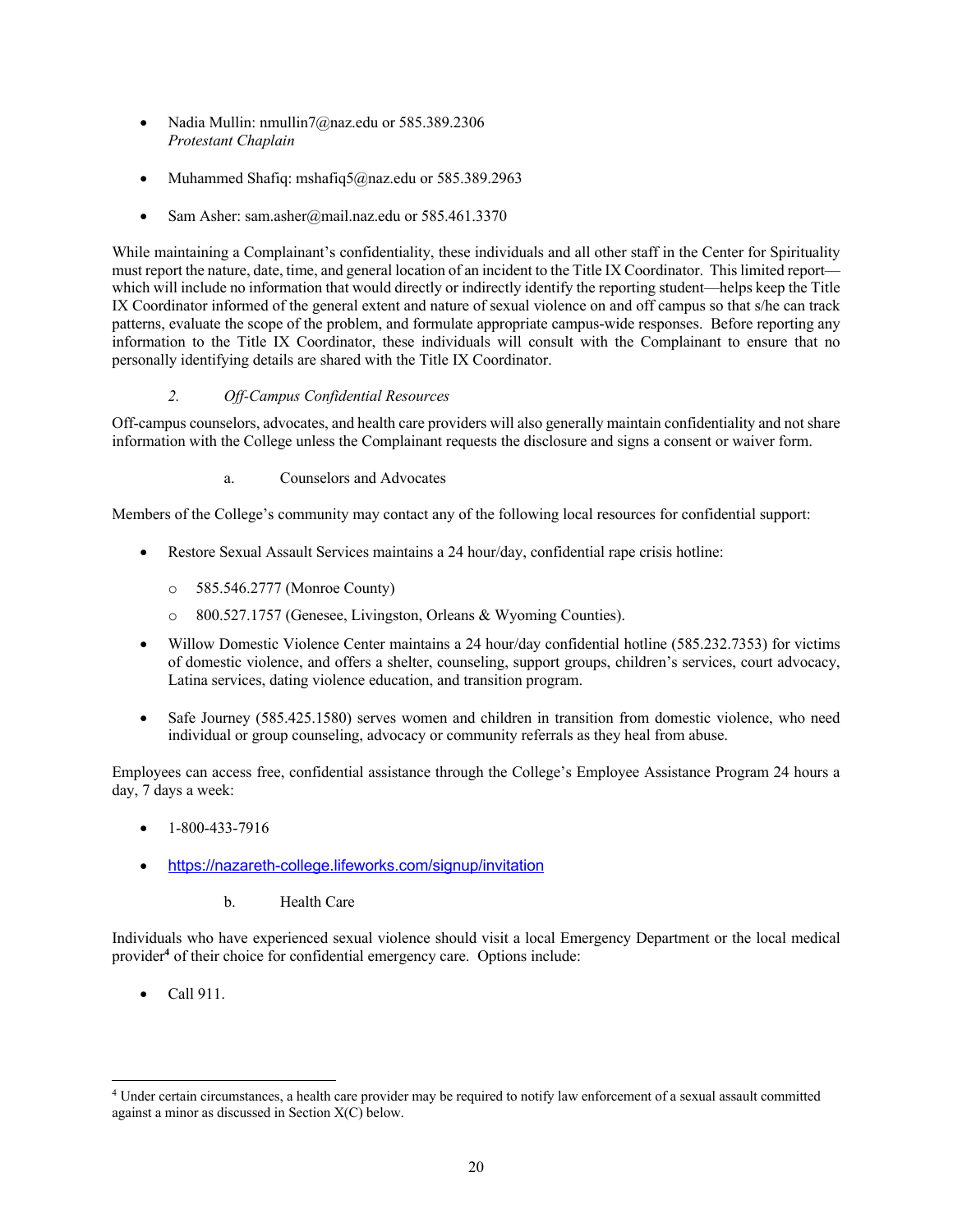- Nadia Mullin: nmullin7@naz.edu or 585.389.2306
  *Protestant Chaplain*

- Muhammed Shafiq: mshafiq5@naz.edu or 585.389.2963

- Sam Asher: sam.asher@mail.naz.edu or 585.461.3370

While maintaining a Complainant's confidentiality, these individuals and all other staff in the Center for Spirituality must report the nature, date, time, and general location of an incident to the Title IX Coordinator. This limited report—which will include no information that would directly or indirectly identify the reporting student—helps keep the Title IX Coordinator informed of the general extent and nature of sexual violence on and off campus so that s/he can track patterns, evaluate the scope of the problem, and formulate appropriate campus-wide responses. Before reporting any information to the Title IX Coordinator, these individuals will consult with the Complainant to ensure that no personally identifying details are shared with the Title IX Coordinator.

*2. Off-Campus Confidential Resources*

Off-campus counselors, advocates, and health care providers will also generally maintain confidentiality and not share information with the College unless the Complainant requests the disclosure and signs a consent or waiver form.

a. Counselors and Advocates

Members of the College's community may contact any of the following local resources for confidential support:

- Restore Sexual Assault Services maintains a 24 hour/day, confidential rape crisis hotline:
  - 585.546.2777 (Monroe County)
  - 800.527.1757 (Genesee, Livingston, Orleans & Wyoming Counties).
- Willow Domestic Violence Center maintains a 24 hour/day confidential hotline (585.232.7353) for victims of domestic violence, and offers a shelter, counseling, support groups, children's services, court advocacy, Latina services, dating violence education, and transition program.
- Safe Journey (585.425.1580) serves women and children in transition from domestic violence, who need individual or group counseling, advocacy or community referrals as they heal from abuse.

Employees can access free, confidential assistance through the College's Employee Assistance Program 24 hours a day, 7 days a week:

- 1-800-433-7916
- https://nazareth-college.lifeworks.com/signup/invitation

b. Health Care

Individuals who have experienced sexual violence should visit a local Emergency Department or the local medical provider[4] of their choice for confidential emergency care. Options include:

- Call 911.

[4] Under certain circumstances, a health care provider may be required to notify law enforcement of a sexual assault committed against a minor as discussed in Section X(C) below.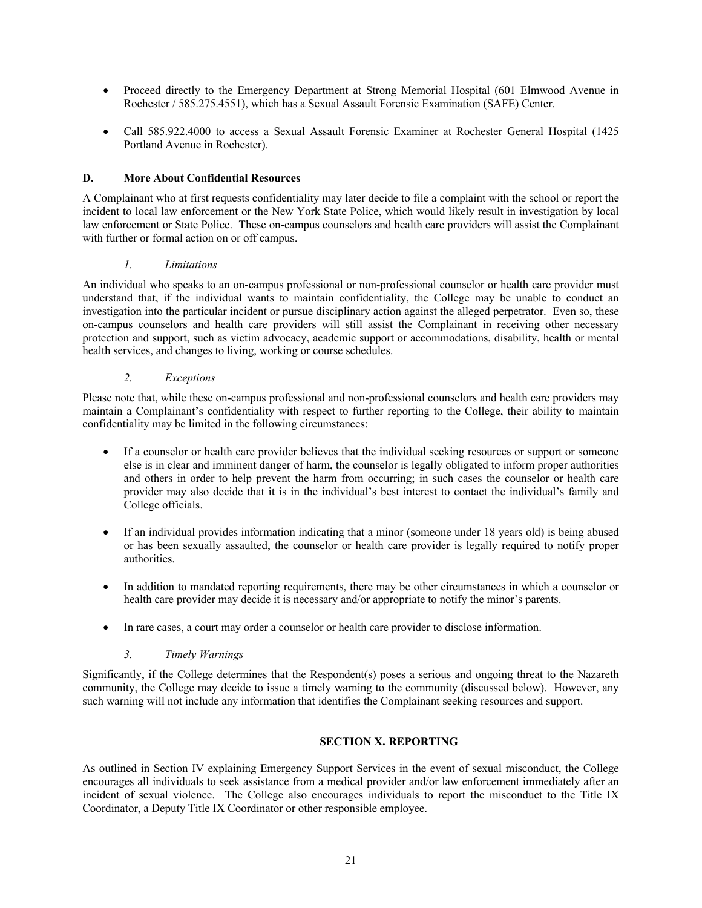- Proceed directly to the Emergency Department at Strong Memorial Hospital (601 Elmwood Avenue in Rochester / 585.275.4551), which has a Sexual Assault Forensic Examination (SAFE) Center.

- Call 585.922.4000 to access a Sexual Assault Forensic Examiner at Rochester General Hospital (1425 Portland Avenue in Rochester).

### D. More About Confidential Resources

A Complainant who at first requests confidentiality may later decide to file a complaint with the school or report the incident to local law enforcement or the New York State Police, which would likely result in investigation by local law enforcement or State Police. These on-campus counselors and health care providers will assist the Complainant with further or formal action on or off campus.

#### *1. Limitations*

An individual who speaks to an on-campus professional or non-professional counselor or health care provider must understand that, if the individual wants to maintain confidentiality, the College may be unable to conduct an investigation into the particular incident or pursue disciplinary action against the alleged perpetrator. Even so, these on-campus counselors and health care providers will still assist the Complainant in receiving other necessary protection and support, such as victim advocacy, academic support or accommodations, disability, health or mental health services, and changes to living, working or course schedules.

#### *2. Exceptions*

Please note that, while these on-campus professional and non-professional counselors and health care providers may maintain a Complainant's confidentiality with respect to further reporting to the College, their ability to maintain confidentiality may be limited in the following circumstances:

- If a counselor or health care provider believes that the individual seeking resources or support or someone else is in clear and imminent danger of harm, the counselor is legally obligated to inform proper authorities and others in order to help prevent the harm from occurring; in such cases the counselor or health care provider may also decide that it is in the individual's best interest to contact the individual's family and College officials.

- If an individual provides information indicating that a minor (someone under 18 years old) is being abused or has been sexually assaulted, the counselor or health care provider is legally required to notify proper authorities.

- In addition to mandated reporting requirements, there may be other circumstances in which a counselor or health care provider may decide it is necessary and/or appropriate to notify the minor's parents.

- In rare cases, a court may order a counselor or health care provider to disclose information.

#### *3. Timely Warnings*

Significantly, if the College determines that the Respondent(s) poses a serious and ongoing threat to the Nazareth community, the College may decide to issue a timely warning to the community (discussed below). However, any such warning will not include any information that identifies the Complainant seeking resources and support.

## SECTION X. REPORTING

As outlined in Section IV explaining Emergency Support Services in the event of sexual misconduct, the College encourages all individuals to seek assistance from a medical provider and/or law enforcement immediately after an incident of sexual violence. The College also encourages individuals to report the misconduct to the Title IX Coordinator, a Deputy Title IX Coordinator or other responsible employee.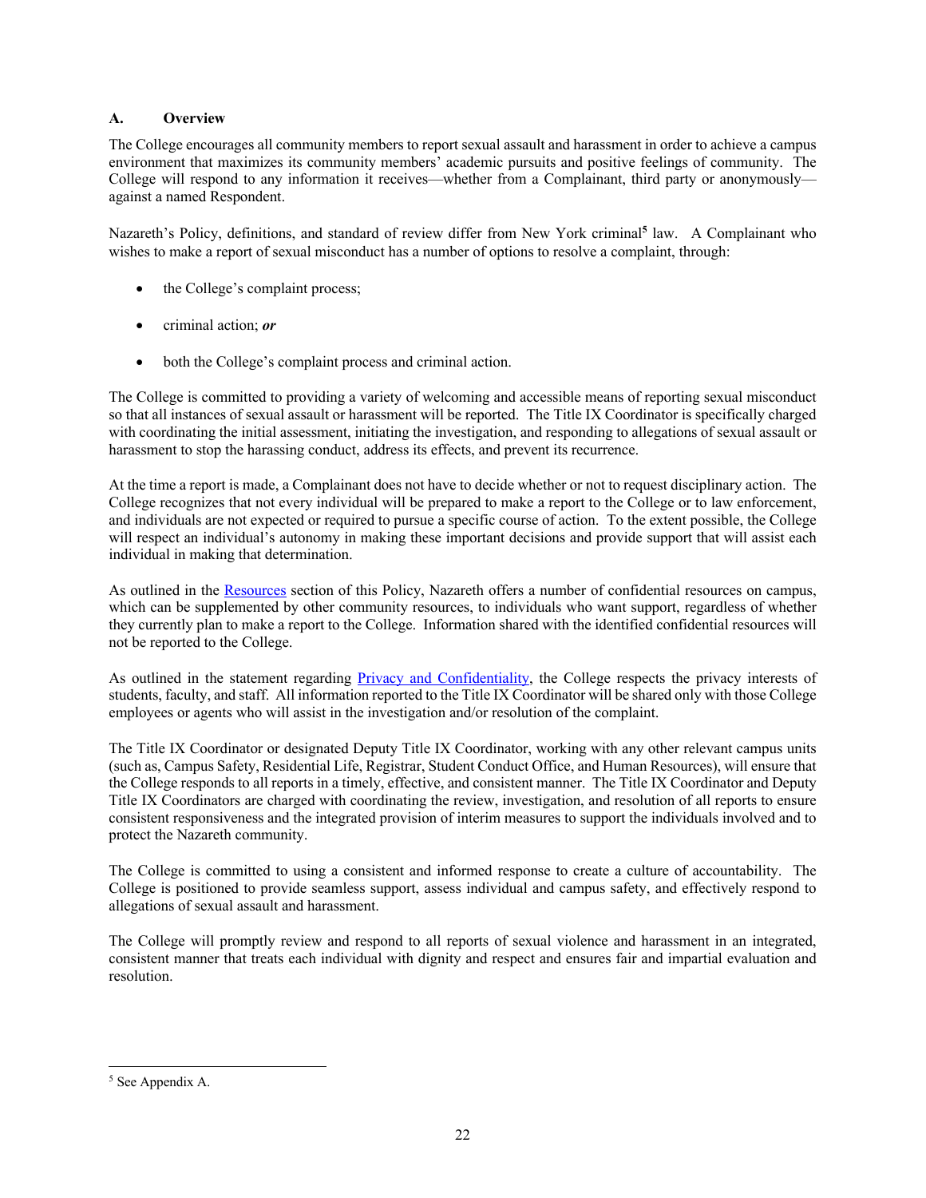## A. Overview

The College encourages all community members to report sexual assault and harassment in order to achieve a campus environment that maximizes its community members' academic pursuits and positive feelings of community. The College will respond to any information it receives—whether from a Complainant, third party or anonymously—against a named Respondent.

Nazareth's Policy, definitions, and standard of review differ from New York criminal[5] law. A Complainant who wishes to make a report of sexual misconduct has a number of options to resolve a complaint, through:

- the College's complaint process;
- criminal action; ***or***
- both the College's complaint process and criminal action.

The College is committed to providing a variety of welcoming and accessible means of reporting sexual misconduct so that all instances of sexual assault or harassment will be reported. The Title IX Coordinator is specifically charged with coordinating the initial assessment, initiating the investigation, and responding to allegations of sexual assault or harassment to stop the harassing conduct, address its effects, and prevent its recurrence.

At the time a report is made, a Complainant does not have to decide whether or not to request disciplinary action. The College recognizes that not every individual will be prepared to make a report to the College or to law enforcement, and individuals are not expected or required to pursue a specific course of action. To the extent possible, the College will respect an individual's autonomy in making these important decisions and provide support that will assist each individual in making that determination.

As outlined in the Resources section of this Policy, Nazareth offers a number of confidential resources on campus, which can be supplemented by other community resources, to individuals who want support, regardless of whether they currently plan to make a report to the College. Information shared with the identified confidential resources will not be reported to the College.

As outlined in the statement regarding Privacy and Confidentiality, the College respects the privacy interests of students, faculty, and staff. All information reported to the Title IX Coordinator will be shared only with those College employees or agents who will assist in the investigation and/or resolution of the complaint.

The Title IX Coordinator or designated Deputy Title IX Coordinator, working with any other relevant campus units (such as, Campus Safety, Residential Life, Registrar, Student Conduct Office, and Human Resources), will ensure that the College responds to all reports in a timely, effective, and consistent manner. The Title IX Coordinator and Deputy Title IX Coordinators are charged with coordinating the review, investigation, and resolution of all reports to ensure consistent responsiveness and the integrated provision of interim measures to support the individuals involved and to protect the Nazareth community.

The College is committed to using a consistent and informed response to create a culture of accountability. The College is positioned to provide seamless support, assess individual and campus safety, and effectively respond to allegations of sexual assault and harassment.

The College will promptly review and respond to all reports of sexual violence and harassment in an integrated, consistent manner that treats each individual with dignity and respect and ensures fair and impartial evaluation and resolution.

---

[5] See Appendix A.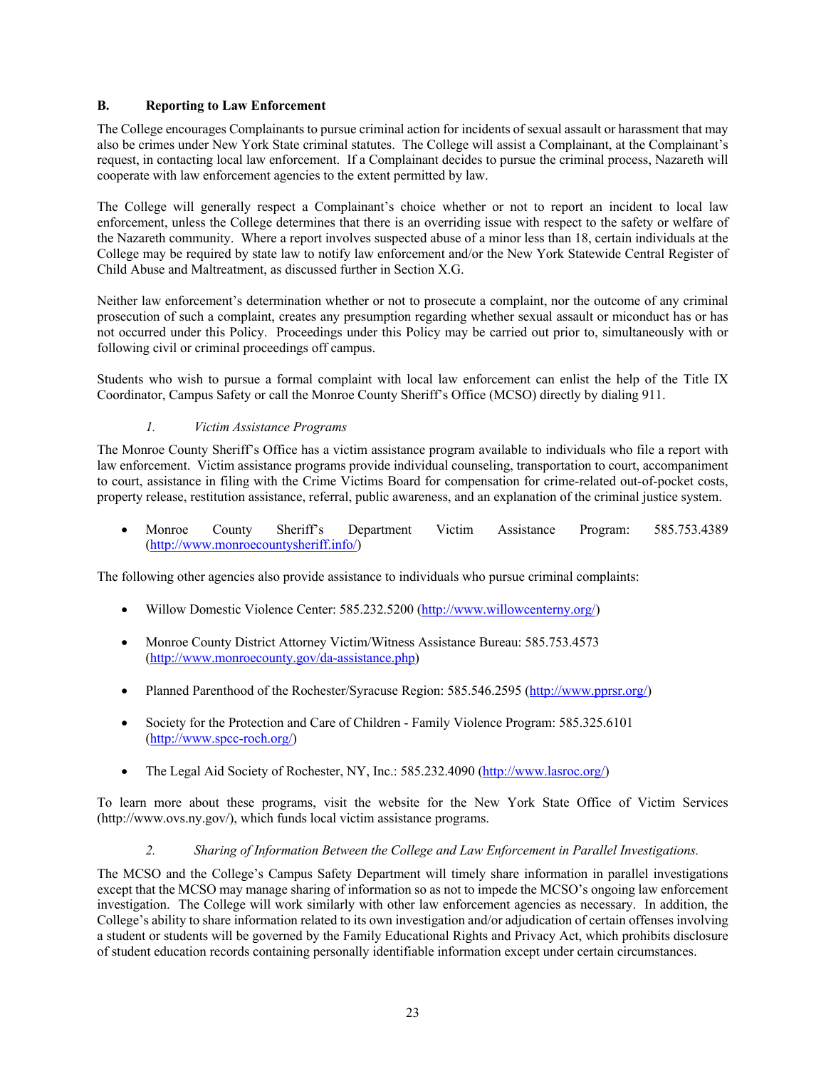### B. Reporting to Law Enforcement

The College encourages Complainants to pursue criminal action for incidents of sexual assault or harassment that may also be crimes under New York State criminal statutes. The College will assist a Complainant, at the Complainant's request, in contacting local law enforcement. If a Complainant decides to pursue the criminal process, Nazareth will cooperate with law enforcement agencies to the extent permitted by law.

The College will generally respect a Complainant's choice whether or not to report an incident to local law enforcement, unless the College determines that there is an overriding issue with respect to the safety or welfare of the Nazareth community. Where a report involves suspected abuse of a minor less than 18, certain individuals at the College may be required by state law to notify law enforcement and/or the New York Statewide Central Register of Child Abuse and Maltreatment, as discussed further in Section X.G.

Neither law enforcement's determination whether or not to prosecute a complaint, nor the outcome of any criminal prosecution of such a complaint, creates any presumption regarding whether sexual assault or miconduct has or has not occurred under this Policy. Proceedings under this Policy may be carried out prior to, simultaneously with or following civil or criminal proceedings off campus.

Students who wish to pursue a formal complaint with local law enforcement can enlist the help of the Title IX Coordinator, Campus Safety or call the Monroe County Sheriff's Office (MCSO) directly by dialing 911.

#### *1. Victim Assistance Programs*

The Monroe County Sheriff's Office has a victim assistance program available to individuals who file a report with law enforcement. Victim assistance programs provide individual counseling, transportation to court, accompaniment to court, assistance in filing with the Crime Victims Board for compensation for crime-related out-of-pocket costs, property release, restitution assistance, referral, public awareness, and an explanation of the criminal justice system.

- Monroe County Sheriff's Department Victim Assistance Program: 585.753.4389 (http://www.monroecountysheriff.info/)

The following other agencies also provide assistance to individuals who pursue criminal complaints:

- Willow Domestic Violence Center: 585.232.5200 (http://www.willowcenterny.org/)

- Monroe County District Attorney Victim/Witness Assistance Bureau: 585.753.4573 (http://www.monroecounty.gov/da-assistance.php)

- Planned Parenthood of the Rochester/Syracuse Region: 585.546.2595 (http://www.pprsr.org/)

- Society for the Protection and Care of Children - Family Violence Program: 585.325.6101 (http://www.spcc-roch.org/)

- The Legal Aid Society of Rochester, NY, Inc.: 585.232.4090 (http://www.lasroc.org/)

To learn more about these programs, visit the website for the New York State Office of Victim Services (http://www.ovs.ny.gov/), which funds local victim assistance programs.

#### *2. Sharing of Information Between the College and Law Enforcement in Parallel Investigations.*

The MCSO and the College's Campus Safety Department will timely share information in parallel investigations except that the MCSO may manage sharing of information so as not to impede the MCSO's ongoing law enforcement investigation. The College will work similarly with other law enforcement agencies as necessary. In addition, the College's ability to share information related to its own investigation and/or adjudication of certain offenses involving a student or students will be governed by the Family Educational Rights and Privacy Act, which prohibits disclosure of student education records containing personally identifiable information except under certain circumstances.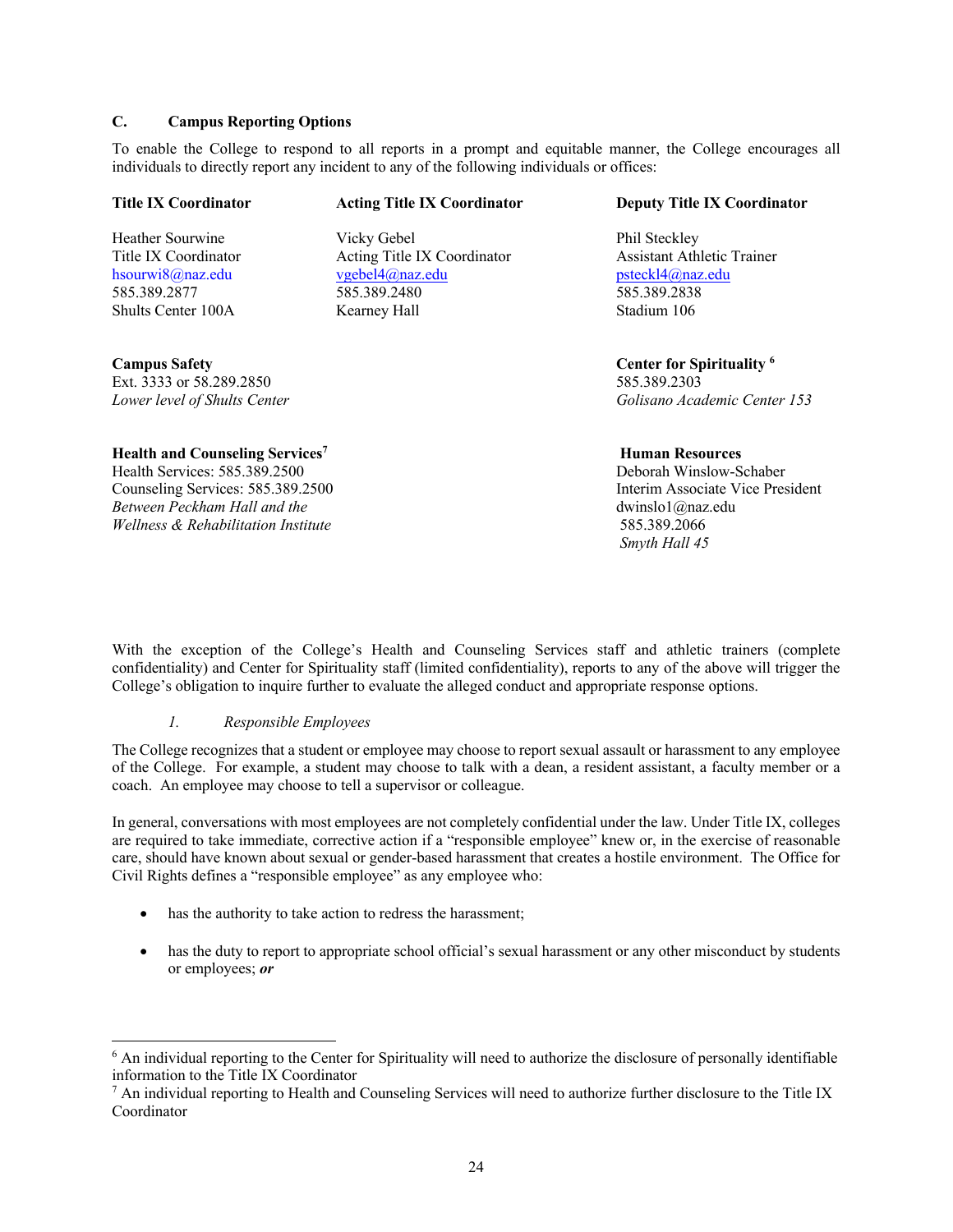### C. Campus Reporting Options

To enable the College to respond to all reports in a prompt and equitable manner, the College encourages all individuals to directly report any incident to any of the following individuals or offices:

**Title IX Coordinator**

Heather Sourwine
Title IX Coordinator
hsourwi8@naz.edu
585.389.2877
Shults Center 100A

**Acting Title IX Coordinator**

Vicky Gebel
Acting Title IX Coordinator
vgebel4@naz.edu
585.389.2480
Kearney Hall

**Deputy Title IX Coordinator**

Phil Steckley
Assistant Athletic Trainer
psteckl4@naz.edu
585.389.2838
Stadium 106

**Campus Safety**
Ext. 3333 or 58.289.2850
*Lower level of Shults Center*

**Center for Spirituality** [6]
585.389.2303
*Golisano Academic Center 153*

**Health and Counseling Services**[7]
Health Services: 585.389.2500
Counseling Services: 585.389.2500
*Between Peckham Hall and the Wellness & Rehabilitation Institute*

**Human Resources**
Deborah Winslow-Schaber
Interim Associate Vice President
dwinslo1@naz.edu
585.389.2066
*Smyth Hall 45*

With the exception of the College's Health and Counseling Services staff and athletic trainers (complete confidentiality) and Center for Spirituality staff (limited confidentiality), reports to any of the above will trigger the College's obligation to inquire further to evaluate the alleged conduct and appropriate response options.

#### *1. Responsible Employees*

The College recognizes that a student or employee may choose to report sexual assault or harassment to any employee of the College. For example, a student may choose to talk with a dean, a resident assistant, a faculty member or a coach. An employee may choose to tell a supervisor or colleague.

In general, conversations with most employees are not completely confidential under the law. Under Title IX, colleges are required to take immediate, corrective action if a "responsible employee" knew or, in the exercise of reasonable care, should have known about sexual or gender-based harassment that creates a hostile environment. The Office for Civil Rights defines a "responsible employee" as any employee who:

- has the authority to take action to redress the harassment;
- has the duty to report to appropriate school official's sexual harassment or any other misconduct by students or employees; ***or***

---

[6] An individual reporting to the Center for Spirituality will need to authorize the disclosure of personally identifiable information to the Title IX Coordinator

[7] An individual reporting to Health and Counseling Services will need to authorize further disclosure to the Title IX Coordinator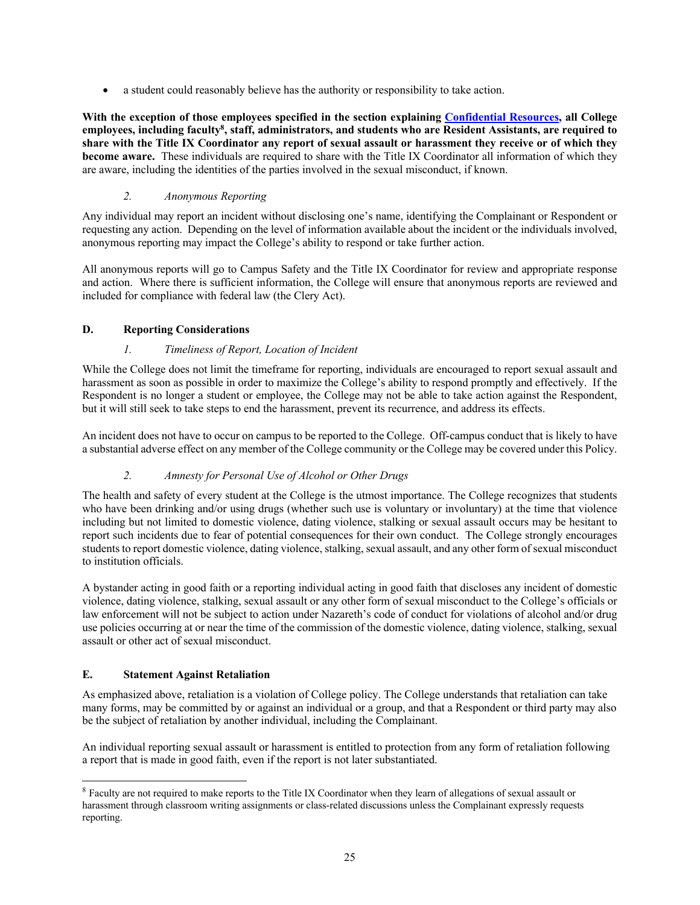- a student could reasonably believe has the authority or responsibility to take action.

**With the exception of those employees specified in the section explaining [Confidential Resources], all College employees, including faculty[8], staff, administrators, and students who are Resident Assistants, are required to share with the Title IX Coordinator any report of sexual assault or harassment they receive or of which they become aware.** These individuals are required to share with the Title IX Coordinator all information of which they are aware, including the identities of the parties involved in the sexual misconduct, if known.

*2. Anonymous Reporting*

Any individual may report an incident without disclosing one's name, identifying the Complainant or Respondent or requesting any action. Depending on the level of information available about the incident or the individuals involved, anonymous reporting may impact the College's ability to respond or take further action.

All anonymous reports will go to Campus Safety and the Title IX Coordinator for review and appropriate response and action. Where there is sufficient information, the College will ensure that anonymous reports are reviewed and included for compliance with federal law (the Clery Act).

### D. Reporting Considerations

*1. Timeliness of Report, Location of Incident*

While the College does not limit the timeframe for reporting, individuals are encouraged to report sexual assault and harassment as soon as possible in order to maximize the College's ability to respond promptly and effectively. If the Respondent is no longer a student or employee, the College may not be able to take action against the Respondent, but it will still seek to take steps to end the harassment, prevent its recurrence, and address its effects.

An incident does not have to occur on campus to be reported to the College. Off-campus conduct that is likely to have a substantial adverse effect on any member of the College community or the College may be covered under this Policy.

*2. Amnesty for Personal Use of Alcohol or Other Drugs*

The health and safety of every student at the College is the utmost importance. The College recognizes that students who have been drinking and/or using drugs (whether such use is voluntary or involuntary) at the time that violence including but not limited to domestic violence, dating violence, stalking or sexual assault occurs may be hesitant to report such incidents due to fear of potential consequences for their own conduct. The College strongly encourages students to report domestic violence, dating violence, stalking, sexual assault, and any other form of sexual misconduct to institution officials.

A bystander acting in good faith or a reporting individual acting in good faith that discloses any incident of domestic violence, dating violence, stalking, sexual assault or any other form of sexual misconduct to the College's officials or law enforcement will not be subject to action under Nazareth's code of conduct for violations of alcohol and/or drug use policies occurring at or near the time of the commission of the domestic violence, dating violence, stalking, sexual assault or other act of sexual misconduct.

### E. Statement Against Retaliation

As emphasized above, retaliation is a violation of College policy. The College understands that retaliation can take many forms, may be committed by or against an individual or a group, and that a Respondent or third party may also be the subject of retaliation by another individual, including the Complainant.

An individual reporting sexual assault or harassment is entitled to protection from any form of retaliation following a report that is made in good faith, even if the report is not later substantiated.

---

[8] Faculty are not required to make reports to the Title IX Coordinator when they learn of allegations of sexual assault or harassment through classroom writing assignments or class-related discussions unless the Complainant expressly requests reporting.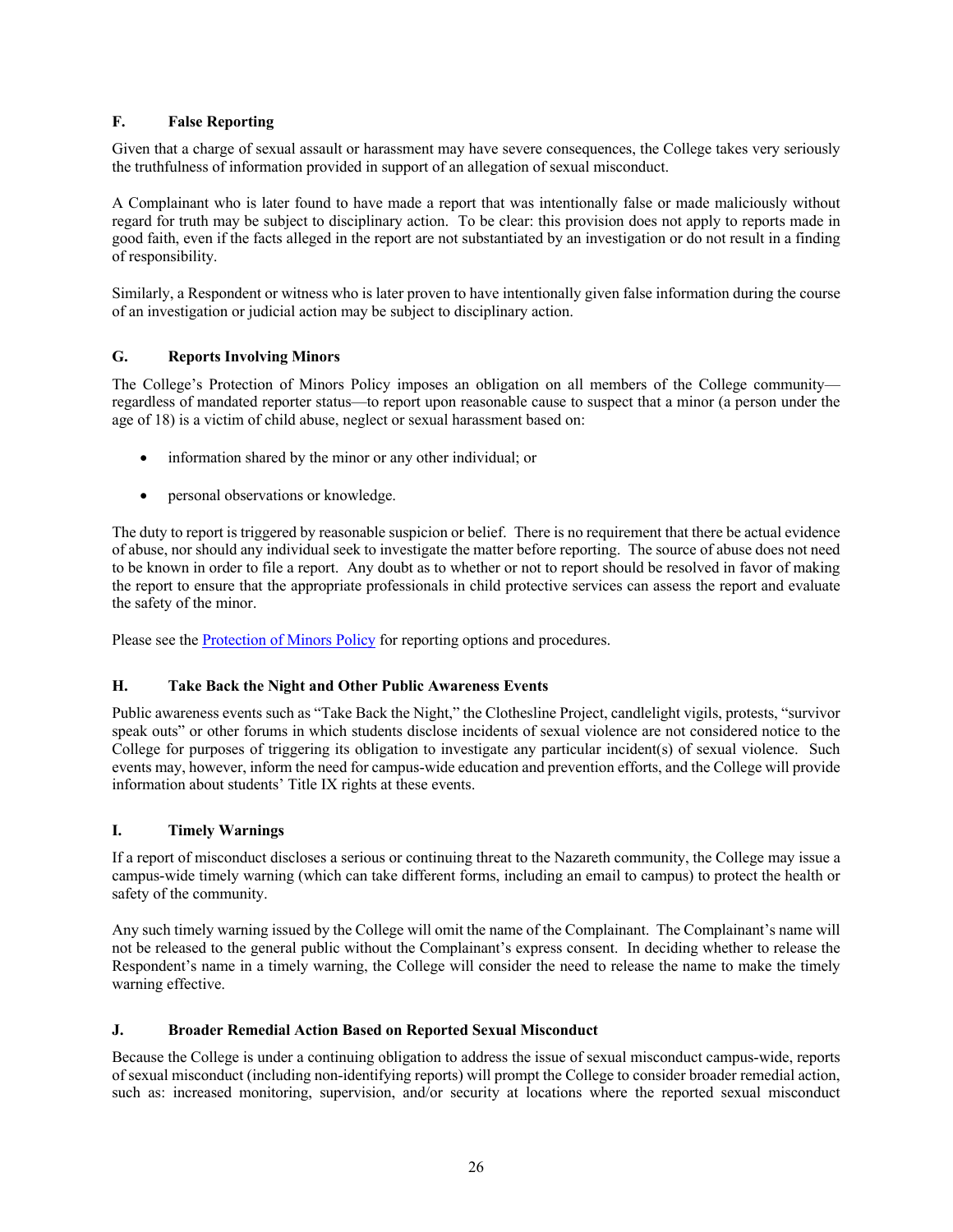### F. False Reporting

Given that a charge of sexual assault or harassment may have severe consequences, the College takes very seriously the truthfulness of information provided in support of an allegation of sexual misconduct.

A Complainant who is later found to have made a report that was intentionally false or made maliciously without regard for truth may be subject to disciplinary action. To be clear: this provision does not apply to reports made in good faith, even if the facts alleged in the report are not substantiated by an investigation or do not result in a finding of responsibility.

Similarly, a Respondent or witness who is later proven to have intentionally given false information during the course of an investigation or judicial action may be subject to disciplinary action.

### G. Reports Involving Minors

The College's Protection of Minors Policy imposes an obligation on all members of the College community—regardless of mandated reporter status—to report upon reasonable cause to suspect that a minor (a person under the age of 18) is a victim of child abuse, neglect or sexual harassment based on:

- information shared by the minor or any other individual; or
- personal observations or knowledge.

The duty to report is triggered by reasonable suspicion or belief. There is no requirement that there be actual evidence of abuse, nor should any individual seek to investigate the matter before reporting. The source of abuse does not need to be known in order to file a report. Any doubt as to whether or not to report should be resolved in favor of making the report to ensure that the appropriate professionals in child protective services can assess the report and evaluate the safety of the minor.

Please see the Protection of Minors Policy for reporting options and procedures.

### H. Take Back the Night and Other Public Awareness Events

Public awareness events such as "Take Back the Night," the Clothesline Project, candlelight vigils, protests, "survivor speak outs" or other forums in which students disclose incidents of sexual violence are not considered notice to the College for purposes of triggering its obligation to investigate any particular incident(s) of sexual violence. Such events may, however, inform the need for campus-wide education and prevention efforts, and the College will provide information about students' Title IX rights at these events.

### I. Timely Warnings

If a report of misconduct discloses a serious or continuing threat to the Nazareth community, the College may issue a campus-wide timely warning (which can take different forms, including an email to campus) to protect the health or safety of the community.

Any such timely warning issued by the College will omit the name of the Complainant. The Complainant's name will not be released to the general public without the Complainant's express consent. In deciding whether to release the Respondent's name in a timely warning, the College will consider the need to release the name to make the timely warning effective.

### J. Broader Remedial Action Based on Reported Sexual Misconduct

Because the College is under a continuing obligation to address the issue of sexual misconduct campus-wide, reports of sexual misconduct (including non-identifying reports) will prompt the College to consider broader remedial action, such as: increased monitoring, supervision, and/or security at locations where the reported sexual misconduct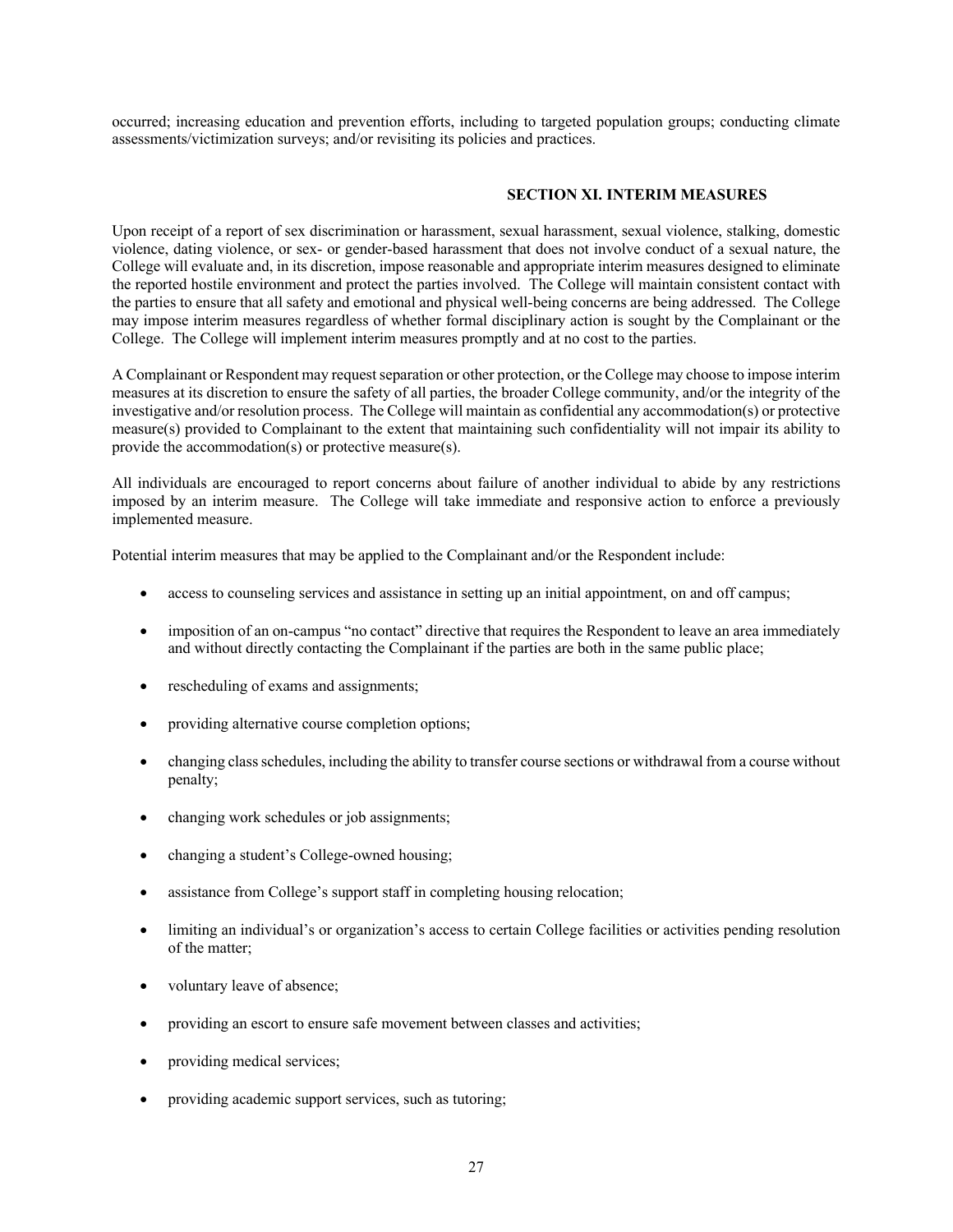occurred; increasing education and prevention efforts, including to targeted population groups; conducting climate assessments/victimization surveys; and/or revisiting its policies and practices.

## SECTION XI. INTERIM MEASURES

Upon receipt of a report of sex discrimination or harassment, sexual harassment, sexual violence, stalking, domestic violence, dating violence, or sex- or gender-based harassment that does not involve conduct of a sexual nature, the College will evaluate and, in its discretion, impose reasonable and appropriate interim measures designed to eliminate the reported hostile environment and protect the parties involved. The College will maintain consistent contact with the parties to ensure that all safety and emotional and physical well-being concerns are being addressed. The College may impose interim measures regardless of whether formal disciplinary action is sought by the Complainant or the College. The College will implement interim measures promptly and at no cost to the parties.

A Complainant or Respondent may request separation or other protection, or the College may choose to impose interim measures at its discretion to ensure the safety of all parties, the broader College community, and/or the integrity of the investigative and/or resolution process. The College will maintain as confidential any accommodation(s) or protective measure(s) provided to Complainant to the extent that maintaining such confidentiality will not impair its ability to provide the accommodation(s) or protective measure(s).

All individuals are encouraged to report concerns about failure of another individual to abide by any restrictions imposed by an interim measure. The College will take immediate and responsive action to enforce a previously implemented measure.

Potential interim measures that may be applied to the Complainant and/or the Respondent include:

- access to counseling services and assistance in setting up an initial appointment, on and off campus;
- imposition of an on-campus "no contact" directive that requires the Respondent to leave an area immediately and without directly contacting the Complainant if the parties are both in the same public place;
- rescheduling of exams and assignments;
- providing alternative course completion options;
- changing class schedules, including the ability to transfer course sections or withdrawal from a course without penalty;
- changing work schedules or job assignments;
- changing a student's College-owned housing;
- assistance from College's support staff in completing housing relocation;
- limiting an individual's or organization's access to certain College facilities or activities pending resolution of the matter;
- voluntary leave of absence;
- providing an escort to ensure safe movement between classes and activities;
- providing medical services;
- providing academic support services, such as tutoring;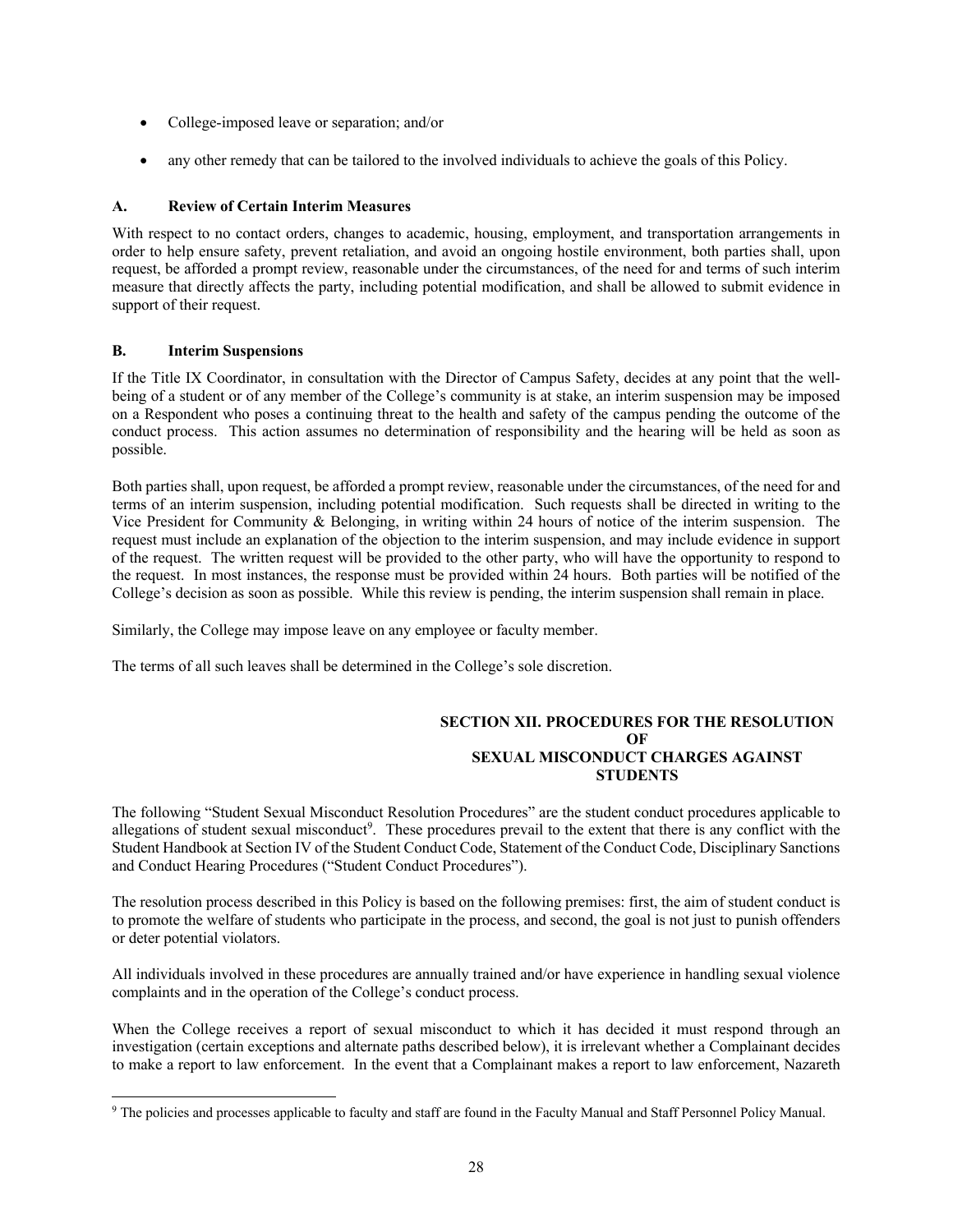- College-imposed leave or separation; and/or
- any other remedy that can be tailored to the involved individuals to achieve the goals of this Policy.

### A. Review of Certain Interim Measures

With respect to no contact orders, changes to academic, housing, employment, and transportation arrangements in order to help ensure safety, prevent retaliation, and avoid an ongoing hostile environment, both parties shall, upon request, be afforded a prompt review, reasonable under the circumstances, of the need for and terms of such interim measure that directly affects the party, including potential modification, and shall be allowed to submit evidence in support of their request.

### B. Interim Suspensions

If the Title IX Coordinator, in consultation with the Director of Campus Safety, decides at any point that the well-being of a student or of any member of the College's community is at stake, an interim suspension may be imposed on a Respondent who poses a continuing threat to the health and safety of the campus pending the outcome of the conduct process. This action assumes no determination of responsibility and the hearing will be held as soon as possible.

Both parties shall, upon request, be afforded a prompt review, reasonable under the circumstances, of the need for and terms of an interim suspension, including potential modification. Such requests shall be directed in writing to the Vice President for Community & Belonging, in writing within 24 hours of notice of the interim suspension. The request must include an explanation of the objection to the interim suspension, and may include evidence in support of the request. The written request will be provided to the other party, who will have the opportunity to respond to the request. In most instances, the response must be provided within 24 hours. Both parties will be notified of the College's decision as soon as possible. While this review is pending, the interim suspension shall remain in place.

Similarly, the College may impose leave on any employee or faculty member.

The terms of all such leaves shall be determined in the College's sole discretion.

## SECTION XII. PROCEDURES FOR THE RESOLUTION OF SEXUAL MISCONDUCT CHARGES AGAINST STUDENTS

The following "Student Sexual Misconduct Resolution Procedures" are the student conduct procedures applicable to allegations of student sexual misconduct[9]. These procedures prevail to the extent that there is any conflict with the Student Handbook at Section IV of the Student Conduct Code, Statement of the Conduct Code, Disciplinary Sanctions and Conduct Hearing Procedures ("Student Conduct Procedures").

The resolution process described in this Policy is based on the following premises: first, the aim of student conduct is to promote the welfare of students who participate in the process, and second, the goal is not just to punish offenders or deter potential violators.

All individuals involved in these procedures are annually trained and/or have experience in handling sexual violence complaints and in the operation of the College's conduct process.

When the College receives a report of sexual misconduct to which it has decided it must respond through an investigation (certain exceptions and alternate paths described below), it is irrelevant whether a Complainant decides to make a report to law enforcement. In the event that a Complainant makes a report to law enforcement, Nazareth

[9] The policies and processes applicable to faculty and staff are found in the Faculty Manual and Staff Personnel Policy Manual.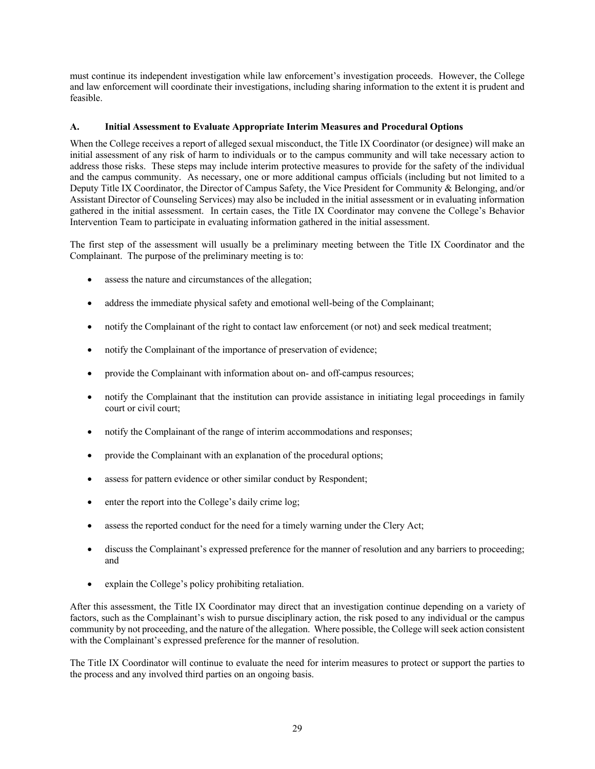must continue its independent investigation while law enforcement's investigation proceeds. However, the College and law enforcement will coordinate their investigations, including sharing information to the extent it is prudent and feasible.

### A. Initial Assessment to Evaluate Appropriate Interim Measures and Procedural Options

When the College receives a report of alleged sexual misconduct, the Title IX Coordinator (or designee) will make an initial assessment of any risk of harm to individuals or to the campus community and will take necessary action to address those risks. These steps may include interim protective measures to provide for the safety of the individual and the campus community. As necessary, one or more additional campus officials (including but not limited to a Deputy Title IX Coordinator, the Director of Campus Safety, the Vice President for Community & Belonging, and/or Assistant Director of Counseling Services) may also be included in the initial assessment or in evaluating information gathered in the initial assessment. In certain cases, the Title IX Coordinator may convene the College's Behavior Intervention Team to participate in evaluating information gathered in the initial assessment.

The first step of the assessment will usually be a preliminary meeting between the Title IX Coordinator and the Complainant. The purpose of the preliminary meeting is to:

- assess the nature and circumstances of the allegation;
- address the immediate physical safety and emotional well-being of the Complainant;
- notify the Complainant of the right to contact law enforcement (or not) and seek medical treatment;
- notify the Complainant of the importance of preservation of evidence;
- provide the Complainant with information about on- and off-campus resources;
- notify the Complainant that the institution can provide assistance in initiating legal proceedings in family court or civil court;
- notify the Complainant of the range of interim accommodations and responses;
- provide the Complainant with an explanation of the procedural options;
- assess for pattern evidence or other similar conduct by Respondent;
- enter the report into the College's daily crime log;
- assess the reported conduct for the need for a timely warning under the Clery Act;
- discuss the Complainant's expressed preference for the manner of resolution and any barriers to proceeding; and
- explain the College's policy prohibiting retaliation.

After this assessment, the Title IX Coordinator may direct that an investigation continue depending on a variety of factors, such as the Complainant's wish to pursue disciplinary action, the risk posed to any individual or the campus community by not proceeding, and the nature of the allegation. Where possible, the College will seek action consistent with the Complainant's expressed preference for the manner of resolution.

The Title IX Coordinator will continue to evaluate the need for interim measures to protect or support the parties to the process and any involved third parties on an ongoing basis.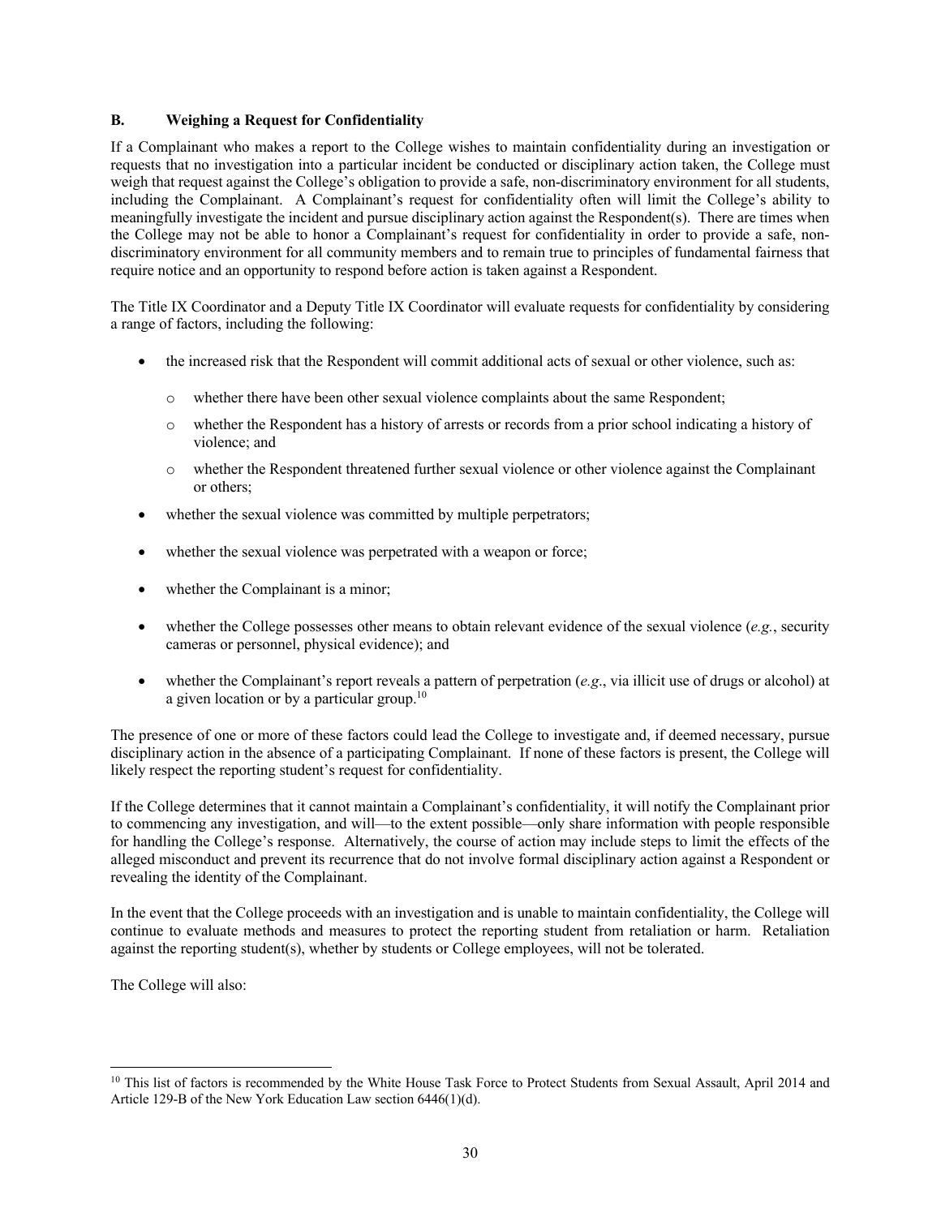### B. Weighing a Request for Confidentiality

If a Complainant who makes a report to the College wishes to maintain confidentiality during an investigation or requests that no investigation into a particular incident be conducted or disciplinary action taken, the College must weigh that request against the College's obligation to provide a safe, non-discriminatory environment for all students, including the Complainant. A Complainant's request for confidentiality often will limit the College's ability to meaningfully investigate the incident and pursue disciplinary action against the Respondent(s). There are times when the College may not be able to honor a Complainant's request for confidentiality in order to provide a safe, non-discriminatory environment for all community members and to remain true to principles of fundamental fairness that require notice and an opportunity to respond before action is taken against a Respondent.

The Title IX Coordinator and a Deputy Title IX Coordinator will evaluate requests for confidentiality by considering a range of factors, including the following:

- the increased risk that the Respondent will commit additional acts of sexual or other violence, such as:
  - whether there have been other sexual violence complaints about the same Respondent;
  - whether the Respondent has a history of arrests or records from a prior school indicating a history of violence; and
  - whether the Respondent threatened further sexual violence or other violence against the Complainant or others;
- whether the sexual violence was committed by multiple perpetrators;
- whether the sexual violence was perpetrated with a weapon or force;
- whether the Complainant is a minor;
- whether the College possesses other means to obtain relevant evidence of the sexual violence (*e.g.*, security cameras or personnel, physical evidence); and
- whether the Complainant's report reveals a pattern of perpetration (*e.g*., via illicit use of drugs or alcohol) at a given location or by a particular group.[10]

The presence of one or more of these factors could lead the College to investigate and, if deemed necessary, pursue disciplinary action in the absence of a participating Complainant. If none of these factors is present, the College will likely respect the reporting student's request for confidentiality.

If the College determines that it cannot maintain a Complainant's confidentiality, it will notify the Complainant prior to commencing any investigation, and will—to the extent possible—only share information with people responsible for handling the College's response. Alternatively, the course of action may include steps to limit the effects of the alleged misconduct and prevent its recurrence that do not involve formal disciplinary action against a Respondent or revealing the identity of the Complainant.

In the event that the College proceeds with an investigation and is unable to maintain confidentiality, the College will continue to evaluate methods and measures to protect the reporting student from retaliation or harm. Retaliation against the reporting student(s), whether by students or College employees, will not be tolerated.

The College will also:

[10] This list of factors is recommended by the White House Task Force to Protect Students from Sexual Assault, April 2014 and Article 129-B of the New York Education Law section 6446(1)(d).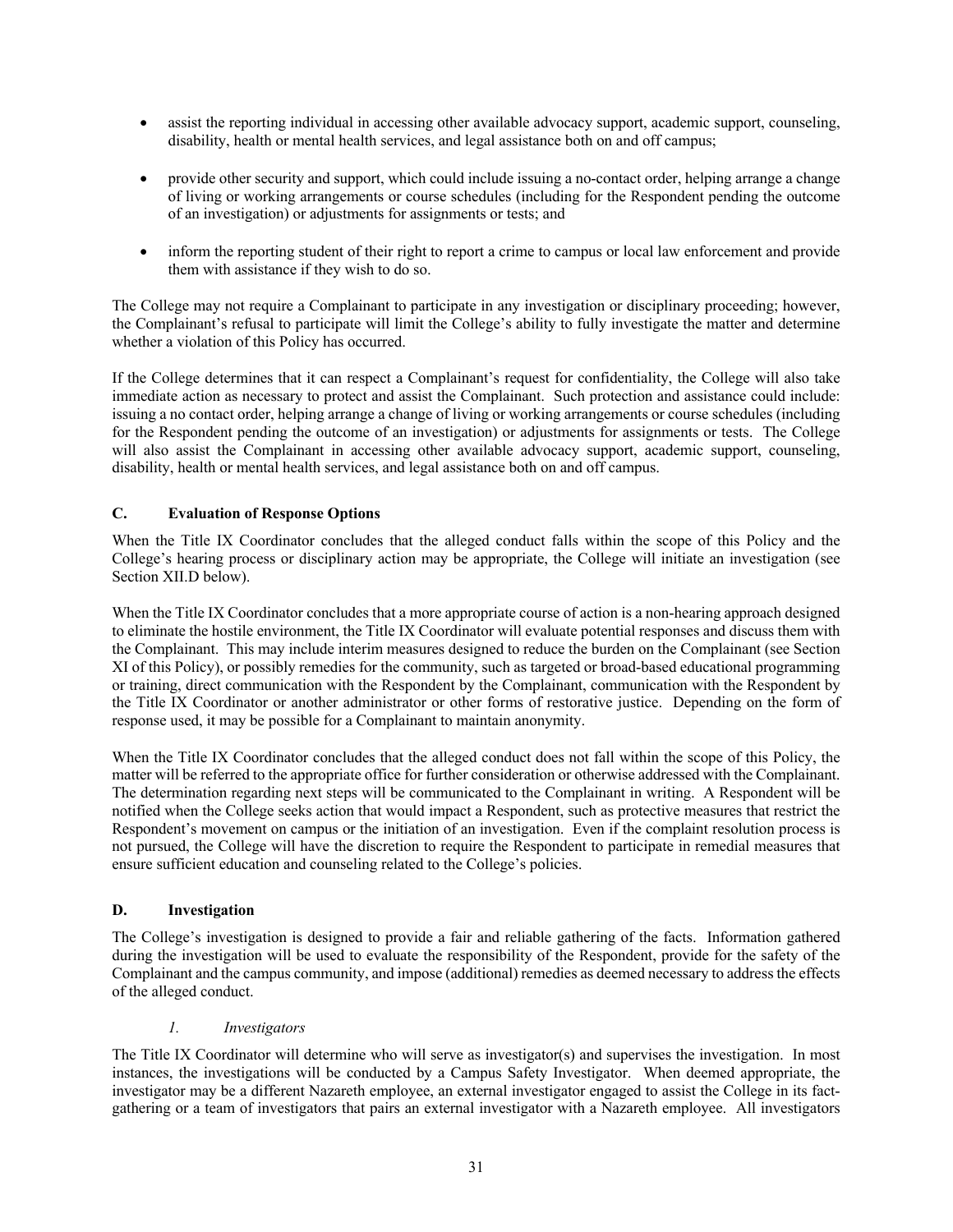- assist the reporting individual in accessing other available advocacy support, academic support, counseling, disability, health or mental health services, and legal assistance both on and off campus;
- provide other security and support, which could include issuing a no-contact order, helping arrange a change of living or working arrangements or course schedules (including for the Respondent pending the outcome of an investigation) or adjustments for assignments or tests; and
- inform the reporting student of their right to report a crime to campus or local law enforcement and provide them with assistance if they wish to do so.

The College may not require a Complainant to participate in any investigation or disciplinary proceeding; however, the Complainant's refusal to participate will limit the College's ability to fully investigate the matter and determine whether a violation of this Policy has occurred.

If the College determines that it can respect a Complainant's request for confidentiality, the College will also take immediate action as necessary to protect and assist the Complainant. Such protection and assistance could include: issuing a no contact order, helping arrange a change of living or working arrangements or course schedules (including for the Respondent pending the outcome of an investigation) or adjustments for assignments or tests. The College will also assist the Complainant in accessing other available advocacy support, academic support, counseling, disability, health or mental health services, and legal assistance both on and off campus.

### C. Evaluation of Response Options

When the Title IX Coordinator concludes that the alleged conduct falls within the scope of this Policy and the College's hearing process or disciplinary action may be appropriate, the College will initiate an investigation (see Section XII.D below).

When the Title IX Coordinator concludes that a more appropriate course of action is a non-hearing approach designed to eliminate the hostile environment, the Title IX Coordinator will evaluate potential responses and discuss them with the Complainant. This may include interim measures designed to reduce the burden on the Complainant (see Section XI of this Policy), or possibly remedies for the community, such as targeted or broad-based educational programming or training, direct communication with the Respondent by the Complainant, communication with the Respondent by the Title IX Coordinator or another administrator or other forms of restorative justice. Depending on the form of response used, it may be possible for a Complainant to maintain anonymity.

When the Title IX Coordinator concludes that the alleged conduct does not fall within the scope of this Policy, the matter will be referred to the appropriate office for further consideration or otherwise addressed with the Complainant. The determination regarding next steps will be communicated to the Complainant in writing. A Respondent will be notified when the College seeks action that would impact a Respondent, such as protective measures that restrict the Respondent's movement on campus or the initiation of an investigation. Even if the complaint resolution process is not pursued, the College will have the discretion to require the Respondent to participate in remedial measures that ensure sufficient education and counseling related to the College's policies.

### D. Investigation

The College's investigation is designed to provide a fair and reliable gathering of the facts. Information gathered during the investigation will be used to evaluate the responsibility of the Respondent, provide for the safety of the Complainant and the campus community, and impose (additional) remedies as deemed necessary to address the effects of the alleged conduct.

#### *1. Investigators*

The Title IX Coordinator will determine who will serve as investigator(s) and supervises the investigation. In most instances, the investigations will be conducted by a Campus Safety Investigator. When deemed appropriate, the investigator may be a different Nazareth employee, an external investigator engaged to assist the College in its fact-gathering or a team of investigators that pairs an external investigator with a Nazareth employee. All investigators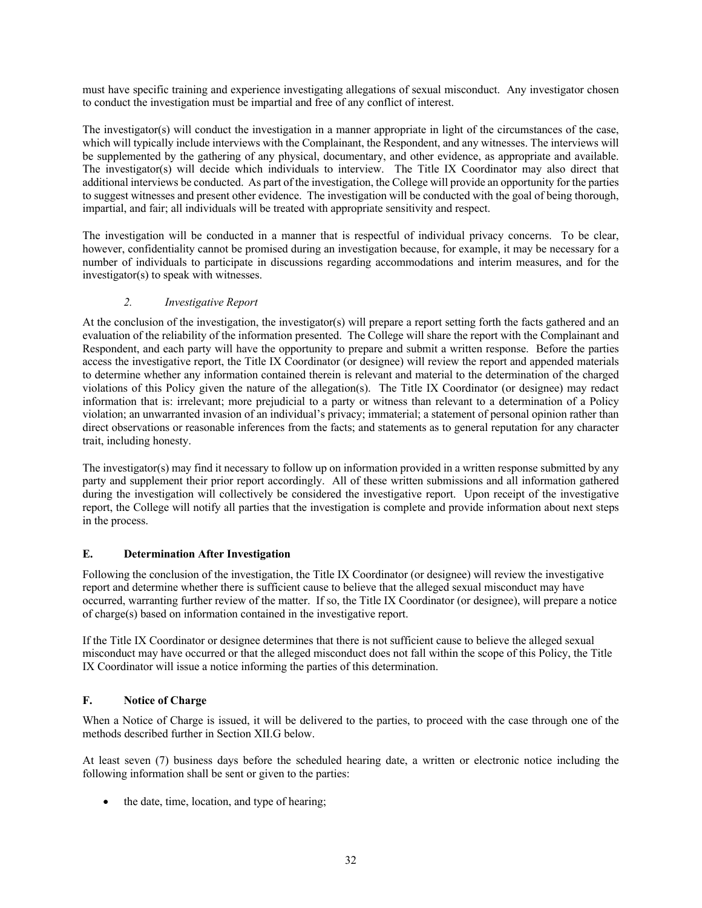must have specific training and experience investigating allegations of sexual misconduct. Any investigator chosen to conduct the investigation must be impartial and free of any conflict of interest.

The investigator(s) will conduct the investigation in a manner appropriate in light of the circumstances of the case, which will typically include interviews with the Complainant, the Respondent, and any witnesses. The interviews will be supplemented by the gathering of any physical, documentary, and other evidence, as appropriate and available. The investigator(s) will decide which individuals to interview. The Title IX Coordinator may also direct that additional interviews be conducted. As part of the investigation, the College will provide an opportunity for the parties to suggest witnesses and present other evidence. The investigation will be conducted with the goal of being thorough, impartial, and fair; all individuals will be treated with appropriate sensitivity and respect.

The investigation will be conducted in a manner that is respectful of individual privacy concerns. To be clear, however, confidentiality cannot be promised during an investigation because, for example, it may be necessary for a number of individuals to participate in discussions regarding accommodations and interim measures, and for the investigator(s) to speak with witnesses.

### *2. Investigative Report*

At the conclusion of the investigation, the investigator(s) will prepare a report setting forth the facts gathered and an evaluation of the reliability of the information presented. The College will share the report with the Complainant and Respondent, and each party will have the opportunity to prepare and submit a written response. Before the parties access the investigative report, the Title IX Coordinator (or designee) will review the report and appended materials to determine whether any information contained therein is relevant and material to the determination of the charged violations of this Policy given the nature of the allegation(s). The Title IX Coordinator (or designee) may redact information that is: irrelevant; more prejudicial to a party or witness than relevant to a determination of a Policy violation; an unwarranted invasion of an individual's privacy; immaterial; a statement of personal opinion rather than direct observations or reasonable inferences from the facts; and statements as to general reputation for any character trait, including honesty.

The investigator(s) may find it necessary to follow up on information provided in a written response submitted by any party and supplement their prior report accordingly. All of these written submissions and all information gathered during the investigation will collectively be considered the investigative report. Upon receipt of the investigative report, the College will notify all parties that the investigation is complete and provide information about next steps in the process.

## E. Determination After Investigation

Following the conclusion of the investigation, the Title IX Coordinator (or designee) will review the investigative report and determine whether there is sufficient cause to believe that the alleged sexual misconduct may have occurred, warranting further review of the matter. If so, the Title IX Coordinator (or designee), will prepare a notice of charge(s) based on information contained in the investigative report.

If the Title IX Coordinator or designee determines that there is not sufficient cause to believe the alleged sexual misconduct may have occurred or that the alleged misconduct does not fall within the scope of this Policy, the Title IX Coordinator will issue a notice informing the parties of this determination.

## F. Notice of Charge

When a Notice of Charge is issued, it will be delivered to the parties, to proceed with the case through one of the methods described further in Section XII.G below.

At least seven (7) business days before the scheduled hearing date, a written or electronic notice including the following information shall be sent or given to the parties:

- the date, time, location, and type of hearing;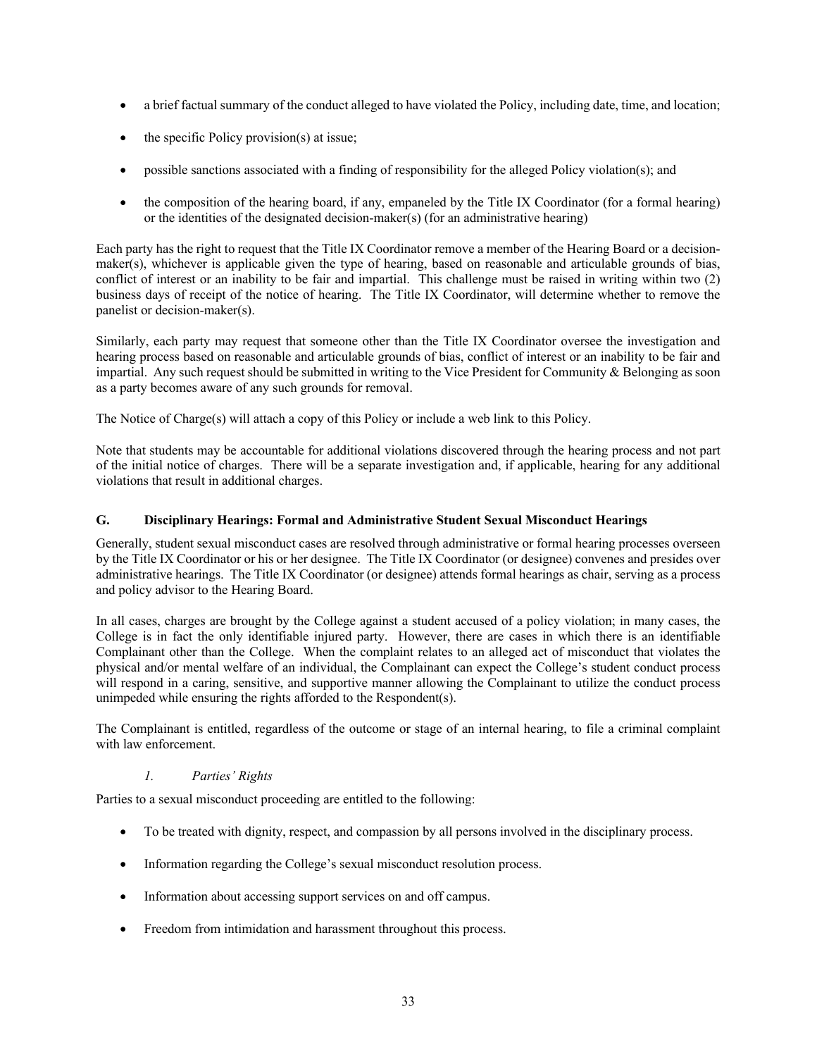- a brief factual summary of the conduct alleged to have violated the Policy, including date, time, and location;
- the specific Policy provision(s) at issue;
- possible sanctions associated with a finding of responsibility for the alleged Policy violation(s); and
- the composition of the hearing board, if any, empaneled by the Title IX Coordinator (for a formal hearing) or the identities of the designated decision-maker(s) (for an administrative hearing)

Each party has the right to request that the Title IX Coordinator remove a member of the Hearing Board or a decision-maker(s), whichever is applicable given the type of hearing, based on reasonable and articulable grounds of bias, conflict of interest or an inability to be fair and impartial. This challenge must be raised in writing within two (2) business days of receipt of the notice of hearing. The Title IX Coordinator, will determine whether to remove the panelist or decision-maker(s).

Similarly, each party may request that someone other than the Title IX Coordinator oversee the investigation and hearing process based on reasonable and articulable grounds of bias, conflict of interest or an inability to be fair and impartial. Any such request should be submitted in writing to the Vice President for Community & Belonging as soon as a party becomes aware of any such grounds for removal.

The Notice of Charge(s) will attach a copy of this Policy or include a web link to this Policy.

Note that students may be accountable for additional violations discovered through the hearing process and not part of the initial notice of charges. There will be a separate investigation and, if applicable, hearing for any additional violations that result in additional charges.

### G. Disciplinary Hearings: Formal and Administrative Student Sexual Misconduct Hearings

Generally, student sexual misconduct cases are resolved through administrative or formal hearing processes overseen by the Title IX Coordinator or his or her designee. The Title IX Coordinator (or designee) convenes and presides over administrative hearings. The Title IX Coordinator (or designee) attends formal hearings as chair, serving as a process and policy advisor to the Hearing Board.

In all cases, charges are brought by the College against a student accused of a policy violation; in many cases, the College is in fact the only identifiable injured party. However, there are cases in which there is an identifiable Complainant other than the College. When the complaint relates to an alleged act of misconduct that violates the physical and/or mental welfare of an individual, the Complainant can expect the College's student conduct process will respond in a caring, sensitive, and supportive manner allowing the Complainant to utilize the conduct process unimpeded while ensuring the rights afforded to the Respondent(s).

The Complainant is entitled, regardless of the outcome or stage of an internal hearing, to file a criminal complaint with law enforcement.

#### *1. Parties' Rights*

Parties to a sexual misconduct proceeding are entitled to the following:

- To be treated with dignity, respect, and compassion by all persons involved in the disciplinary process.
- Information regarding the College's sexual misconduct resolution process.
- Information about accessing support services on and off campus.
- Freedom from intimidation and harassment throughout this process.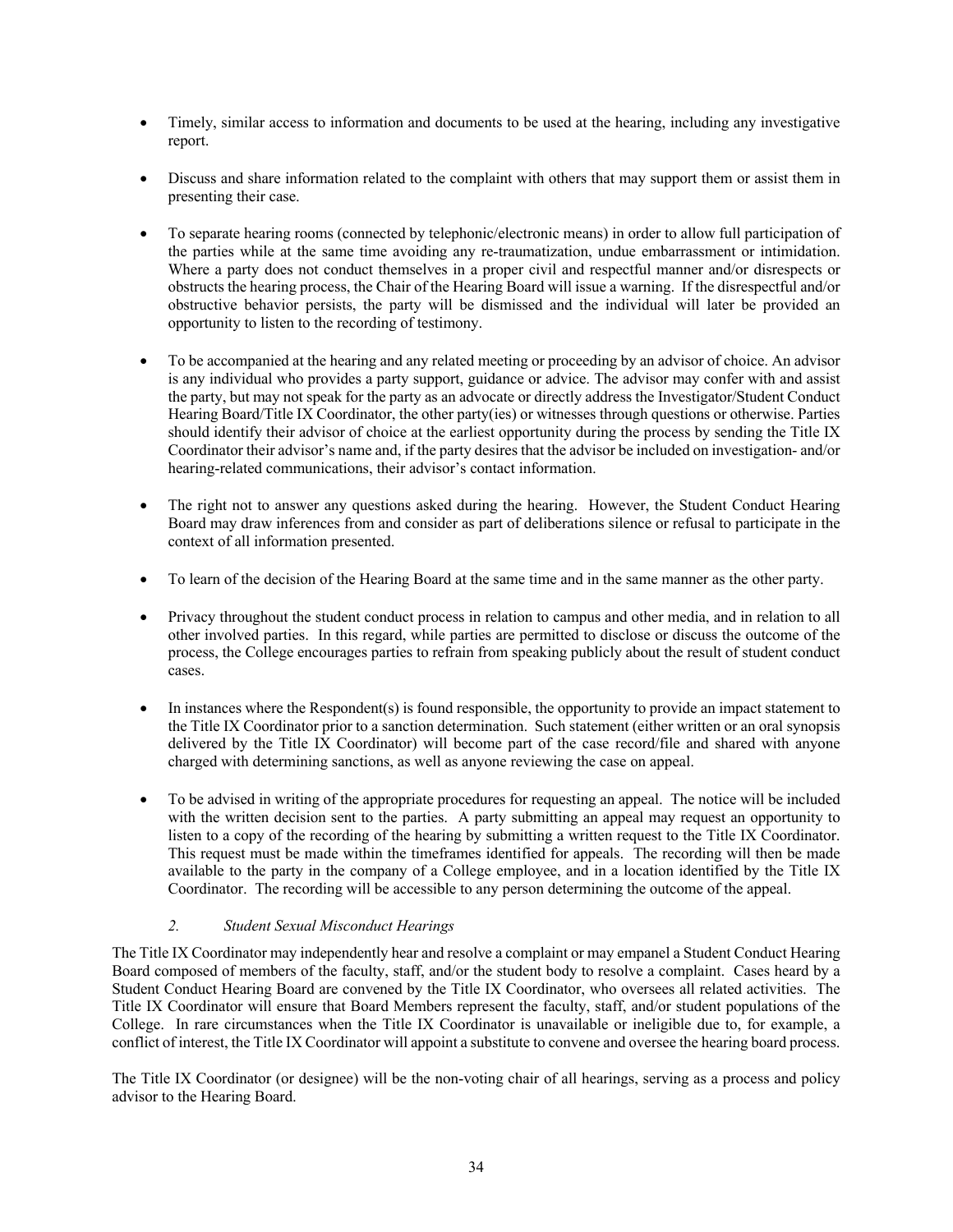- Timely, similar access to information and documents to be used at the hearing, including any investigative report.

- Discuss and share information related to the complaint with others that may support them or assist them in presenting their case.

- To separate hearing rooms (connected by telephonic/electronic means) in order to allow full participation of the parties while at the same time avoiding any re-traumatization, undue embarrassment or intimidation. Where a party does not conduct themselves in a proper civil and respectful manner and/or disrespects or obstructs the hearing process, the Chair of the Hearing Board will issue a warning. If the disrespectful and/or obstructive behavior persists, the party will be dismissed and the individual will later be provided an opportunity to listen to the recording of testimony.

- To be accompanied at the hearing and any related meeting or proceeding by an advisor of choice. An advisor is any individual who provides a party support, guidance or advice. The advisor may confer with and assist the party, but may not speak for the party as an advocate or directly address the Investigator/Student Conduct Hearing Board/Title IX Coordinator, the other party(ies) or witnesses through questions or otherwise. Parties should identify their advisor of choice at the earliest opportunity during the process by sending the Title IX Coordinator their advisor's name and, if the party desires that the advisor be included on investigation- and/or hearing-related communications, their advisor's contact information.

- The right not to answer any questions asked during the hearing. However, the Student Conduct Hearing Board may draw inferences from and consider as part of deliberations silence or refusal to participate in the context of all information presented.

- To learn of the decision of the Hearing Board at the same time and in the same manner as the other party.

- Privacy throughout the student conduct process in relation to campus and other media, and in relation to all other involved parties. In this regard, while parties are permitted to disclose or discuss the outcome of the process, the College encourages parties to refrain from speaking publicly about the result of student conduct cases.

- In instances where the Respondent(s) is found responsible, the opportunity to provide an impact statement to the Title IX Coordinator prior to a sanction determination. Such statement (either written or an oral synopsis delivered by the Title IX Coordinator) will become part of the case record/file and shared with anyone charged with determining sanctions, as well as anyone reviewing the case on appeal.

- To be advised in writing of the appropriate procedures for requesting an appeal. The notice will be included with the written decision sent to the parties. A party submitting an appeal may request an opportunity to listen to a copy of the recording of the hearing by submitting a written request to the Title IX Coordinator. This request must be made within the timeframes identified for appeals. The recording will then be made available to the party in the company of a College employee, and in a location identified by the Title IX Coordinator. The recording will be accessible to any person determining the outcome of the appeal.

### *2. Student Sexual Misconduct Hearings*

The Title IX Coordinator may independently hear and resolve a complaint or may empanel a Student Conduct Hearing Board composed of members of the faculty, staff, and/or the student body to resolve a complaint. Cases heard by a Student Conduct Hearing Board are convened by the Title IX Coordinator, who oversees all related activities. The Title IX Coordinator will ensure that Board Members represent the faculty, staff, and/or student populations of the College. In rare circumstances when the Title IX Coordinator is unavailable or ineligible due to, for example, a conflict of interest, the Title IX Coordinator will appoint a substitute to convene and oversee the hearing board process.

The Title IX Coordinator (or designee) will be the non-voting chair of all hearings, serving as a process and policy advisor to the Hearing Board.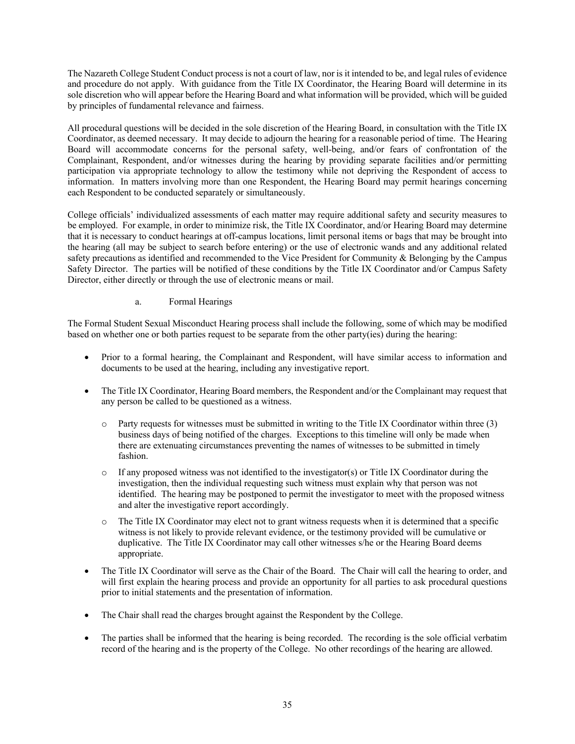The Nazareth College Student Conduct process is not a court of law, nor is it intended to be, and legal rules of evidence and procedure do not apply. With guidance from the Title IX Coordinator, the Hearing Board will determine in its sole discretion who will appear before the Hearing Board and what information will be provided, which will be guided by principles of fundamental relevance and fairness.

All procedural questions will be decided in the sole discretion of the Hearing Board, in consultation with the Title IX Coordinator, as deemed necessary. It may decide to adjourn the hearing for a reasonable period of time. The Hearing Board will accommodate concerns for the personal safety, well-being, and/or fears of confrontation of the Complainant, Respondent, and/or witnesses during the hearing by providing separate facilities and/or permitting participation via appropriate technology to allow the testimony while not depriving the Respondent of access to information. In matters involving more than one Respondent, the Hearing Board may permit hearings concerning each Respondent to be conducted separately or simultaneously.

College officials' individualized assessments of each matter may require additional safety and security measures to be employed. For example, in order to minimize risk, the Title IX Coordinator, and/or Hearing Board may determine that it is necessary to conduct hearings at off-campus locations, limit personal items or bags that may be brought into the hearing (all may be subject to search before entering) or the use of electronic wands and any additional related safety precautions as identified and recommended to the Vice President for Community & Belonging by the Campus Safety Director. The parties will be notified of these conditions by the Title IX Coordinator and/or Campus Safety Director, either directly or through the use of electronic means or mail.

a. Formal Hearings

The Formal Student Sexual Misconduct Hearing process shall include the following, some of which may be modified based on whether one or both parties request to be separate from the other party(ies) during the hearing:

- Prior to a formal hearing, the Complainant and Respondent, will have similar access to information and documents to be used at the hearing, including any investigative report.
- The Title IX Coordinator, Hearing Board members, the Respondent and/or the Complainant may request that any person be called to be questioned as a witness.
    - Party requests for witnesses must be submitted in writing to the Title IX Coordinator within three (3) business days of being notified of the charges. Exceptions to this timeline will only be made when there are extenuating circumstances preventing the names of witnesses to be submitted in timely fashion.
    - If any proposed witness was not identified to the investigator(s) or Title IX Coordinator during the investigation, then the individual requesting such witness must explain why that person was not identified. The hearing may be postponed to permit the investigator to meet with the proposed witness and alter the investigative report accordingly.
    - The Title IX Coordinator may elect not to grant witness requests when it is determined that a specific witness is not likely to provide relevant evidence, or the testimony provided will be cumulative or duplicative. The Title IX Coordinator may call other witnesses s/he or the Hearing Board deems appropriate.
- The Title IX Coordinator will serve as the Chair of the Board. The Chair will call the hearing to order, and will first explain the hearing process and provide an opportunity for all parties to ask procedural questions prior to initial statements and the presentation of information.
- The Chair shall read the charges brought against the Respondent by the College.
- The parties shall be informed that the hearing is being recorded. The recording is the sole official verbatim record of the hearing and is the property of the College. No other recordings of the hearing are allowed.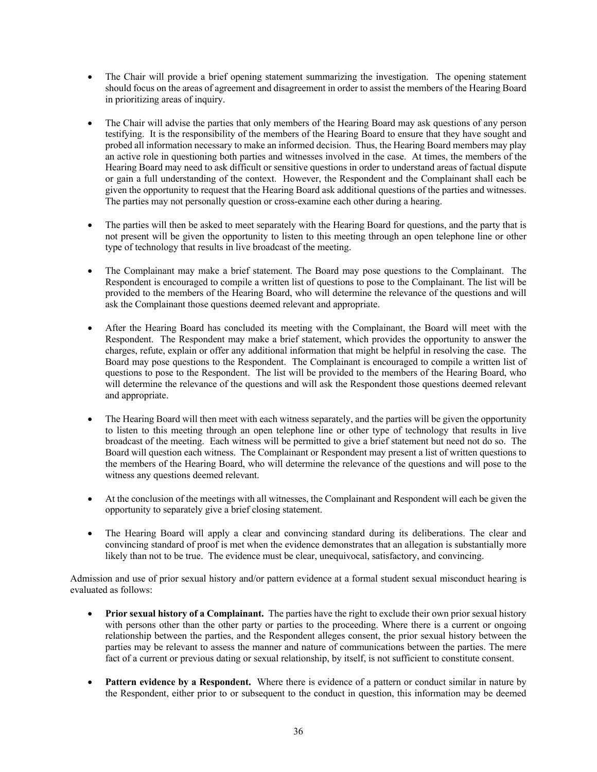- The Chair will provide a brief opening statement summarizing the investigation. The opening statement should focus on the areas of agreement and disagreement in order to assist the members of the Hearing Board in prioritizing areas of inquiry.

- The Chair will advise the parties that only members of the Hearing Board may ask questions of any person testifying. It is the responsibility of the members of the Hearing Board to ensure that they have sought and probed all information necessary to make an informed decision. Thus, the Hearing Board members may play an active role in questioning both parties and witnesses involved in the case. At times, the members of the Hearing Board may need to ask difficult or sensitive questions in order to understand areas of factual dispute or gain a full understanding of the context. However, the Respondent and the Complainant shall each be given the opportunity to request that the Hearing Board ask additional questions of the parties and witnesses. The parties may not personally question or cross-examine each other during a hearing.

- The parties will then be asked to meet separately with the Hearing Board for questions, and the party that is not present will be given the opportunity to listen to this meeting through an open telephone line or other type of technology that results in live broadcast of the meeting.

- The Complainant may make a brief statement. The Board may pose questions to the Complainant. The Respondent is encouraged to compile a written list of questions to pose to the Complainant. The list will be provided to the members of the Hearing Board, who will determine the relevance of the questions and will ask the Complainant those questions deemed relevant and appropriate.

- After the Hearing Board has concluded its meeting with the Complainant, the Board will meet with the Respondent. The Respondent may make a brief statement, which provides the opportunity to answer the charges, refute, explain or offer any additional information that might be helpful in resolving the case. The Board may pose questions to the Respondent. The Complainant is encouraged to compile a written list of questions to pose to the Respondent. The list will be provided to the members of the Hearing Board, who will determine the relevance of the questions and will ask the Respondent those questions deemed relevant and appropriate.

- The Hearing Board will then meet with each witness separately, and the parties will be given the opportunity to listen to this meeting through an open telephone line or other type of technology that results in live broadcast of the meeting. Each witness will be permitted to give a brief statement but need not do so. The Board will question each witness. The Complainant or Respondent may present a list of written questions to the members of the Hearing Board, who will determine the relevance of the questions and will pose to the witness any questions deemed relevant.

- At the conclusion of the meetings with all witnesses, the Complainant and Respondent will each be given the opportunity to separately give a brief closing statement.

- The Hearing Board will apply a clear and convincing standard during its deliberations. The clear and convincing standard of proof is met when the evidence demonstrates that an allegation is substantially more likely than not to be true. The evidence must be clear, unequivocal, satisfactory, and convincing.

Admission and use of prior sexual history and/or pattern evidence at a formal student sexual misconduct hearing is evaluated as follows:

- **Prior sexual history of a Complainant.** The parties have the right to exclude their own prior sexual history with persons other than the other party or parties to the proceeding. Where there is a current or ongoing relationship between the parties, and the Respondent alleges consent, the prior sexual history between the parties may be relevant to assess the manner and nature of communications between the parties. The mere fact of a current or previous dating or sexual relationship, by itself, is not sufficient to constitute consent.

- **Pattern evidence by a Respondent.** Where there is evidence of a pattern or conduct similar in nature by the Respondent, either prior to or subsequent to the conduct in question, this information may be deemed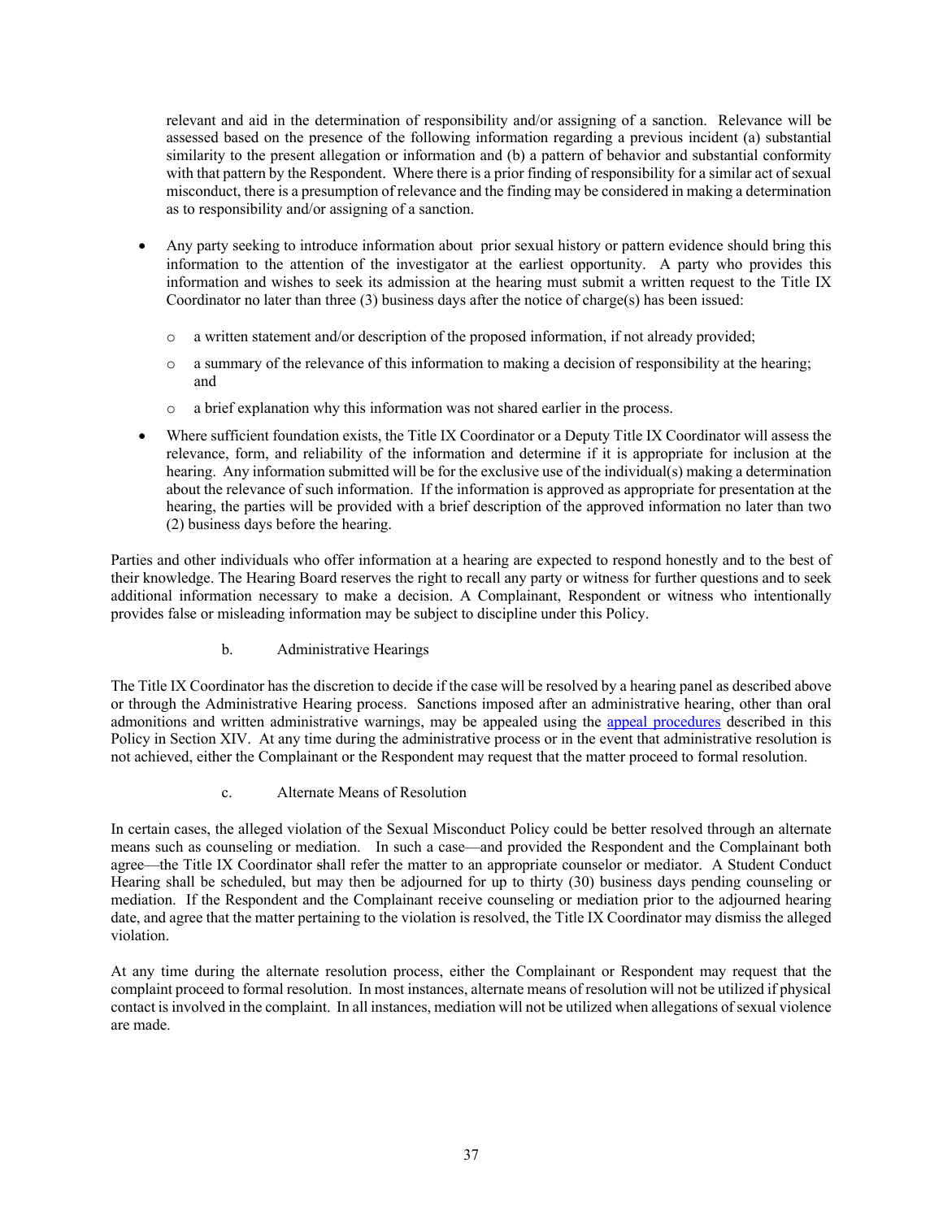relevant and aid in the determination of responsibility and/or assigning of a sanction. Relevance will be assessed based on the presence of the following information regarding a previous incident (a) substantial similarity to the present allegation or information and (b) a pattern of behavior and substantial conformity with that pattern by the Respondent. Where there is a prior finding of responsibility for a similar act of sexual misconduct, there is a presumption of relevance and the finding may be considered in making a determination as to responsibility and/or assigning of a sanction.

- Any party seeking to introduce information about prior sexual history or pattern evidence should bring this information to the attention of the investigator at the earliest opportunity. A party who provides this information and wishes to seek its admission at the hearing must submit a written request to the Title IX Coordinator no later than three (3) business days after the notice of charge(s) has been issued:
  - a written statement and/or description of the proposed information, if not already provided;
  - a summary of the relevance of this information to making a decision of responsibility at the hearing; and
  - a brief explanation why this information was not shared earlier in the process.
- Where sufficient foundation exists, the Title IX Coordinator or a Deputy Title IX Coordinator will assess the relevance, form, and reliability of the information and determine if it is appropriate for inclusion at the hearing. Any information submitted will be for the exclusive use of the individual(s) making a determination about the relevance of such information. If the information is approved as appropriate for presentation at the hearing, the parties will be provided with a brief description of the approved information no later than two (2) business days before the hearing.

Parties and other individuals who offer information at a hearing are expected to respond honestly and to the best of their knowledge. The Hearing Board reserves the right to recall any party or witness for further questions and to seek additional information necessary to make a decision. A Complainant, Respondent or witness who intentionally provides false or misleading information may be subject to discipline under this Policy.

### b. Administrative Hearings

The Title IX Coordinator has the discretion to decide if the case will be resolved by a hearing panel as described above or through the Administrative Hearing process. Sanctions imposed after an administrative hearing, other than oral admonitions and written administrative warnings, may be appealed using the appeal procedures described in this Policy in Section XIV. At any time during the administrative process or in the event that administrative resolution is not achieved, either the Complainant or the Respondent may request that the matter proceed to formal resolution.

### c. Alternate Means of Resolution

In certain cases, the alleged violation of the Sexual Misconduct Policy could be better resolved through an alternate means such as counseling or mediation. In such a case—and provided the Respondent and the Complainant both agree—the Title IX Coordinator shall refer the matter to an appropriate counselor or mediator. A Student Conduct Hearing shall be scheduled, but may then be adjourned for up to thirty (30) business days pending counseling or mediation. If the Respondent and the Complainant receive counseling or mediation prior to the adjourned hearing date, and agree that the matter pertaining to the violation is resolved, the Title IX Coordinator may dismiss the alleged violation.

At any time during the alternate resolution process, either the Complainant or Respondent may request that the complaint proceed to formal resolution. In most instances, alternate means of resolution will not be utilized if physical contact is involved in the complaint. In all instances, mediation will not be utilized when allegations of sexual violence are made.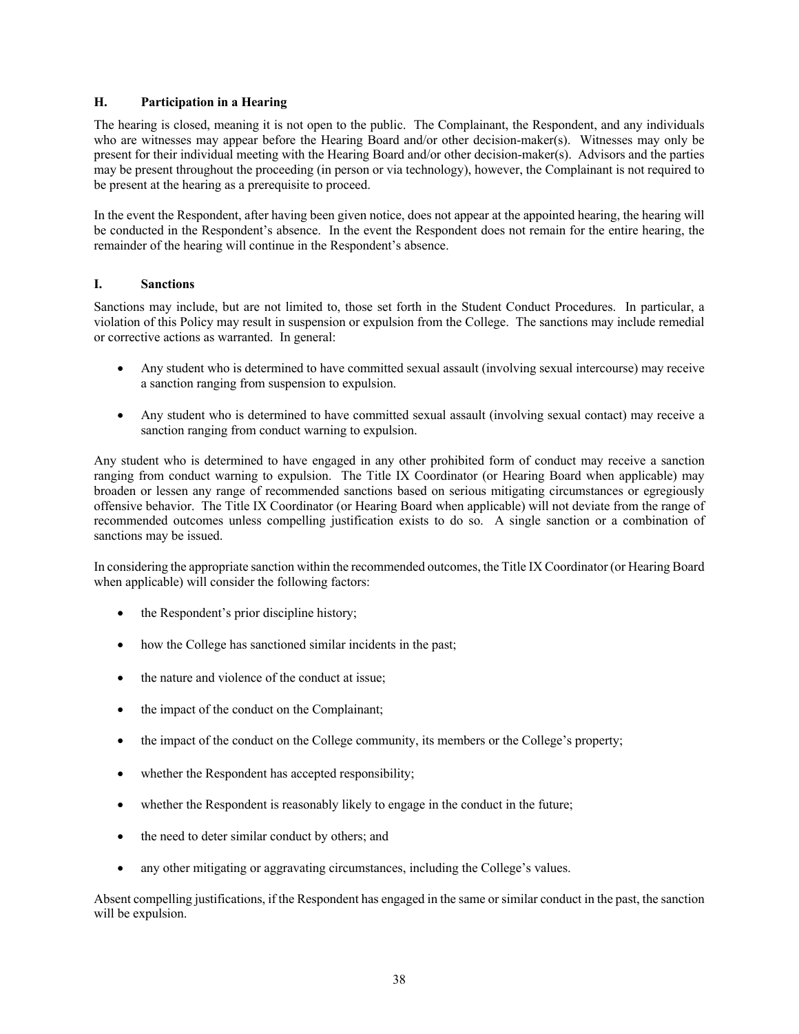### H. Participation in a Hearing

The hearing is closed, meaning it is not open to the public. The Complainant, the Respondent, and any individuals who are witnesses may appear before the Hearing Board and/or other decision-maker(s). Witnesses may only be present for their individual meeting with the Hearing Board and/or other decision-maker(s). Advisors and the parties may be present throughout the proceeding (in person or via technology), however, the Complainant is not required to be present at the hearing as a prerequisite to proceed.

In the event the Respondent, after having been given notice, does not appear at the appointed hearing, the hearing will be conducted in the Respondent's absence. In the event the Respondent does not remain for the entire hearing, the remainder of the hearing will continue in the Respondent's absence.

### I. Sanctions

Sanctions may include, but are not limited to, those set forth in the Student Conduct Procedures. In particular, a violation of this Policy may result in suspension or expulsion from the College. The sanctions may include remedial or corrective actions as warranted. In general:

- Any student who is determined to have committed sexual assault (involving sexual intercourse) may receive a sanction ranging from suspension to expulsion.
- Any student who is determined to have committed sexual assault (involving sexual contact) may receive a sanction ranging from conduct warning to expulsion.

Any student who is determined to have engaged in any other prohibited form of conduct may receive a sanction ranging from conduct warning to expulsion. The Title IX Coordinator (or Hearing Board when applicable) may broaden or lessen any range of recommended sanctions based on serious mitigating circumstances or egregiously offensive behavior. The Title IX Coordinator (or Hearing Board when applicable) will not deviate from the range of recommended outcomes unless compelling justification exists to do so. A single sanction or a combination of sanctions may be issued.

In considering the appropriate sanction within the recommended outcomes, the Title IX Coordinator (or Hearing Board when applicable) will consider the following factors:

- the Respondent's prior discipline history;
- how the College has sanctioned similar incidents in the past;
- the nature and violence of the conduct at issue;
- the impact of the conduct on the Complainant;
- the impact of the conduct on the College community, its members or the College's property;
- whether the Respondent has accepted responsibility;
- whether the Respondent is reasonably likely to engage in the conduct in the future;
- the need to deter similar conduct by others; and
- any other mitigating or aggravating circumstances, including the College's values.

Absent compelling justifications, if the Respondent has engaged in the same or similar conduct in the past, the sanction will be expulsion.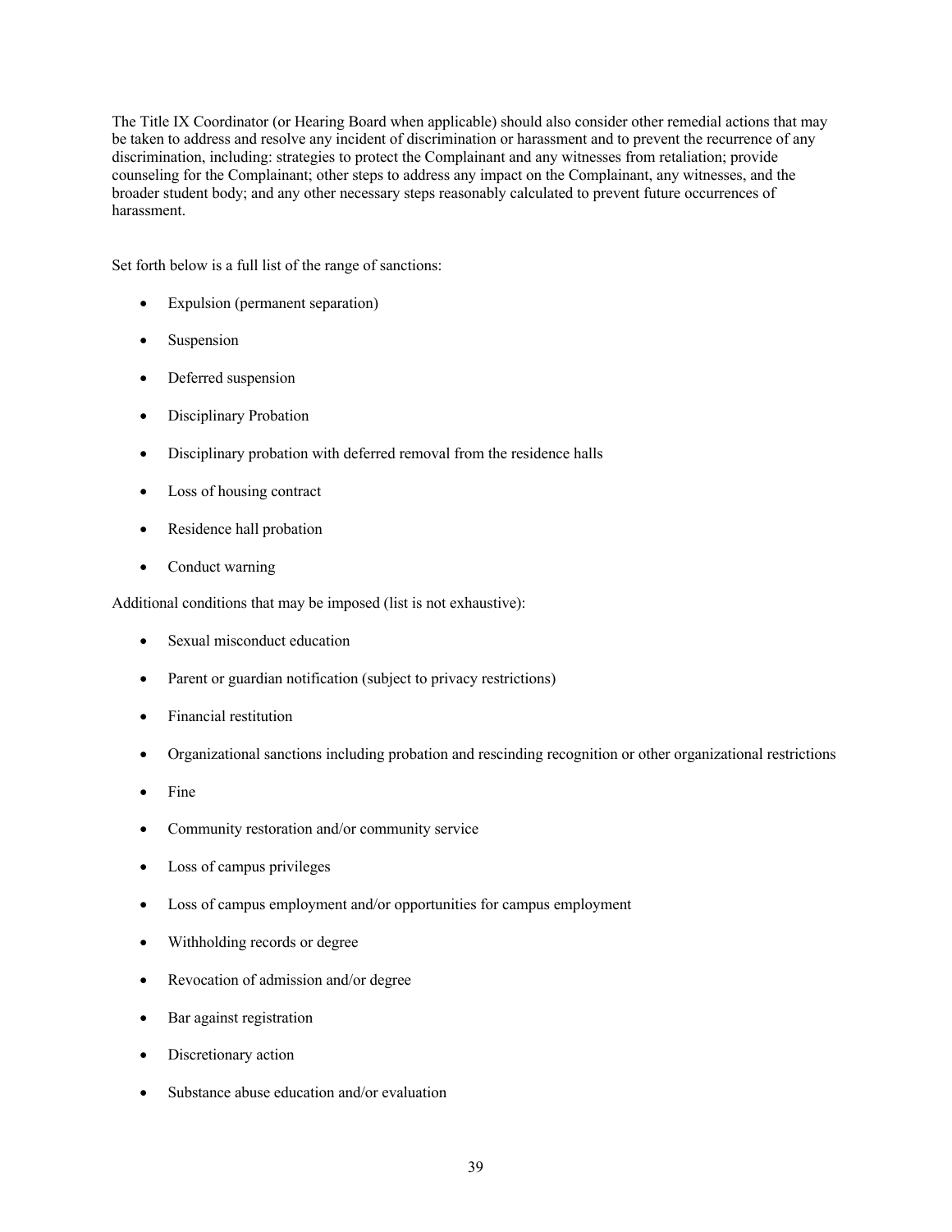The Title IX Coordinator (or Hearing Board when applicable) should also consider other remedial actions that may be taken to address and resolve any incident of discrimination or harassment and to prevent the recurrence of any discrimination, including: strategies to protect the Complainant and any witnesses from retaliation; provide counseling for the Complainant; other steps to address any impact on the Complainant, any witnesses, and the broader student body; and any other necessary steps reasonably calculated to prevent future occurrences of harassment.

Set forth below is a full list of the range of sanctions:

- Expulsion (permanent separation)
- Suspension
- Deferred suspension
- Disciplinary Probation
- Disciplinary probation with deferred removal from the residence halls
- Loss of housing contract
- Residence hall probation
- Conduct warning

Additional conditions that may be imposed (list is not exhaustive):

- Sexual misconduct education
- Parent or guardian notification (subject to privacy restrictions)
- Financial restitution
- Organizational sanctions including probation and rescinding recognition or other organizational restrictions
- Fine
- Community restoration and/or community service
- Loss of campus privileges
- Loss of campus employment and/or opportunities for campus employment
- Withholding records or degree
- Revocation of admission and/or degree
- Bar against registration
- Discretionary action
- Substance abuse education and/or evaluation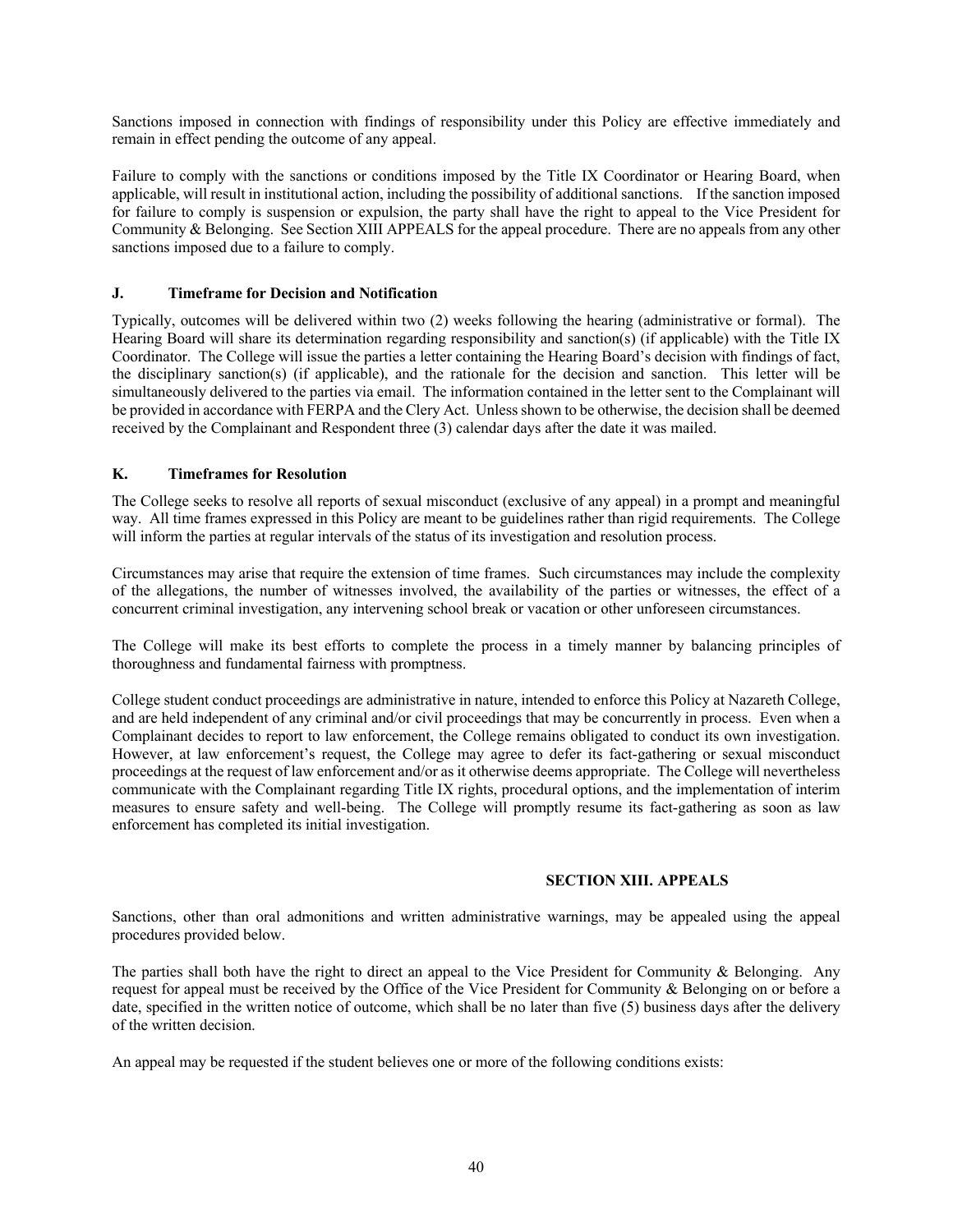Sanctions imposed in connection with findings of responsibility under this Policy are effective immediately and remain in effect pending the outcome of any appeal.

Failure to comply with the sanctions or conditions imposed by the Title IX Coordinator or Hearing Board, when applicable, will result in institutional action, including the possibility of additional sanctions. If the sanction imposed for failure to comply is suspension or expulsion, the party shall have the right to appeal to the Vice President for Community & Belonging. See Section XIII APPEALS for the appeal procedure. There are no appeals from any other sanctions imposed due to a failure to comply.

### J. Timeframe for Decision and Notification

Typically, outcomes will be delivered within two (2) weeks following the hearing (administrative or formal). The Hearing Board will share its determination regarding responsibility and sanction(s) (if applicable) with the Title IX Coordinator. The College will issue the parties a letter containing the Hearing Board's decision with findings of fact, the disciplinary sanction(s) (if applicable), and the rationale for the decision and sanction. This letter will be simultaneously delivered to the parties via email. The information contained in the letter sent to the Complainant will be provided in accordance with FERPA and the Clery Act. Unless shown to be otherwise, the decision shall be deemed received by the Complainant and Respondent three (3) calendar days after the date it was mailed.

### K. Timeframes for Resolution

The College seeks to resolve all reports of sexual misconduct (exclusive of any appeal) in a prompt and meaningful way. All time frames expressed in this Policy are meant to be guidelines rather than rigid requirements. The College will inform the parties at regular intervals of the status of its investigation and resolution process.

Circumstances may arise that require the extension of time frames. Such circumstances may include the complexity of the allegations, the number of witnesses involved, the availability of the parties or witnesses, the effect of a concurrent criminal investigation, any intervening school break or vacation or other unforeseen circumstances.

The College will make its best efforts to complete the process in a timely manner by balancing principles of thoroughness and fundamental fairness with promptness.

College student conduct proceedings are administrative in nature, intended to enforce this Policy at Nazareth College, and are held independent of any criminal and/or civil proceedings that may be concurrently in process. Even when a Complainant decides to report to law enforcement, the College remains obligated to conduct its own investigation. However, at law enforcement's request, the College may agree to defer its fact-gathering or sexual misconduct proceedings at the request of law enforcement and/or as it otherwise deems appropriate. The College will nevertheless communicate with the Complainant regarding Title IX rights, procedural options, and the implementation of interim measures to ensure safety and well-being. The College will promptly resume its fact-gathering as soon as law enforcement has completed its initial investigation.

## SECTION XIII. APPEALS

Sanctions, other than oral admonitions and written administrative warnings, may be appealed using the appeal procedures provided below.

The parties shall both have the right to direct an appeal to the Vice President for Community & Belonging. Any request for appeal must be received by the Office of the Vice President for Community & Belonging on or before a date, specified in the written notice of outcome, which shall be no later than five (5) business days after the delivery of the written decision.

An appeal may be requested if the student believes one or more of the following conditions exists: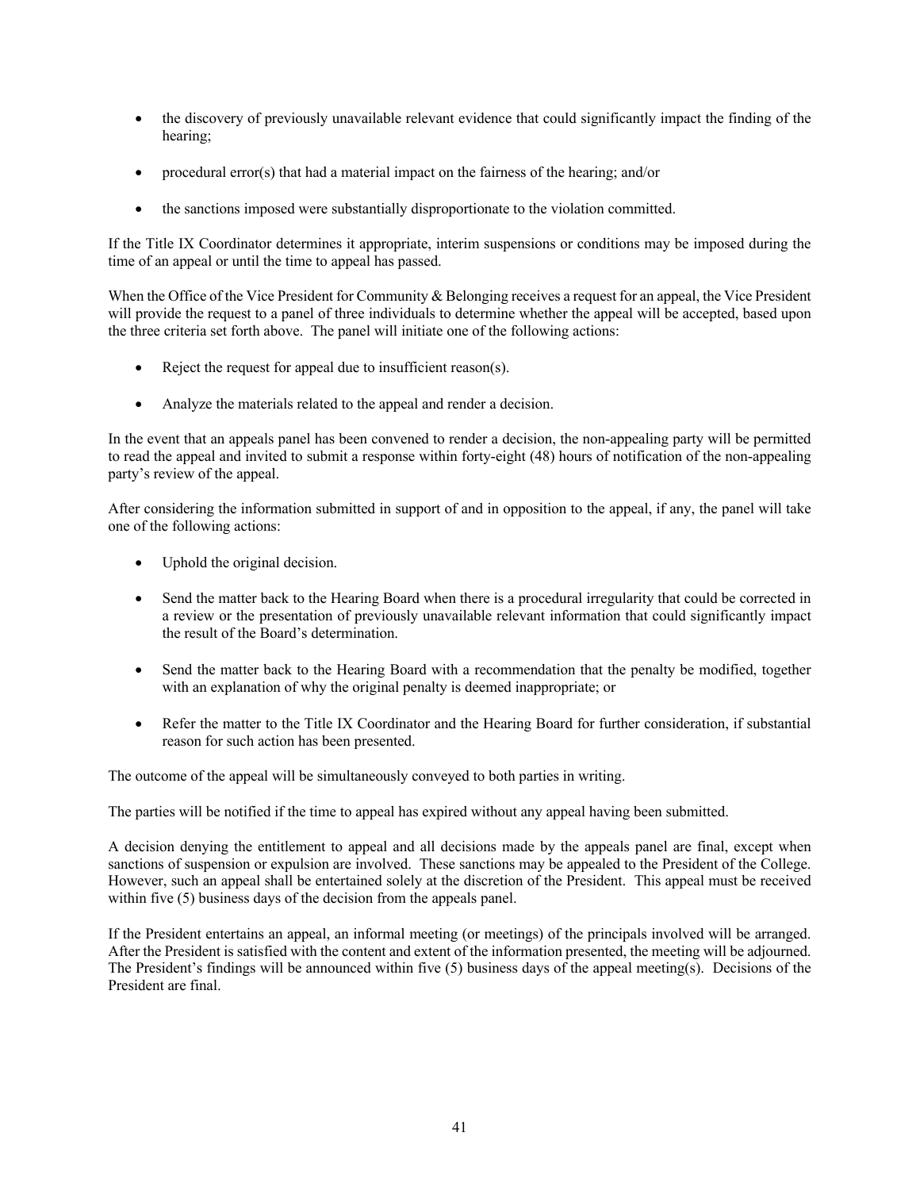- the discovery of previously unavailable relevant evidence that could significantly impact the finding of the hearing;
- procedural error(s) that had a material impact on the fairness of the hearing; and/or
- the sanctions imposed were substantially disproportionate to the violation committed.

If the Title IX Coordinator determines it appropriate, interim suspensions or conditions may be imposed during the time of an appeal or until the time to appeal has passed.

When the Office of the Vice President for Community & Belonging receives a request for an appeal, the Vice President will provide the request to a panel of three individuals to determine whether the appeal will be accepted, based upon the three criteria set forth above. The panel will initiate one of the following actions:

- Reject the request for appeal due to insufficient reason(s).
- Analyze the materials related to the appeal and render a decision.

In the event that an appeals panel has been convened to render a decision, the non-appealing party will be permitted to read the appeal and invited to submit a response within forty-eight (48) hours of notification of the non-appealing party's review of the appeal.

After considering the information submitted in support of and in opposition to the appeal, if any, the panel will take one of the following actions:

- Uphold the original decision.
- Send the matter back to the Hearing Board when there is a procedural irregularity that could be corrected in a review or the presentation of previously unavailable relevant information that could significantly impact the result of the Board's determination.
- Send the matter back to the Hearing Board with a recommendation that the penalty be modified, together with an explanation of why the original penalty is deemed inappropriate; or
- Refer the matter to the Title IX Coordinator and the Hearing Board for further consideration, if substantial reason for such action has been presented.

The outcome of the appeal will be simultaneously conveyed to both parties in writing.

The parties will be notified if the time to appeal has expired without any appeal having been submitted.

A decision denying the entitlement to appeal and all decisions made by the appeals panel are final, except when sanctions of suspension or expulsion are involved. These sanctions may be appealed to the President of the College. However, such an appeal shall be entertained solely at the discretion of the President. This appeal must be received within five (5) business days of the decision from the appeals panel.

If the President entertains an appeal, an informal meeting (or meetings) of the principals involved will be arranged. After the President is satisfied with the content and extent of the information presented, the meeting will be adjourned. The President's findings will be announced within five (5) business days of the appeal meeting(s). Decisions of the President are final.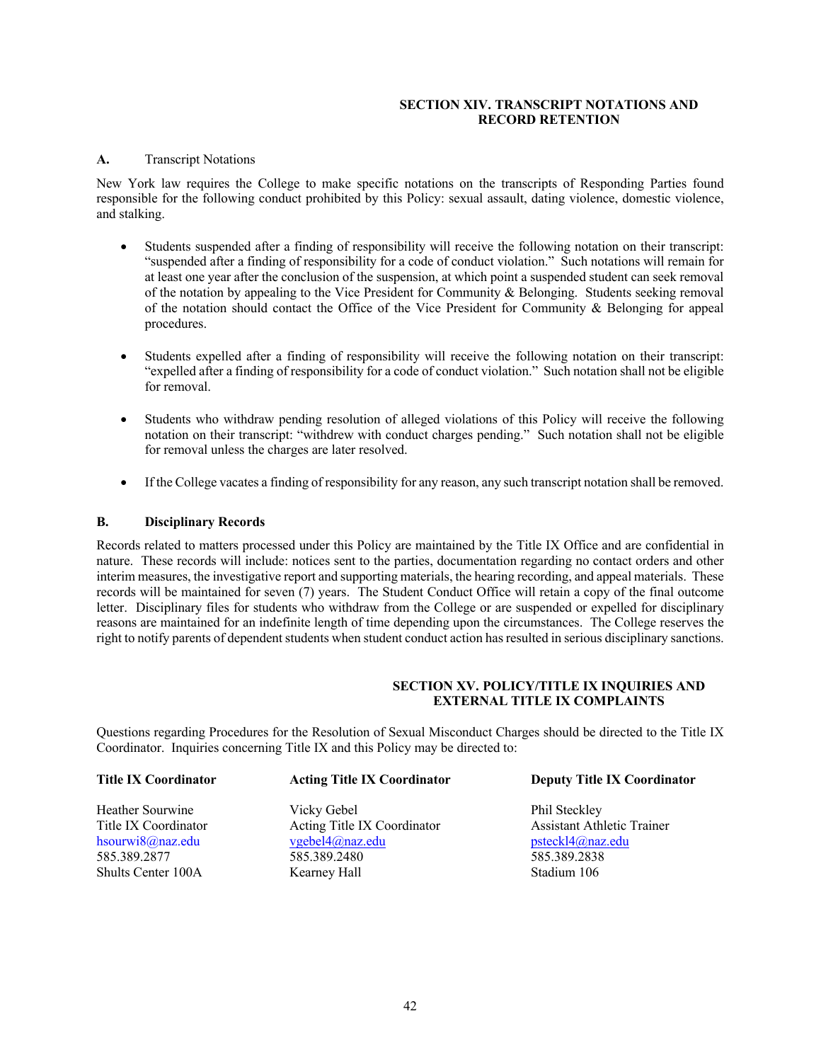## SECTION XIV. TRANSCRIPT NOTATIONS AND RECORD RETENTION

**A.** Transcript Notations

New York law requires the College to make specific notations on the transcripts of Responding Parties found responsible for the following conduct prohibited by this Policy: sexual assault, dating violence, domestic violence, and stalking.

- Students suspended after a finding of responsibility will receive the following notation on their transcript: "suspended after a finding of responsibility for a code of conduct violation." Such notations will remain for at least one year after the conclusion of the suspension, at which point a suspended student can seek removal of the notation by appealing to the Vice President for Community & Belonging. Students seeking removal of the notation should contact the Office of the Vice President for Community & Belonging for appeal procedures.

- Students expelled after a finding of responsibility will receive the following notation on their transcript: "expelled after a finding of responsibility for a code of conduct violation." Such notation shall not be eligible for removal.

- Students who withdraw pending resolution of alleged violations of this Policy will receive the following notation on their transcript: "withdrew with conduct charges pending." Such notation shall not be eligible for removal unless the charges are later resolved.

- If the College vacates a finding of responsibility for any reason, any such transcript notation shall be removed.

**B. Disciplinary Records**

Records related to matters processed under this Policy are maintained by the Title IX Office and are confidential in nature. These records will include: notices sent to the parties, documentation regarding no contact orders and other interim measures, the investigative report and supporting materials, the hearing recording, and appeal materials. These records will be maintained for seven (7) years. The Student Conduct Office will retain a copy of the final outcome letter. Disciplinary files for students who withdraw from the College or are suspended or expelled for disciplinary reasons are maintained for an indefinite length of time depending upon the circumstances. The College reserves the right to notify parents of dependent students when student conduct action has resulted in serious disciplinary sanctions.

## SECTION XV. POLICY/TITLE IX INQUIRIES AND EXTERNAL TITLE IX COMPLAINTS

Questions regarding Procedures for the Resolution of Sexual Misconduct Charges should be directed to the Title IX Coordinator. Inquiries concerning Title IX and this Policy may be directed to:

**Title IX Coordinator**

Heather Sourwine
Title IX Coordinator
hsourwi8@naz.edu
585.389.2877
Shults Center 100A

**Acting Title IX Coordinator**

Vicky Gebel
Acting Title IX Coordinator
vgebel4@naz.edu
585.389.2480
Kearney Hall

**Deputy Title IX Coordinator**

Phil Steckley
Assistant Athletic Trainer
psteckl4@naz.edu
585.389.2838
Stadium 106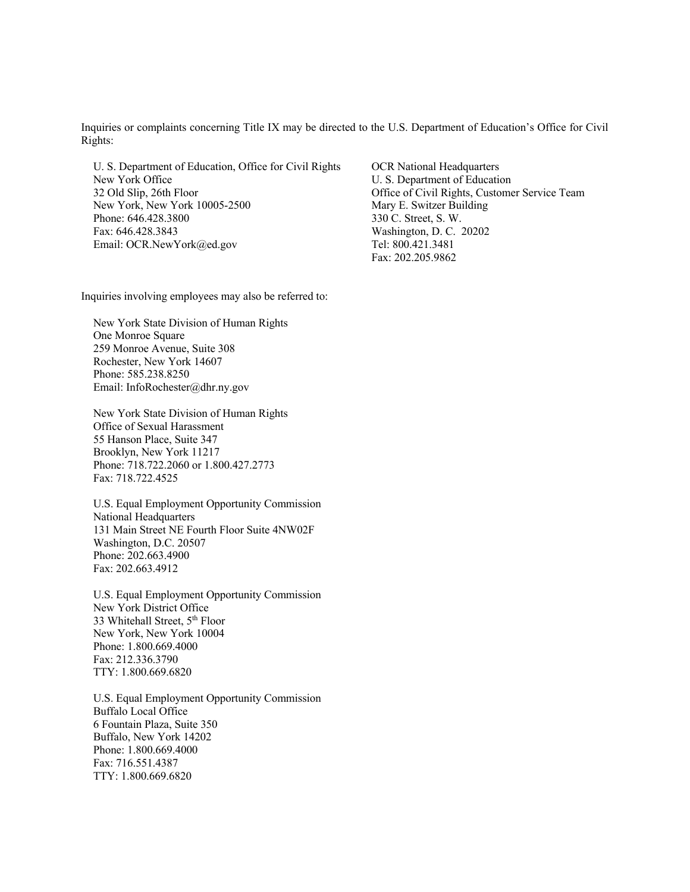Inquiries or complaints concerning Title IX may be directed to the U.S. Department of Education's Office for Civil Rights:

U. S. Department of Education, Office for Civil Rights
New York Office
32 Old Slip, 26th Floor
New York, New York 10005-2500
Phone: 646.428.3800
Fax: 646.428.3843
Email: OCR.NewYork@ed.gov

OCR National Headquarters
U. S. Department of Education
Office of Civil Rights, Customer Service Team
Mary E. Switzer Building
330 C. Street, S. W.
Washington, D. C. 20202
Tel: 800.421.3481
Fax: 202.205.9862

Inquiries involving employees may also be referred to:

New York State Division of Human Rights
One Monroe Square
259 Monroe Avenue, Suite 308
Rochester, New York 14607
Phone: 585.238.8250
Email: InfoRochester@dhr.ny.gov

New York State Division of Human Rights
Office of Sexual Harassment
55 Hanson Place, Suite 347
Brooklyn, New York 11217
Phone: 718.722.2060 or 1.800.427.2773
Fax: 718.722.4525

U.S. Equal Employment Opportunity Commission
National Headquarters
131 Main Street NE Fourth Floor Suite 4NW02F
Washington, D.C. 20507
Phone: 202.663.4900
Fax: 202.663.4912

U.S. Equal Employment Opportunity Commission
New York District Office
33 Whitehall Street, 5th Floor
New York, New York 10004
Phone: 1.800.669.4000
Fax: 212.336.3790
TTY: 1.800.669.6820

U.S. Equal Employment Opportunity Commission
Buffalo Local Office
6 Fountain Plaza, Suite 350
Buffalo, New York 14202
Phone: 1.800.669.4000
Fax: 716.551.4387
TTY: 1.800.669.6820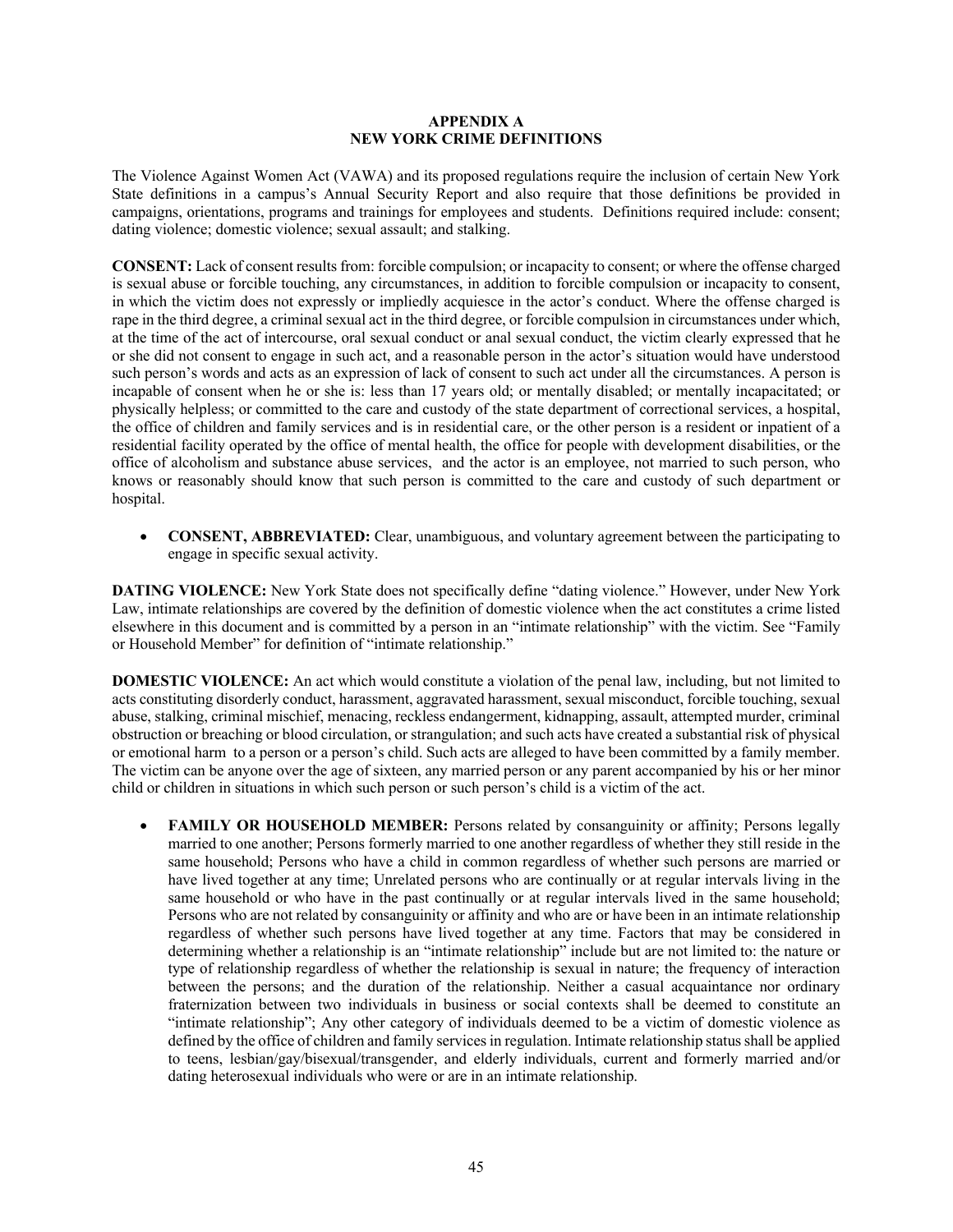# APPENDIX A
# NEW YORK CRIME DEFINITIONS

The Violence Against Women Act (VAWA) and its proposed regulations require the inclusion of certain New York State definitions in a campus's Annual Security Report and also require that those definitions be provided in campaigns, orientations, programs and trainings for employees and students. Definitions required include: consent; dating violence; domestic violence; sexual assault; and stalking.

**CONSENT:** Lack of consent results from: forcible compulsion; or incapacity to consent; or where the offense charged is sexual abuse or forcible touching, any circumstances, in addition to forcible compulsion or incapacity to consent, in which the victim does not expressly or impliedly acquiesce in the actor's conduct. Where the offense charged is rape in the third degree, a criminal sexual act in the third degree, or forcible compulsion in circumstances under which, at the time of the act of intercourse, oral sexual conduct or anal sexual conduct, the victim clearly expressed that he or she did not consent to engage in such act, and a reasonable person in the actor's situation would have understood such person's words and acts as an expression of lack of consent to such act under all the circumstances. A person is incapable of consent when he or she is: less than 17 years old; or mentally disabled; or mentally incapacitated; or physically helpless; or committed to the care and custody of the state department of correctional services, a hospital, the office of children and family services and is in residential care, or the other person is a resident or inpatient of a residential facility operated by the office of mental health, the office for people with development disabilities, or the office of alcoholism and substance abuse services, and the actor is an employee, not married to such person, who knows or reasonably should know that such person is committed to the care and custody of such department or hospital.

- **CONSENT, ABBREVIATED:** Clear, unambiguous, and voluntary agreement between the participating to engage in specific sexual activity.

**DATING VIOLENCE:** New York State does not specifically define "dating violence." However, under New York Law, intimate relationships are covered by the definition of domestic violence when the act constitutes a crime listed elsewhere in this document and is committed by a person in an "intimate relationship" with the victim. See "Family or Household Member" for definition of "intimate relationship."

**DOMESTIC VIOLENCE:** An act which would constitute a violation of the penal law, including, but not limited to acts constituting disorderly conduct, harassment, aggravated harassment, sexual misconduct, forcible touching, sexual abuse, stalking, criminal mischief, menacing, reckless endangerment, kidnapping, assault, attempted murder, criminal obstruction or breaching or blood circulation, or strangulation; and such acts have created a substantial risk of physical or emotional harm to a person or a person's child. Such acts are alleged to have been committed by a family member. The victim can be anyone over the age of sixteen, any married person or any parent accompanied by his or her minor child or children in situations in which such person or such person's child is a victim of the act.

- **FAMILY OR HOUSEHOLD MEMBER:** Persons related by consanguinity or affinity; Persons legally married to one another; Persons formerly married to one another regardless of whether they still reside in the same household; Persons who have a child in common regardless of whether such persons are married or have lived together at any time; Unrelated persons who are continually or at regular intervals living in the same household or who have in the past continually or at regular intervals lived in the same household; Persons who are not related by consanguinity or affinity and who are or have been in an intimate relationship regardless of whether such persons have lived together at any time. Factors that may be considered in determining whether a relationship is an "intimate relationship" include but are not limited to: the nature or type of relationship regardless of whether the relationship is sexual in nature; the frequency of interaction between the persons; and the duration of the relationship. Neither a casual acquaintance nor ordinary fraternization between two individuals in business or social contexts shall be deemed to constitute an "intimate relationship"; Any other category of individuals deemed to be a victim of domestic violence as defined by the office of children and family services in regulation. Intimate relationship status shall be applied to teens, lesbian/gay/bisexual/transgender, and elderly individuals, current and formerly married and/or dating heterosexual individuals who were or are in an intimate relationship.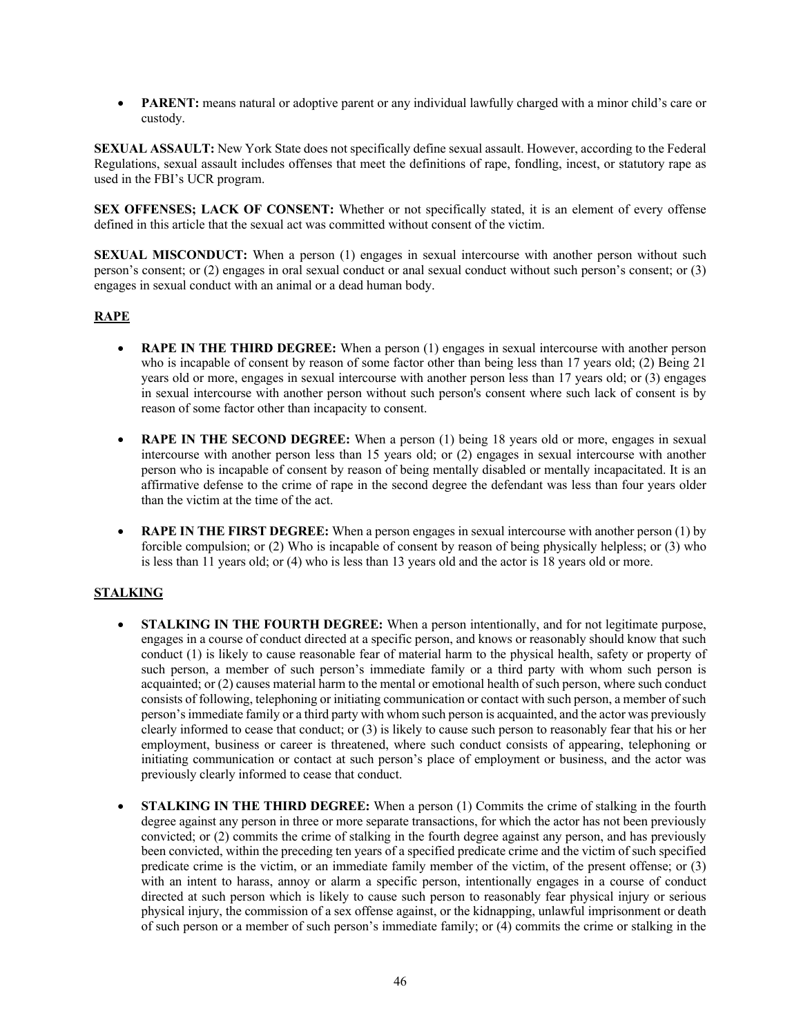- **PARENT:** means natural or adoptive parent or any individual lawfully charged with a minor child's care or custody.

**SEXUAL ASSAULT:** New York State does not specifically define sexual assault. However, according to the Federal Regulations, sexual assault includes offenses that meet the definitions of rape, fondling, incest, or statutory rape as used in the FBI's UCR program.

**SEX OFFENSES; LACK OF CONSENT:** Whether or not specifically stated, it is an element of every offense defined in this article that the sexual act was committed without consent of the victim.

**SEXUAL MISCONDUCT:** When a person (1) engages in sexual intercourse with another person without such person's consent; or (2) engages in oral sexual conduct or anal sexual conduct without such person's consent; or (3) engages in sexual conduct with an animal or a dead human body.

## RAPE

- **RAPE IN THE THIRD DEGREE:** When a person (1) engages in sexual intercourse with another person who is incapable of consent by reason of some factor other than being less than 17 years old; (2) Being 21 years old or more, engages in sexual intercourse with another person less than 17 years old; or (3) engages in sexual intercourse with another person without such person's consent where such lack of consent is by reason of some factor other than incapacity to consent.

- **RAPE IN THE SECOND DEGREE:** When a person (1) being 18 years old or more, engages in sexual intercourse with another person less than 15 years old; or (2) engages in sexual intercourse with another person who is incapable of consent by reason of being mentally disabled or mentally incapacitated. It is an affirmative defense to the crime of rape in the second degree the defendant was less than four years older than the victim at the time of the act.

- **RAPE IN THE FIRST DEGREE:** When a person engages in sexual intercourse with another person (1) by forcible compulsion; or (2) Who is incapable of consent by reason of being physically helpless; or (3) who is less than 11 years old; or (4) who is less than 13 years old and the actor is 18 years old or more.

## STALKING

- **STALKING IN THE FOURTH DEGREE:** When a person intentionally, and for not legitimate purpose, engages in a course of conduct directed at a specific person, and knows or reasonably should know that such conduct (1) is likely to cause reasonable fear of material harm to the physical health, safety or property of such person, a member of such person's immediate family or a third party with whom such person is acquainted; or (2) causes material harm to the mental or emotional health of such person, where such conduct consists of following, telephoning or initiating communication or contact with such person, a member of such person's immediate family or a third party with whom such person is acquainted, and the actor was previously clearly informed to cease that conduct; or (3) is likely to cause such person to reasonably fear that his or her employment, business or career is threatened, where such conduct consists of appearing, telephoning or initiating communication or contact at such person's place of employment or business, and the actor was previously clearly informed to cease that conduct.

- **STALKING IN THE THIRD DEGREE:** When a person (1) Commits the crime of stalking in the fourth degree against any person in three or more separate transactions, for which the actor has not been previously convicted; or (2) commits the crime of stalking in the fourth degree against any person, and has previously been convicted, within the preceding ten years of a specified predicate crime and the victim of such specified predicate crime is the victim, or an immediate family member of the victim, of the present offense; or (3) with an intent to harass, annoy or alarm a specific person, intentionally engages in a course of conduct directed at such person which is likely to cause such person to reasonably fear physical injury or serious physical injury, the commission of a sex offense against, or the kidnapping, unlawful imprisonment or death of such person or a member of such person's immediate family; or (4) commits the crime or stalking in the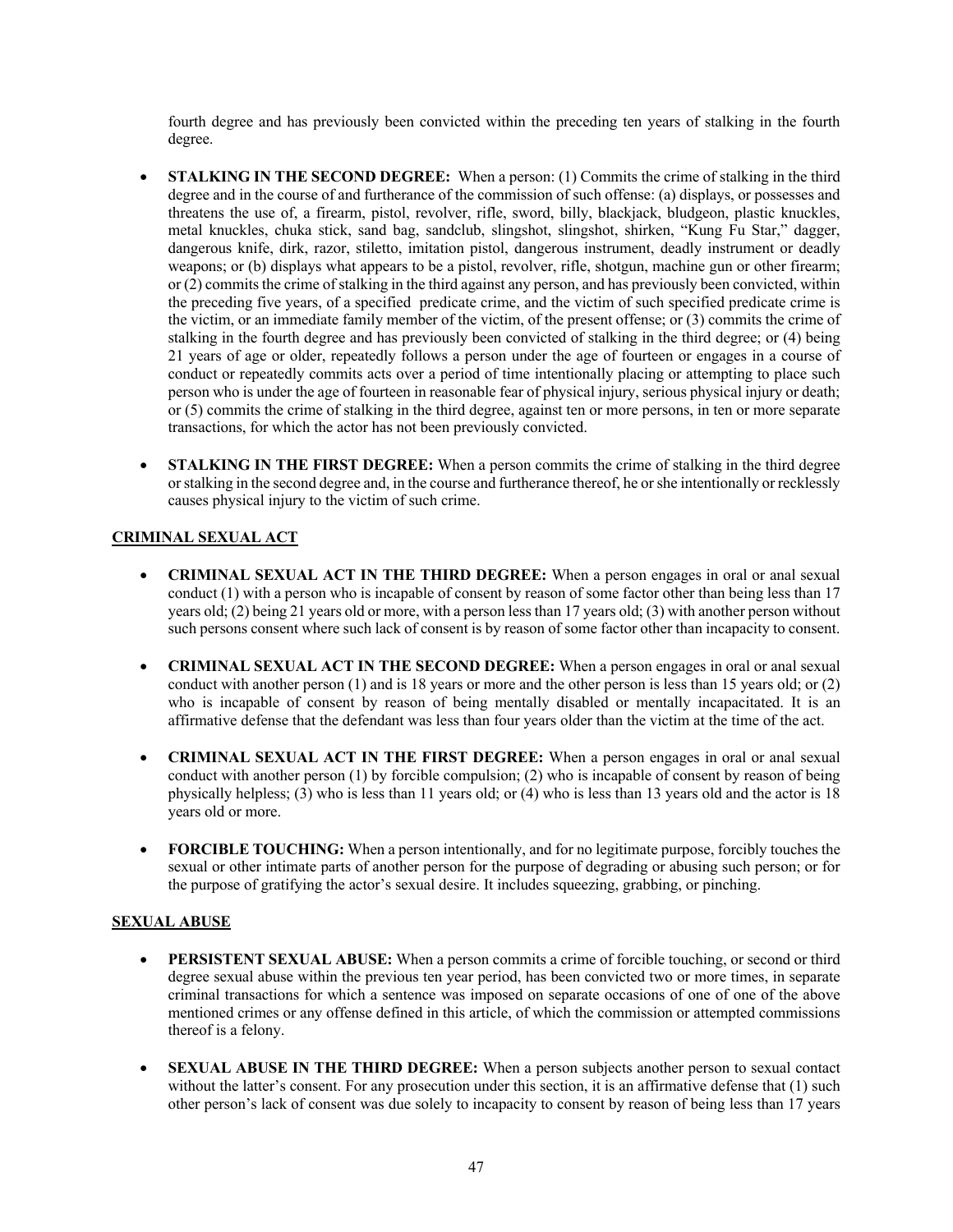fourth degree and has previously been convicted within the preceding ten years of stalking in the fourth degree.

- **STALKING IN THE SECOND DEGREE:** When a person: (1) Commits the crime of stalking in the third degree and in the course of and furtherance of the commission of such offense: (a) displays, or possesses and threatens the use of, a firearm, pistol, revolver, rifle, sword, billy, blackjack, bludgeon, plastic knuckles, metal knuckles, chuka stick, sand bag, sandclub, slingshot, slingshot, shirken, "Kung Fu Star," dagger, dangerous knife, dirk, razor, stiletto, imitation pistol, dangerous instrument, deadly instrument or deadly weapons; or (b) displays what appears to be a pistol, revolver, rifle, shotgun, machine gun or other firearm; or (2) commits the crime of stalking in the third against any person, and has previously been convicted, within the preceding five years, of a specified predicate crime, and the victim of such specified predicate crime is the victim, or an immediate family member of the victim, of the present offense; or (3) commits the crime of stalking in the fourth degree and has previously been convicted of stalking in the third degree; or (4) being 21 years of age or older, repeatedly follows a person under the age of fourteen or engages in a course of conduct or repeatedly commits acts over a period of time intentionally placing or attempting to place such person who is under the age of fourteen in reasonable fear of physical injury, serious physical injury or death; or (5) commits the crime of stalking in the third degree, against ten or more persons, in ten or more separate transactions, for which the actor has not been previously convicted.

- **STALKING IN THE FIRST DEGREE:** When a person commits the crime of stalking in the third degree or stalking in the second degree and, in the course and furtherance thereof, he or she intentionally or recklessly causes physical injury to the victim of such crime.

**CRIMINAL SEXUAL ACT**

- **CRIMINAL SEXUAL ACT IN THE THIRD DEGREE:** When a person engages in oral or anal sexual conduct (1) with a person who is incapable of consent by reason of some factor other than being less than 17 years old; (2) being 21 years old or more, with a person less than 17 years old; (3) with another person without such persons consent where such lack of consent is by reason of some factor other than incapacity to consent.

- **CRIMINAL SEXUAL ACT IN THE SECOND DEGREE:** When a person engages in oral or anal sexual conduct with another person (1) and is 18 years or more and the other person is less than 15 years old; or (2) who is incapable of consent by reason of being mentally disabled or mentally incapacitated. It is an affirmative defense that the defendant was less than four years older than the victim at the time of the act.

- **CRIMINAL SEXUAL ACT IN THE FIRST DEGREE:** When a person engages in oral or anal sexual conduct with another person (1) by forcible compulsion; (2) who is incapable of consent by reason of being physically helpless; (3) who is less than 11 years old; or (4) who is less than 13 years old and the actor is 18 years old or more.

- **FORCIBLE TOUCHING:** When a person intentionally, and for no legitimate purpose, forcibly touches the sexual or other intimate parts of another person for the purpose of degrading or abusing such person; or for the purpose of gratifying the actor's sexual desire. It includes squeezing, grabbing, or pinching.

**SEXUAL ABUSE**

- **PERSISTENT SEXUAL ABUSE:** When a person commits a crime of forcible touching, or second or third degree sexual abuse within the previous ten year period, has been convicted two or more times, in separate criminal transactions for which a sentence was imposed on separate occasions of one of one of the above mentioned crimes or any offense defined in this article, of which the commission or attempted commissions thereof is a felony.

- **SEXUAL ABUSE IN THE THIRD DEGREE:** When a person subjects another person to sexual contact without the latter's consent. For any prosecution under this section, it is an affirmative defense that (1) such other person's lack of consent was due solely to incapacity to consent by reason of being less than 17 years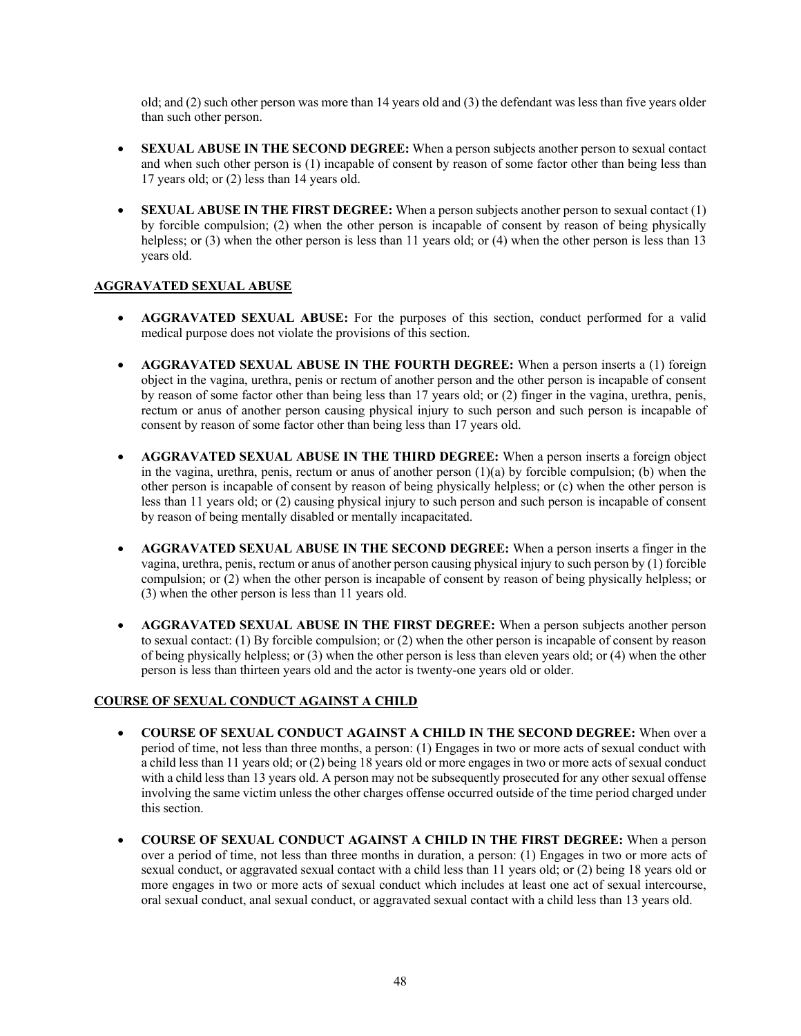old; and (2) such other person was more than 14 years old and (3) the defendant was less than five years older than such other person.

- **SEXUAL ABUSE IN THE SECOND DEGREE:** When a person subjects another person to sexual contact and when such other person is (1) incapable of consent by reason of some factor other than being less than 17 years old; or (2) less than 14 years old.

- **SEXUAL ABUSE IN THE FIRST DEGREE:** When a person subjects another person to sexual contact (1) by forcible compulsion; (2) when the other person is incapable of consent by reason of being physically helpless; or (3) when the other person is less than 11 years old; or (4) when the other person is less than 13 years old.

**AGGRAVATED SEXUAL ABUSE**

- **AGGRAVATED SEXUAL ABUSE:** For the purposes of this section, conduct performed for a valid medical purpose does not violate the provisions of this section.

- **AGGRAVATED SEXUAL ABUSE IN THE FOURTH DEGREE:** When a person inserts a (1) foreign object in the vagina, urethra, penis or rectum of another person and the other person is incapable of consent by reason of some factor other than being less than 17 years old; or (2) finger in the vagina, urethra, penis, rectum or anus of another person causing physical injury to such person and such person is incapable of consent by reason of some factor other than being less than 17 years old.

- **AGGRAVATED SEXUAL ABUSE IN THE THIRD DEGREE:** When a person inserts a foreign object in the vagina, urethra, penis, rectum or anus of another person (1)(a) by forcible compulsion; (b) when the other person is incapable of consent by reason of being physically helpless; or (c) when the other person is less than 11 years old; or (2) causing physical injury to such person and such person is incapable of consent by reason of being mentally disabled or mentally incapacitated.

- **AGGRAVATED SEXUAL ABUSE IN THE SECOND DEGREE:** When a person inserts a finger in the vagina, urethra, penis, rectum or anus of another person causing physical injury to such person by (1) forcible compulsion; or (2) when the other person is incapable of consent by reason of being physically helpless; or (3) when the other person is less than 11 years old.

- **AGGRAVATED SEXUAL ABUSE IN THE FIRST DEGREE:** When a person subjects another person to sexual contact: (1) By forcible compulsion; or (2) when the other person is incapable of consent by reason of being physically helpless; or (3) when the other person is less than eleven years old; or (4) when the other person is less than thirteen years old and the actor is twenty-one years old or older.

**COURSE OF SEXUAL CONDUCT AGAINST A CHILD**

- **COURSE OF SEXUAL CONDUCT AGAINST A CHILD IN THE SECOND DEGREE:** When over a period of time, not less than three months, a person: (1) Engages in two or more acts of sexual conduct with a child less than 11 years old; or (2) being 18 years old or more engages in two or more acts of sexual conduct with a child less than 13 years old. A person may not be subsequently prosecuted for any other sexual offense involving the same victim unless the other charges offense occurred outside of the time period charged under this section.

- **COURSE OF SEXUAL CONDUCT AGAINST A CHILD IN THE FIRST DEGREE:** When a person over a period of time, not less than three months in duration, a person: (1) Engages in two or more acts of sexual conduct, or aggravated sexual contact with a child less than 11 years old; or (2) being 18 years old or more engages in two or more acts of sexual conduct which includes at least one act of sexual intercourse, oral sexual conduct, anal sexual conduct, or aggravated sexual contact with a child less than 13 years old.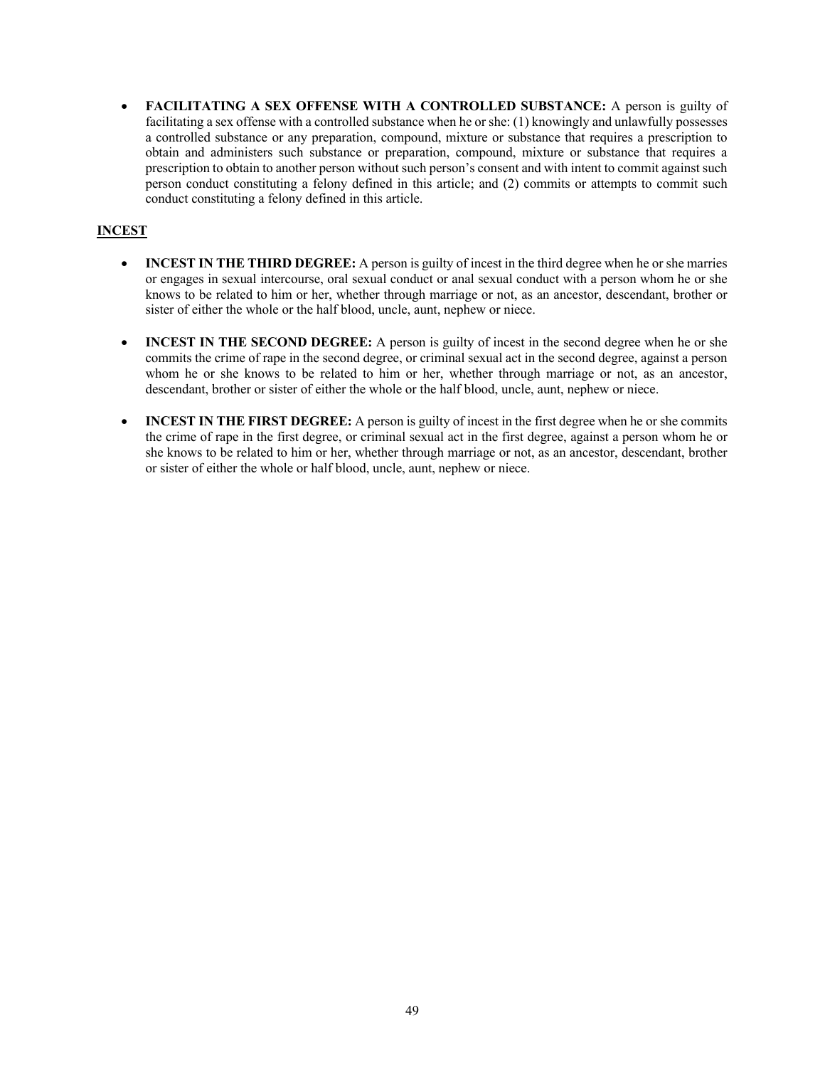- **FACILITATING A SEX OFFENSE WITH A CONTROLLED SUBSTANCE:** A person is guilty of facilitating a sex offense with a controlled substance when he or she: (1) knowingly and unlawfully possesses a controlled substance or any preparation, compound, mixture or substance that requires a prescription to obtain and administers such substance or preparation, compound, mixture or substance that requires a prescription to obtain to another person without such person's consent and with intent to commit against such person conduct constituting a felony defined in this article; and (2) commits or attempts to commit such conduct constituting a felony defined in this article.

## INCEST

- **INCEST IN THE THIRD DEGREE:** A person is guilty of incest in the third degree when he or she marries or engages in sexual intercourse, oral sexual conduct or anal sexual conduct with a person whom he or she knows to be related to him or her, whether through marriage or not, as an ancestor, descendant, brother or sister of either the whole or the half blood, uncle, aunt, nephew or niece.

- **INCEST IN THE SECOND DEGREE:** A person is guilty of incest in the second degree when he or she commits the crime of rape in the second degree, or criminal sexual act in the second degree, against a person whom he or she knows to be related to him or her, whether through marriage or not, as an ancestor, descendant, brother or sister of either the whole or the half blood, uncle, aunt, nephew or niece.

- **INCEST IN THE FIRST DEGREE:** A person is guilty of incest in the first degree when he or she commits the crime of rape in the first degree, or criminal sexual act in the first degree, against a person whom he or she knows to be related to him or her, whether through marriage or not, as an ancestor, descendant, brother or sister of either the whole or half blood, uncle, aunt, nephew or niece.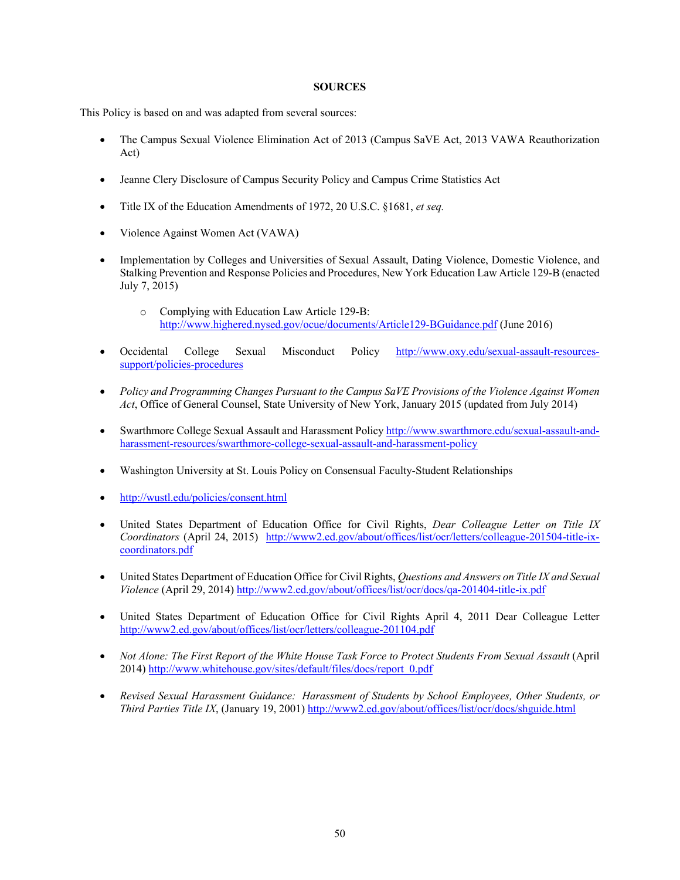## SOURCES

This Policy is based on and was adapted from several sources:

- The Campus Sexual Violence Elimination Act of 2013 (Campus SaVE Act, 2013 VAWA Reauthorization Act)
- Jeanne Clery Disclosure of Campus Security Policy and Campus Crime Statistics Act
- Title IX of the Education Amendments of 1972, 20 U.S.C. §1681, *et seq.*
- Violence Against Women Act (VAWA)
- Implementation by Colleges and Universities of Sexual Assault, Dating Violence, Domestic Violence, and Stalking Prevention and Response Policies and Procedures, New York Education Law Article 129-B (enacted July 7, 2015)
  - Complying with Education Law Article 129-B: http://www.highered.nysed.gov/ocue/documents/Article129-BGuidance.pdf (June 2016)
- Occidental College Sexual Misconduct Policy http://www.oxy.edu/sexual-assault-resources-support/policies-procedures
- *Policy and Programming Changes Pursuant to the Campus SaVE Provisions of the Violence Against Women Act*, Office of General Counsel, State University of New York, January 2015 (updated from July 2014)
- Swarthmore College Sexual Assault and Harassment Policy http://www.swarthmore.edu/sexual-assault-and-harassment-resources/swarthmore-college-sexual-assault-and-harassment-policy
- Washington University at St. Louis Policy on Consensual Faculty-Student Relationships
- http://wustl.edu/policies/consent.html
- United States Department of Education Office for Civil Rights, *Dear Colleague Letter on Title IX Coordinators* (April 24, 2015) http://www2.ed.gov/about/offices/list/ocr/letters/colleague-201504-title-ix-coordinators.pdf
- United States Department of Education Office for Civil Rights, *Questions and Answers on Title IX and Sexual Violence* (April 29, 2014) http://www2.ed.gov/about/offices/list/ocr/docs/qa-201404-title-ix.pdf
- United States Department of Education Office for Civil Rights April 4, 2011 Dear Colleague Letter http://www2.ed.gov/about/offices/list/ocr/letters/colleague-201104.pdf
- *Not Alone: The First Report of the White House Task Force to Protect Students From Sexual Assault* (April 2014) http://www.whitehouse.gov/sites/default/files/docs/report_0.pdf
- *Revised Sexual Harassment Guidance: Harassment of Students by School Employees, Other Students, or Third Parties Title IX*, (January 19, 2001) http://www2.ed.gov/about/offices/list/ocr/docs/shguide.html